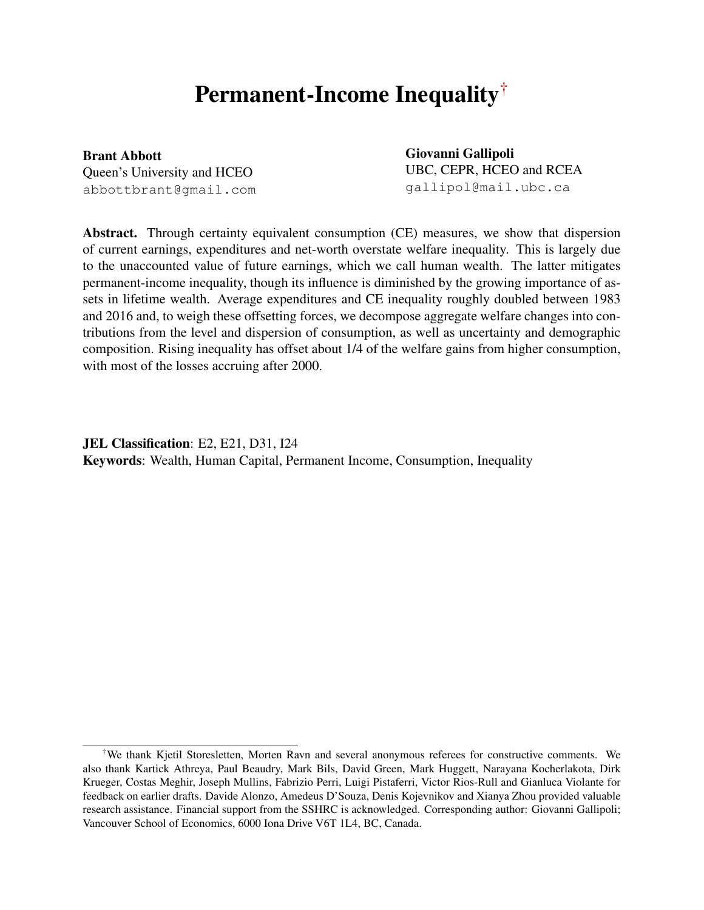# Permanent-Income Inequality[†]

**Brant Abbott**
Queen's University and HCEO
abbottbrant@gmail.com

**Giovanni Gallipoli**
UBC, CEPR, HCEO and RCEA
gallipol@mail.ubc.ca

**Abstract.** Through certainty equivalent consumption (CE) measures, we show that dispersion of current earnings, expenditures and net-worth overstate welfare inequality. This is largely due to the unaccounted value of future earnings, which we call human wealth. The latter mitigates permanent-income inequality, though its influence is diminished by the growing importance of assets in lifetime wealth. Average expenditures and CE inequality roughly doubled between 1983 and 2016 and, to weigh these offsetting forces, we decompose aggregate welfare changes into contributions from the level and dispersion of consumption, as well as uncertainty and demographic composition. Rising inequality has offset about 1/4 of the welfare gains from higher consumption, with most of the losses accruing after 2000.

**JEL Classification**: E2, E21, D31, I24
**Keywords**: Wealth, Human Capital, Permanent Income, Consumption, Inequality

[†]We thank Kjetil Storesletten, Morten Ravn and several anonymous referees for constructive comments. We also thank Kartick Athreya, Paul Beaudry, Mark Bils, David Green, Mark Huggett, Narayana Kocherlakota, Dirk Krueger, Costas Meghir, Joseph Mullins, Fabrizio Perri, Luigi Pistaferri, Victor Rios-Rull and Gianluca Violante for feedback on earlier drafts. Davide Alonzo, Amedeus D'Souza, Denis Kojevnikov and Xianya Zhou provided valuable research assistance. Financial support from the SSHRC is acknowledged. Corresponding author: Giovanni Gallipoli; Vancouver School of Economics, 6000 Iona Drive V6T 1L4, BC, Canada.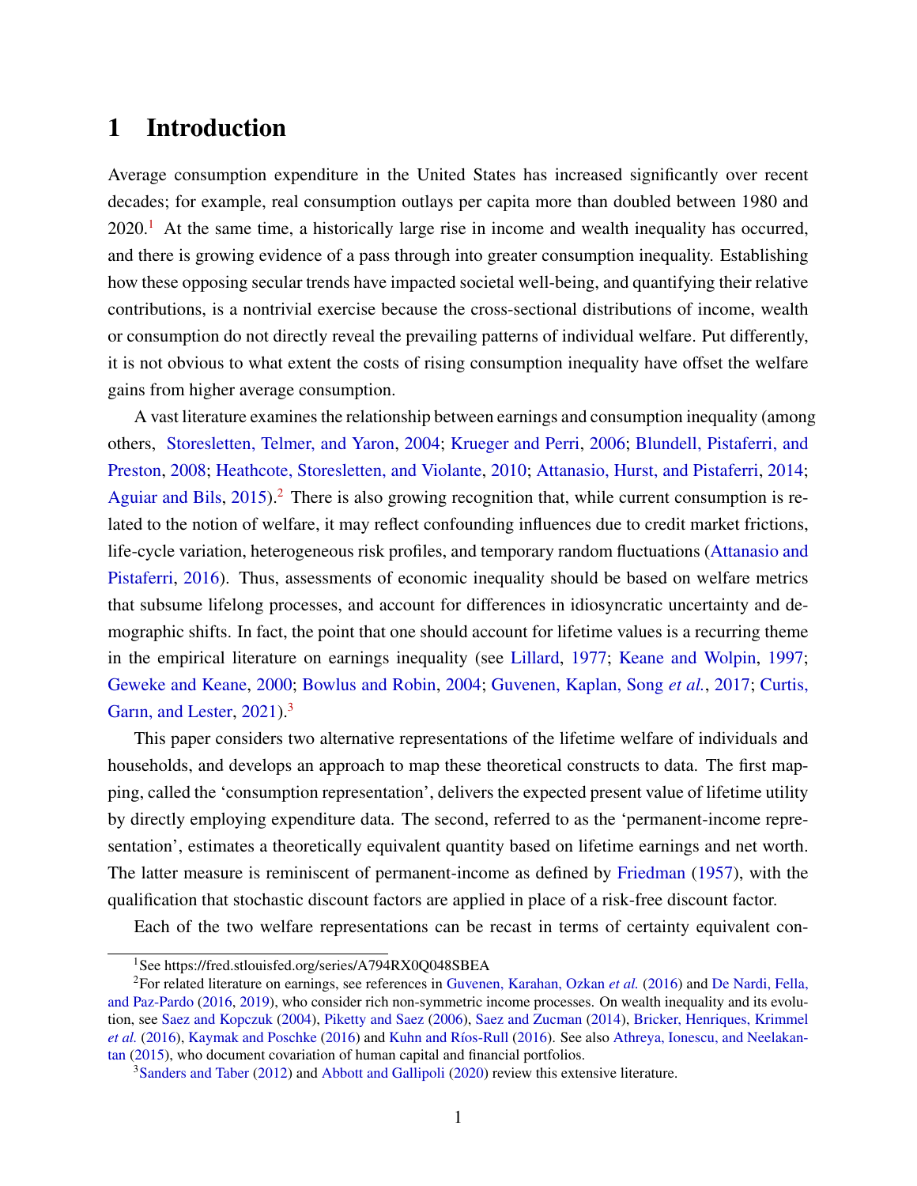# 1 Introduction

Average consumption expenditure in the United States has increased significantly over recent decades; for example, real consumption outlays per capita more than doubled between 1980 and 2020.[1] At the same time, a historically large rise in income and wealth inequality has occurred, and there is growing evidence of a pass through into greater consumption inequality. Establishing how these opposing secular trends have impacted societal well-being, and quantifying their relative contributions, is a nontrivial exercise because the cross-sectional distributions of income, wealth or consumption do not directly reveal the prevailing patterns of individual welfare. Put differently, it is not obvious to what extent the costs of rising consumption inequality have offset the welfare gains from higher average consumption.

A vast literature examines the relationship between earnings and consumption inequality (among others, Storesletten, Telmer, and Yaron, 2004; Krueger and Perri, 2006; Blundell, Pistaferri, and Preston, 2008; Heathcote, Storesletten, and Violante, 2010; Attanasio, Hurst, and Pistaferri, 2014; Aguiar and Bils, 2015).[2] There is also growing recognition that, while current consumption is related to the notion of welfare, it may reflect confounding influences due to credit market frictions, life-cycle variation, heterogeneous risk profiles, and temporary random fluctuations (Attanasio and Pistaferri, 2016). Thus, assessments of economic inequality should be based on welfare metrics that subsume lifelong processes, and account for differences in idiosyncratic uncertainty and demographic shifts. In fact, the point that one should account for lifetime values is a recurring theme in the empirical literature on earnings inequality (see Lillard, 1977; Keane and Wolpin, 1997; Geweke and Keane, 2000; Bowlus and Robin, 2004; Guvenen, Kaplan, Song *et al.*, 2017; Curtis, Garın, and Lester, 2021).[3]

This paper considers two alternative representations of the lifetime welfare of individuals and households, and develops an approach to map these theoretical constructs to data. The first mapping, called the 'consumption representation', delivers the expected present value of lifetime utility by directly employing expenditure data. The second, referred to as the 'permanent-income representation', estimates a theoretically equivalent quantity based on lifetime earnings and net worth. The latter measure is reminiscent of permanent-income as defined by Friedman (1957), with the qualification that stochastic discount factors are applied in place of a risk-free discount factor.

Each of the two welfare representations can be recast in terms of certainty equivalent con-

[1] See https://fred.stlouisfed.org/series/A794RX0Q048SBEA

[2] For related literature on earnings, see references in Guvenen, Karahan, Ozkan *et al.* (2016) and De Nardi, Fella, and Paz-Pardo (2016, 2019), who consider rich non-symmetric income processes. On wealth inequality and its evolution, see Saez and Kopczuk (2004), Piketty and Saez (2006), Saez and Zucman (2014), Bricker, Henriques, Krimmel *et al.* (2016), Kaymak and Poschke (2016) and Kuhn and Ríos-Rull (2016). See also Athreya, Ionescu, and Neelakantan (2015), who document covariation of human capital and financial portfolios.

[3] Sanders and Taber (2012) and Abbott and Gallipoli (2020) review this extensive literature.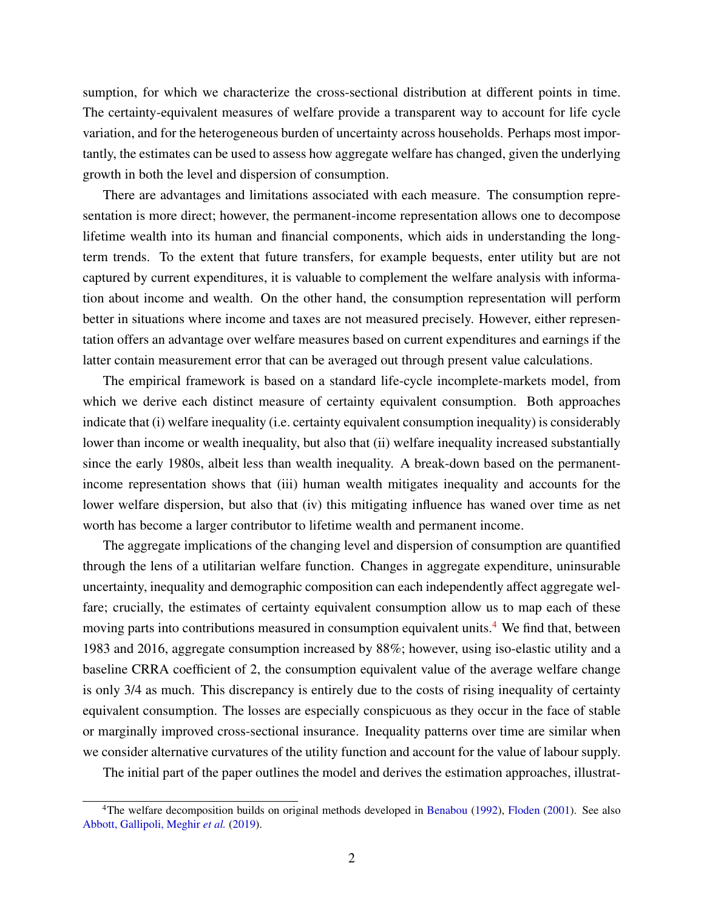sumption, for which we characterize the cross-sectional distribution at different points in time. The certainty-equivalent measures of welfare provide a transparent way to account for life cycle variation, and for the heterogeneous burden of uncertainty across households. Perhaps most importantly, the estimates can be used to assess how aggregate welfare has changed, given the underlying growth in both the level and dispersion of consumption.

There are advantages and limitations associated with each measure. The consumption representation is more direct; however, the permanent-income representation allows one to decompose lifetime wealth into its human and financial components, which aids in understanding the long-term trends. To the extent that future transfers, for example bequests, enter utility but are not captured by current expenditures, it is valuable to complement the welfare analysis with information about income and wealth. On the other hand, the consumption representation will perform better in situations where income and taxes are not measured precisely. However, either representation offers an advantage over welfare measures based on current expenditures and earnings if the latter contain measurement error that can be averaged out through present value calculations.

The empirical framework is based on a standard life-cycle incomplete-markets model, from which we derive each distinct measure of certainty equivalent consumption. Both approaches indicate that (i) welfare inequality (i.e. certainty equivalent consumption inequality) is considerably lower than income or wealth inequality, but also that (ii) welfare inequality increased substantially since the early 1980s, albeit less than wealth inequality. A break-down based on the permanent-income representation shows that (iii) human wealth mitigates inequality and accounts for the lower welfare dispersion, but also that (iv) this mitigating influence has waned over time as net worth has become a larger contributor to lifetime wealth and permanent income.

The aggregate implications of the changing level and dispersion of consumption are quantified through the lens of a utilitarian welfare function. Changes in aggregate expenditure, uninsurable uncertainty, inequality and demographic composition can each independently affect aggregate welfare; crucially, the estimates of certainty equivalent consumption allow us to map each of these moving parts into contributions measured in consumption equivalent units.[4] We find that, between 1983 and 2016, aggregate consumption increased by 88%; however, using iso-elastic utility and a baseline CRRA coefficient of 2, the consumption equivalent value of the average welfare change is only 3/4 as much. This discrepancy is entirely due to the costs of rising inequality of certainty equivalent consumption. The losses are especially conspicuous as they occur in the face of stable or marginally improved cross-sectional insurance. Inequality patterns over time are similar when we consider alternative curvatures of the utility function and account for the value of labour supply.

The initial part of the paper outlines the model and derives the estimation approaches, illustrat-

[4] The welfare decomposition builds on original methods developed in Benabou (1992), Floden (2001). See also Abbott, Gallipoli, Meghir *et al.* (2019).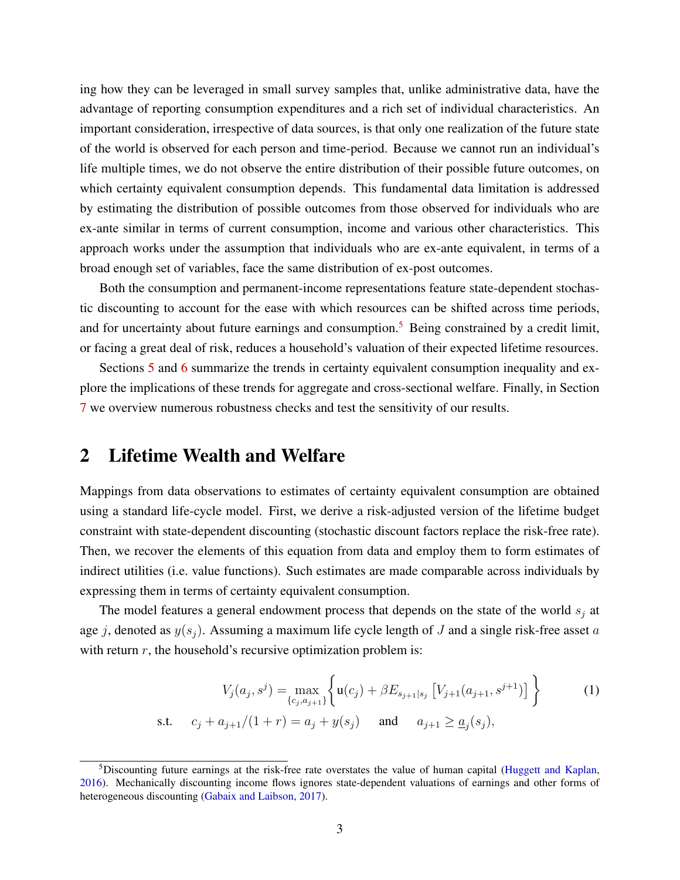ing how they can be leveraged in small survey samples that, unlike administrative data, have the advantage of reporting consumption expenditures and a rich set of individual characteristics. An important consideration, irrespective of data sources, is that only one realization of the future state of the world is observed for each person and time-period. Because we cannot run an individual's life multiple times, we do not observe the entire distribution of their possible future outcomes, on which certainty equivalent consumption depends. This fundamental data limitation is addressed by estimating the distribution of possible outcomes from those observed for individuals who are ex-ante similar in terms of current consumption, income and various other characteristics. This approach works under the assumption that individuals who are ex-ante equivalent, in terms of a broad enough set of variables, face the same distribution of ex-post outcomes.

Both the consumption and permanent-income representations feature state-dependent stochastic discounting to account for the ease with which resources can be shifted across time periods, and for uncertainty about future earnings and consumption.[5] Being constrained by a credit limit, or facing a great deal of risk, reduces a household's valuation of their expected lifetime resources.

Sections 5 and 6 summarize the trends in certainty equivalent consumption inequality and explore the implications of these trends for aggregate and cross-sectional welfare. Finally, in Section 7 we overview numerous robustness checks and test the sensitivity of our results.

## 2 Lifetime Wealth and Welfare

Mappings from data observations to estimates of certainty equivalent consumption are obtained using a standard life-cycle model. First, we derive a risk-adjusted version of the lifetime budget constraint with state-dependent discounting (stochastic discount factors replace the risk-free rate). Then, we recover the elements of this equation from data and employ them to form estimates of indirect utilities (i.e. value functions). Such estimates are made comparable across individuals by expressing them in terms of certainty equivalent consumption.

The model features a general endowment process that depends on the state of the world $s_j$ at age $j$, denoted as $y(s_j)$. Assuming a maximum life cycle length of $J$ and a single risk-free asset $a$ with return $r$, the household's recursive optimization problem is:

$$V_j(a_j, s^j) = \max_{\{c_j, a_{j+1}\}} \left\{ \mathrm{u}(c_j) + \beta E_{s_{j+1}|s_j} \left[ V_{j+1}(a_{j+1}, s^{j+1}) \right] \right\} \tag{1}$$

$$\text{s.t.} \quad c_j + a_{j+1}/(1+r) = a_j + y(s_j) \quad \text{and} \quad a_{j+1} \geq \underline{a}_j(s_j),$$

[5] Discounting future earnings at the risk-free rate overstates the value of human capital (Huggett and Kaplan, 2016). Mechanically discounting income flows ignores state-dependent valuations of earnings and other forms of heterogeneous discounting (Gabaix and Laibson, 2017).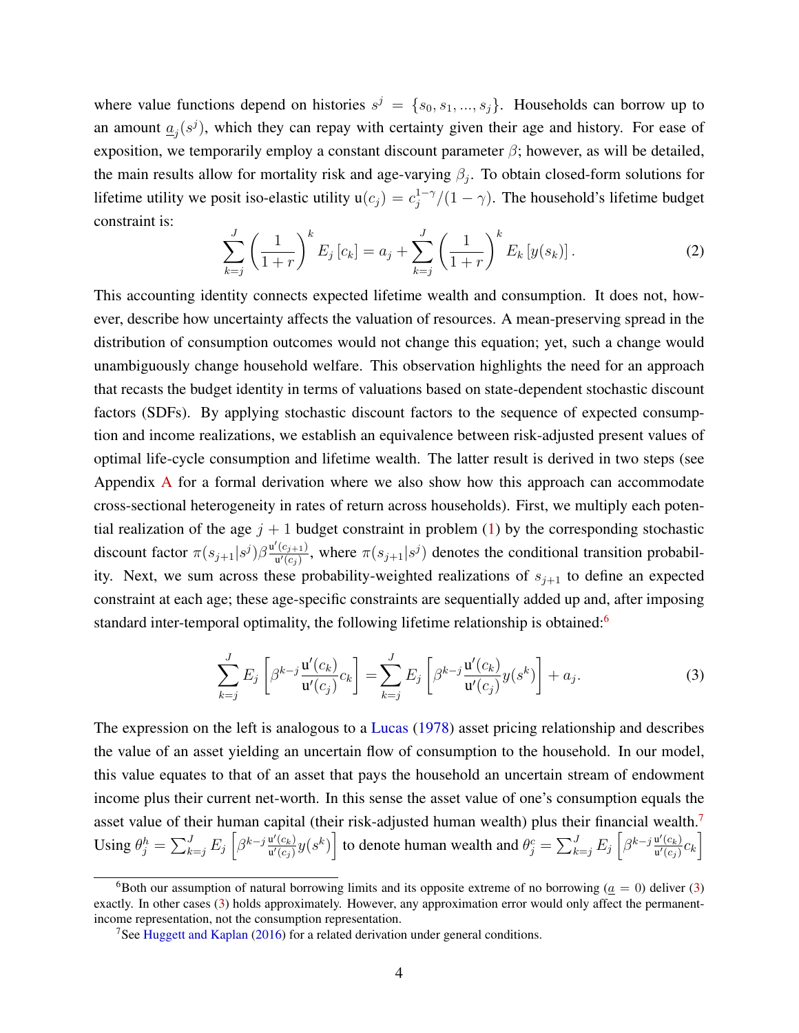where value functions depend on histories $s^j = \{s_0, s_1, ..., s_j\}$. Households can borrow up to an amount $\underline{a}_j(s^j)$, which they can repay with certainty given their age and history. For ease of exposition, we temporarily employ a constant discount parameter $\beta$; however, as will be detailed, the main results allow for mortality risk and age-varying $\beta_j$. To obtain closed-form solutions for lifetime utility we posit iso-elastic utility $\mathrm{u}(c_j) = c_j^{1-\gamma}/(1-\gamma)$. The household's lifetime budget constraint is:

$$\sum_{k=j}^{J} \left(\frac{1}{1+r}\right)^k E_j\left[c_k\right] = a_j + \sum_{k=j}^{J} \left(\frac{1}{1+r}\right)^k E_k\left[y(s_k)\right]. \tag{2}$$

This accounting identity connects expected lifetime wealth and consumption. It does not, however, describe how uncertainty affects the valuation of resources. A mean-preserving spread in the distribution of consumption outcomes would not change this equation; yet, such a change would unambiguously change household welfare. This observation highlights the need for an approach that recasts the budget identity in terms of valuations based on state-dependent stochastic discount factors (SDFs). By applying stochastic discount factors to the sequence of expected consumption and income realizations, we establish an equivalence between risk-adjusted present values of optimal life-cycle consumption and lifetime wealth. The latter result is derived in two steps (see Appendix A for a formal derivation where we also show how this approach can accommodate cross-sectional heterogeneity in rates of return across households). First, we multiply each potential realization of the age $j+1$ budget constraint in problem (1) by the corresponding stochastic discount factor $\pi(s_{j+1}|s^j)\beta\frac{\mathrm{u}'(c_{j+1})}{\mathrm{u}'(c_j)}$, where $\pi(s_{j+1}|s^j)$ denotes the conditional transition probability. Next, we sum across these probability-weighted realizations of $s_{j+1}$ to define an expected constraint at each age; these age-specific constraints are sequentially added up and, after imposing standard inter-temporal optimality, the following lifetime relationship is obtained:[6]

$$\sum_{k=j}^{J} E_j\left[\beta^{k-j}\frac{\mathrm{u}'(c_k)}{\mathrm{u}'(c_j)}c_k\right] = \sum_{k=j}^{J} E_j\left[\beta^{k-j}\frac{\mathrm{u}'(c_k)}{\mathrm{u}'(c_j)}y(s^k)\right] + a_j. \tag{3}$$

The expression on the left is analogous to a Lucas (1978) asset pricing relationship and describes the value of an asset yielding an uncertain flow of consumption to the household. In our model, this value equates to that of an asset that pays the household an uncertain stream of endowment income plus their current net-worth. In this sense the asset value of one's consumption equals the asset value of their human capital (their risk-adjusted human wealth) plus their financial wealth.[7] Using $\theta_j^h = \sum_{k=j}^{J} E_j\left[\beta^{k-j}\frac{\mathrm{u}'(c_k)}{\mathrm{u}'(c_j)}y(s^k)\right]$ to denote human wealth and $\theta_j^c = \sum_{k=j}^{J} E_j\left[\beta^{k-j}\frac{\mathrm{u}'(c_k)}{\mathrm{u}'(c_j)}c_k\right]$

[6] Both our assumption of natural borrowing limits and its opposite extreme of no borrowing ($\underline{a} = 0$) deliver (3) exactly. In other cases (3) holds approximately. However, any approximation error would only affect the permanent-income representation, not the consumption representation.

[7] See Huggett and Kaplan (2016) for a related derivation under general conditions.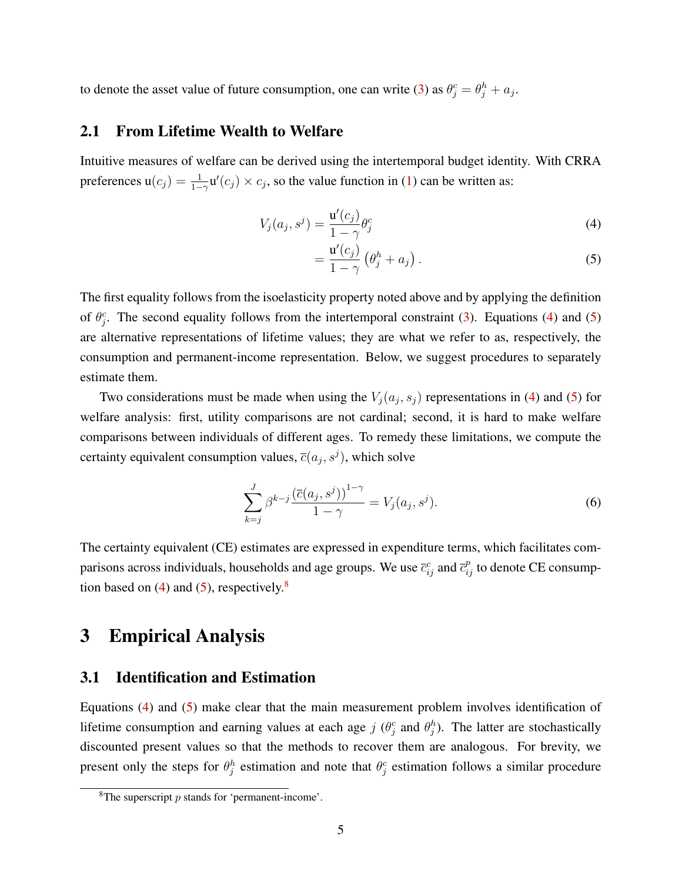to denote the asset value of future consumption, one can write (3) as $\theta_j^c = \theta_j^h + a_j$.

## 2.1 From Lifetime Wealth to Welfare

Intuitive measures of welfare can be derived using the intertemporal budget identity. With CRRA preferences $\mathsf{u}(c_j) = \frac{1}{1-\gamma}\mathsf{u}'(c_j) \times c_j$, so the value function in (1) can be written as:

$$V_j(a_j, s^j) = \frac{\mathsf{u}'(c_j)}{1-\gamma}\theta_j^c \tag{4}$$

$$= \frac{\mathsf{u}'(c_j)}{1-\gamma}\left(\theta_j^h + a_j\right). \tag{5}$$

The first equality follows from the isoelasticity property noted above and by applying the definition of $\theta_j^c$. The second equality follows from the intertemporal constraint (3). Equations (4) and (5) are alternative representations of lifetime values; they are what we refer to as, respectively, the consumption and permanent-income representation. Below, we suggest procedures to separately estimate them.

Two considerations must be made when using the $V_j(a_j, s_j)$ representations in (4) and (5) for welfare analysis: first, utility comparisons are not cardinal; second, it is hard to make welfare comparisons between individuals of different ages. To remedy these limitations, we compute the certainty equivalent consumption values, $\overline{c}(a_j, s^j)$, which solve

$$\sum_{k=j}^{J} \beta^{k-j} \frac{\left(\overline{c}(a_j, s^j)\right)^{1-\gamma}}{1-\gamma} = V_j(a_j, s^j). \tag{6}$$

The certainty equivalent (CE) estimates are expressed in expenditure terms, which facilitates comparisons across individuals, households and age groups. We use $\overline{c}_{ij}^c$ and $\overline{c}_{ij}^p$ to denote CE consumption based on (4) and (5), respectively.[8]

# 3 Empirical Analysis

## 3.1 Identification and Estimation

Equations (4) and (5) make clear that the main measurement problem involves identification of lifetime consumption and earning values at each age $j$ ($\theta_j^c$ and $\theta_j^h$). The latter are stochastically discounted present values so that the methods to recover them are analogous. For brevity, we present only the steps for $\theta_j^h$ estimation and note that $\theta_j^c$ estimation follows a similar procedure

[8] The superscript $p$ stands for 'permanent-income'.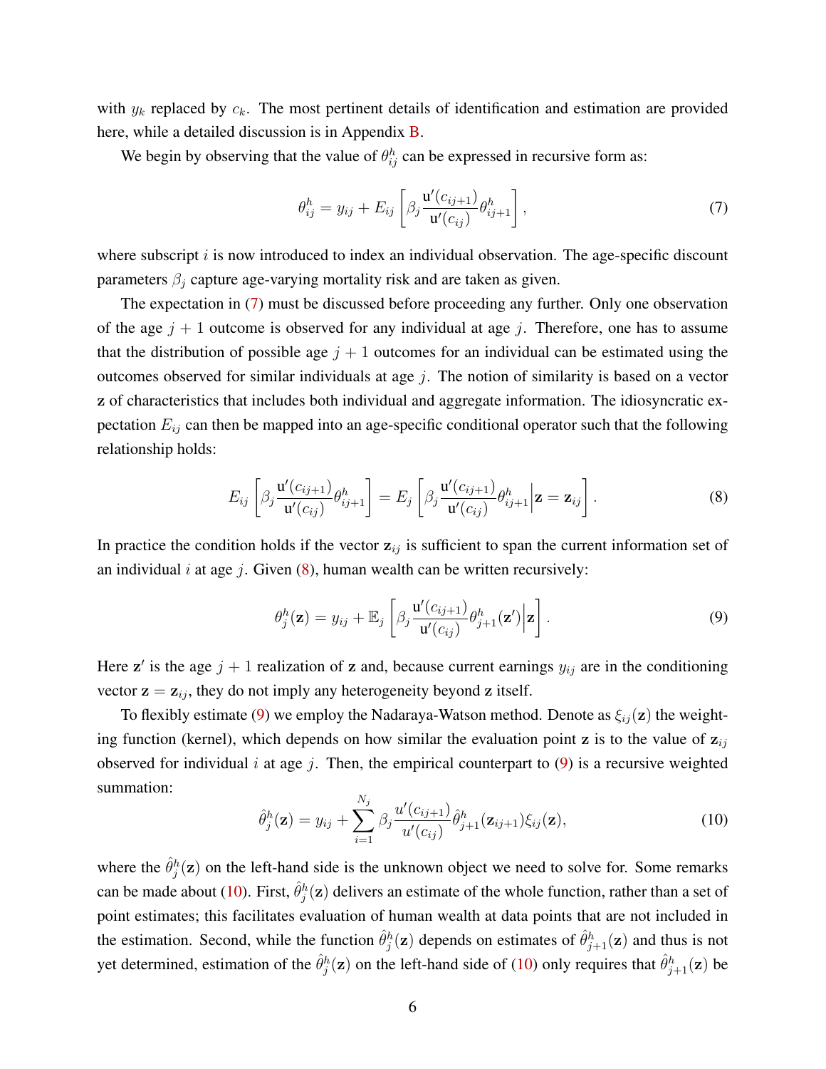with $y_k$ replaced by $c_k$. The most pertinent details of identification and estimation are provided here, while a detailed discussion is in Appendix B.

We begin by observing that the value of $\theta^h_{ij}$ can be expressed in recursive form as:

$$\theta^h_{ij} = y_{ij} + E_{ij}\left[\beta_j \frac{\mathsf{u}'(c_{ij+1})}{\mathsf{u}'(c_{ij})}\theta^h_{ij+1}\right], \tag{7}$$

where subscript $i$ is now introduced to index an individual observation. The age-specific discount parameters $\beta_j$ capture age-varying mortality risk and are taken as given.

The expectation in (7) must be discussed before proceeding any further. Only one observation of the age $j+1$ outcome is observed for any individual at age $j$. Therefore, one has to assume that the distribution of possible age $j+1$ outcomes for an individual can be estimated using the outcomes observed for similar individuals at age $j$. The notion of similarity is based on a vector $\mathbf{z}$ of characteristics that includes both individual and aggregate information. The idiosyncratic expectation $E_{ij}$ can then be mapped into an age-specific conditional operator such that the following relationship holds:

$$E_{ij}\left[\beta_j \frac{\mathsf{u}'(c_{ij+1})}{\mathsf{u}'(c_{ij})}\theta^h_{ij+1}\right] = E_j\left[\beta_j \frac{\mathsf{u}'(c_{ij+1})}{\mathsf{u}'(c_{ij})}\theta^h_{ij+1}\Big|\mathbf{z} = \mathbf{z}_{ij}\right]. \tag{8}$$

In practice the condition holds if the vector $\mathbf{z}_{ij}$ is sufficient to span the current information set of an individual $i$ at age $j$. Given (8), human wealth can be written recursively:

$$\theta^h_j(\mathbf{z}) = y_{ij} + \mathbb{E}_j\left[\beta_j \frac{\mathsf{u}'(c_{ij+1})}{\mathsf{u}'(c_{ij})}\theta^h_{j+1}(\mathbf{z}')\Big|\mathbf{z}\right]. \tag{9}$$

Here $\mathbf{z}'$ is the age $j+1$ realization of $\mathbf{z}$ and, because current earnings $y_{ij}$ are in the conditioning vector $\mathbf{z} = \mathbf{z}_{ij}$, they do not imply any heterogeneity beyond $\mathbf{z}$ itself.

To flexibly estimate (9) we employ the Nadaraya-Watson method. Denote as $\xi_{ij}(\mathbf{z})$ the weighting function (kernel), which depends on how similar the evaluation point $\mathbf{z}$ is to the value of $\mathbf{z}_{ij}$ observed for individual $i$ at age $j$. Then, the empirical counterpart to (9) is a recursive weighted summation:

$$\hat{\theta}^h_j(\mathbf{z}) = y_{ij} + \sum_{i=1}^{N_j} \beta_j \frac{u'(c_{ij+1})}{u'(c_{ij})}\hat{\theta}^h_{j+1}(\mathbf{z}_{ij+1})\xi_{ij}(\mathbf{z}), \tag{10}$$

where the $\hat{\theta}^h_j(\mathbf{z})$ on the left-hand side is the unknown object we need to solve for. Some remarks can be made about (10). First, $\hat{\theta}^h_j(\mathbf{z})$ delivers an estimate of the whole function, rather than a set of point estimates; this facilitates evaluation of human wealth at data points that are not included in the estimation. Second, while the function $\hat{\theta}^h_j(\mathbf{z})$ depends on estimates of $\hat{\theta}^h_{j+1}(\mathbf{z})$ and thus is not yet determined, estimation of the $\hat{\theta}^h_j(\mathbf{z})$ on the left-hand side of (10) only requires that $\hat{\theta}^h_{j+1}(\mathbf{z})$ be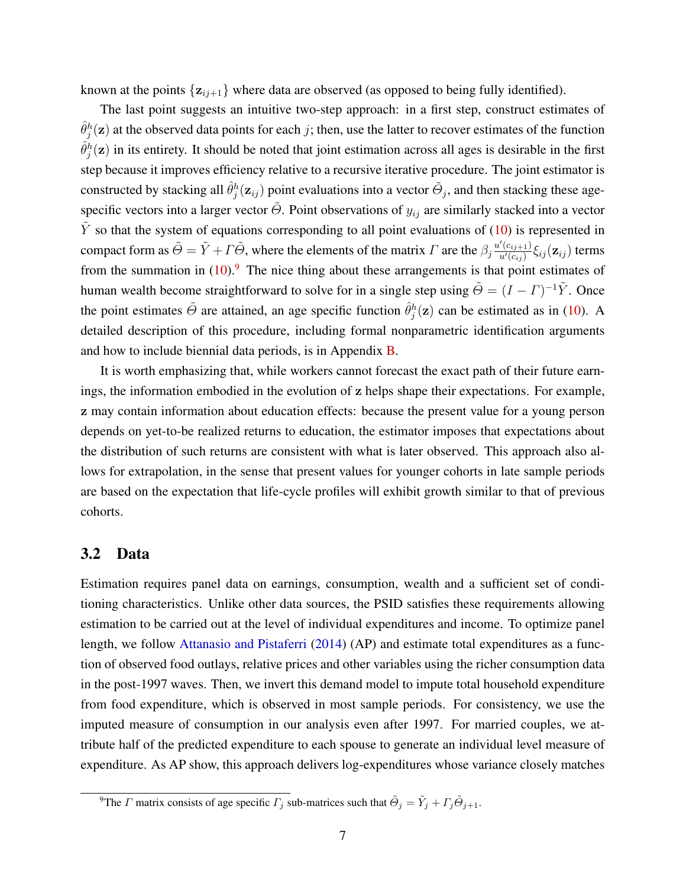known at the points $\{\mathbf{z}_{ij+1}\}$ where data are observed (as opposed to being fully identified).

The last point suggests an intuitive two-step approach: in a first step, construct estimates of $\hat{\theta}_j^h(\mathbf{z})$ at the observed data points for each $j$; then, use the latter to recover estimates of the function $\hat{\theta}_j^h(\mathbf{z})$ in its entirety. It should be noted that joint estimation across all ages is desirable in the first step because it improves efficiency relative to a recursive iterative procedure. The joint estimator is constructed by stacking all $\hat{\theta}_j^h(\mathbf{z}_{ij})$ point evaluations into a vector $\tilde{\Theta}_j$, and then stacking these age-specific vectors into a larger vector $\tilde{\Theta}$. Point observations of $y_{ij}$ are similarly stacked into a vector $\tilde{Y}$ so that the system of equations corresponding to all point evaluations of (10) is represented in compact form as $\tilde{\Theta} = \tilde{Y} + \Gamma\tilde{\Theta}$, where the elements of the matrix $\Gamma$ are the $\beta_j \frac{u'(c_{ij+1})}{u'(c_{ij})} \xi_{ij}(\mathbf{z}_{ij})$ terms from the summation in (10).[9] The nice thing about these arrangements is that point estimates of human wealth become straightforward to solve for in a single step using $\tilde{\Theta} = (I - \Gamma)^{-1}\tilde{Y}$. Once the point estimates $\tilde{\Theta}$ are attained, an age specific function $\hat{\theta}_j^h(\mathbf{z})$ can be estimated as in (10). A detailed description of this procedure, including formal nonparametric identification arguments and how to include biennial data periods, is in Appendix B.

It is worth emphasizing that, while workers cannot forecast the exact path of their future earnings, the information embodied in the evolution of $\mathbf{z}$ helps shape their expectations. For example, $\mathbf{z}$ may contain information about education effects: because the present value for a young person depends on yet-to-be realized returns to education, the estimator imposes that expectations about the distribution of such returns are consistent with what is later observed. This approach also allows for extrapolation, in the sense that present values for younger cohorts in late sample periods are based on the expectation that life-cycle profiles will exhibit growth similar to that of previous cohorts.

## 3.2 Data

Estimation requires panel data on earnings, consumption, wealth and a sufficient set of conditioning characteristics. Unlike other data sources, the PSID satisfies these requirements allowing estimation to be carried out at the level of individual expenditures and income. To optimize panel length, we follow Attanasio and Pistaferri (2014) (AP) and estimate total expenditures as a function of observed food outlays, relative prices and other variables using the richer consumption data in the post-1997 waves. Then, we invert this demand model to impute total household expenditure from food expenditure, which is observed in most sample periods. For consistency, we use the imputed measure of consumption in our analysis even after 1997. For married couples, we attribute half of the predicted expenditure to each spouse to generate an individual level measure of expenditure. As AP show, this approach delivers log-expenditures whose variance closely matches

[9] The $\Gamma$ matrix consists of age specific $\Gamma_j$ sub-matrices such that $\tilde{\Theta}_j = \tilde{Y}_j + \Gamma_j\tilde{\Theta}_{j+1}$.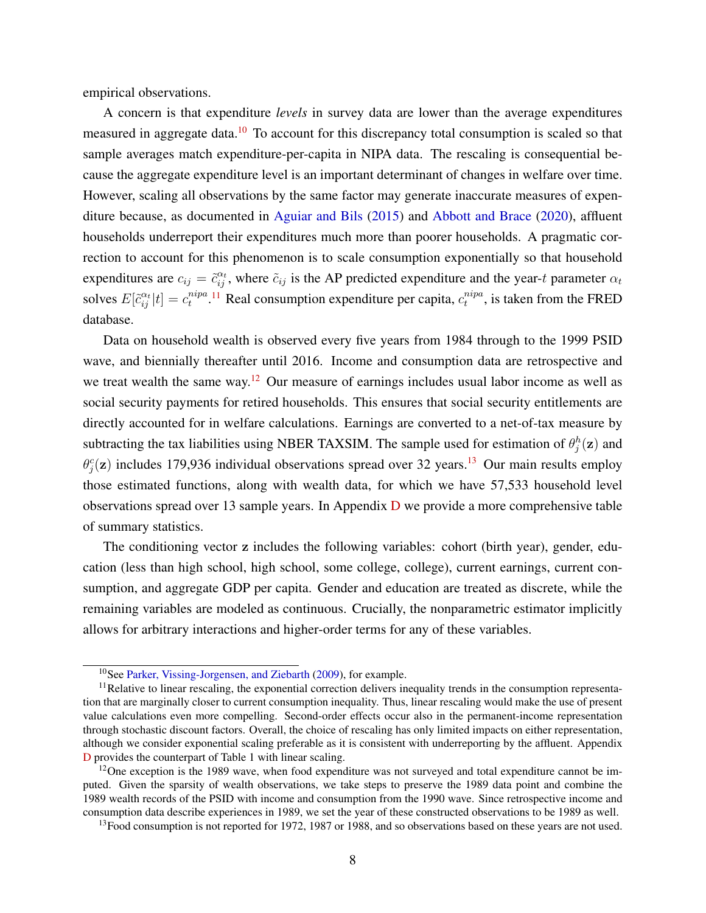empirical observations.

A concern is that expenditure *levels* in survey data are lower than the average expenditures measured in aggregate data.[10] To account for this discrepancy total consumption is scaled so that sample averages match expenditure-per-capita in NIPA data. The rescaling is consequential because the aggregate expenditure level is an important determinant of changes in welfare over time. However, scaling all observations by the same factor may generate inaccurate measures of expenditure because, as documented in Aguiar and Bils (2015) and Abbott and Brace (2020), affluent households underreport their expenditures much more than poorer households. A pragmatic correction to account for this phenomenon is to scale consumption exponentially so that household expenditures are $c_{ij} = \tilde{c}_{ij}^{\alpha_t}$, where $\tilde{c}_{ij}$ is the AP predicted expenditure and the year-$t$ parameter $\alpha_t$ solves $E[\tilde{c}_{ij}^{\alpha_t}|t] = c_t^{nipa}$.[11] Real consumption expenditure per capita, $c_t^{nipa}$, is taken from the FRED database.

Data on household wealth is observed every five years from 1984 through to the 1999 PSID wave, and biennially thereafter until 2016. Income and consumption data are retrospective and we treat wealth the same way.[12] Our measure of earnings includes usual labor income as well as social security payments for retired households. This ensures that social security entitlements are directly accounted for in welfare calculations. Earnings are converted to a net-of-tax measure by subtracting the tax liabilities using NBER TAXSIM. The sample used for estimation of $\theta_j^h(\mathbf{z})$ and $\theta_j^c(\mathbf{z})$ includes 179,936 individual observations spread over 32 years.[13] Our main results employ those estimated functions, along with wealth data, for which we have 57,533 household level observations spread over 13 sample years. In Appendix D we provide a more comprehensive table of summary statistics.

The conditioning vector $\mathbf{z}$ includes the following variables: cohort (birth year), gender, education (less than high school, high school, some college, college), current earnings, current consumption, and aggregate GDP per capita. Gender and education are treated as discrete, while the remaining variables are modeled as continuous. Crucially, the nonparametric estimator implicitly allows for arbitrary interactions and higher-order terms for any of these variables.

---

[10] See Parker, Vissing-Jorgensen, and Ziebarth (2009), for example.

[11] Relative to linear rescaling, the exponential correction delivers inequality trends in the consumption representation that are marginally closer to current consumption inequality. Thus, linear rescaling would make the use of present value calculations even more compelling. Second-order effects occur also in the permanent-income representation through stochastic discount factors. Overall, the choice of rescaling has only limited impacts on either representation, although we consider exponential scaling preferable as it is consistent with underreporting by the affluent. Appendix D provides the counterpart of Table 1 with linear scaling.

[12] One exception is the 1989 wave, when food expenditure was not surveyed and total expenditure cannot be imputed. Given the sparsity of wealth observations, we take steps to preserve the 1989 data point and combine the 1989 wealth records of the PSID with income and consumption from the 1990 wave. Since retrospective income and consumption data describe experiences in 1989, we set the year of these constructed observations to be 1989 as well.

[13] Food consumption is not reported for 1972, 1987 or 1988, and so observations based on these years are not used.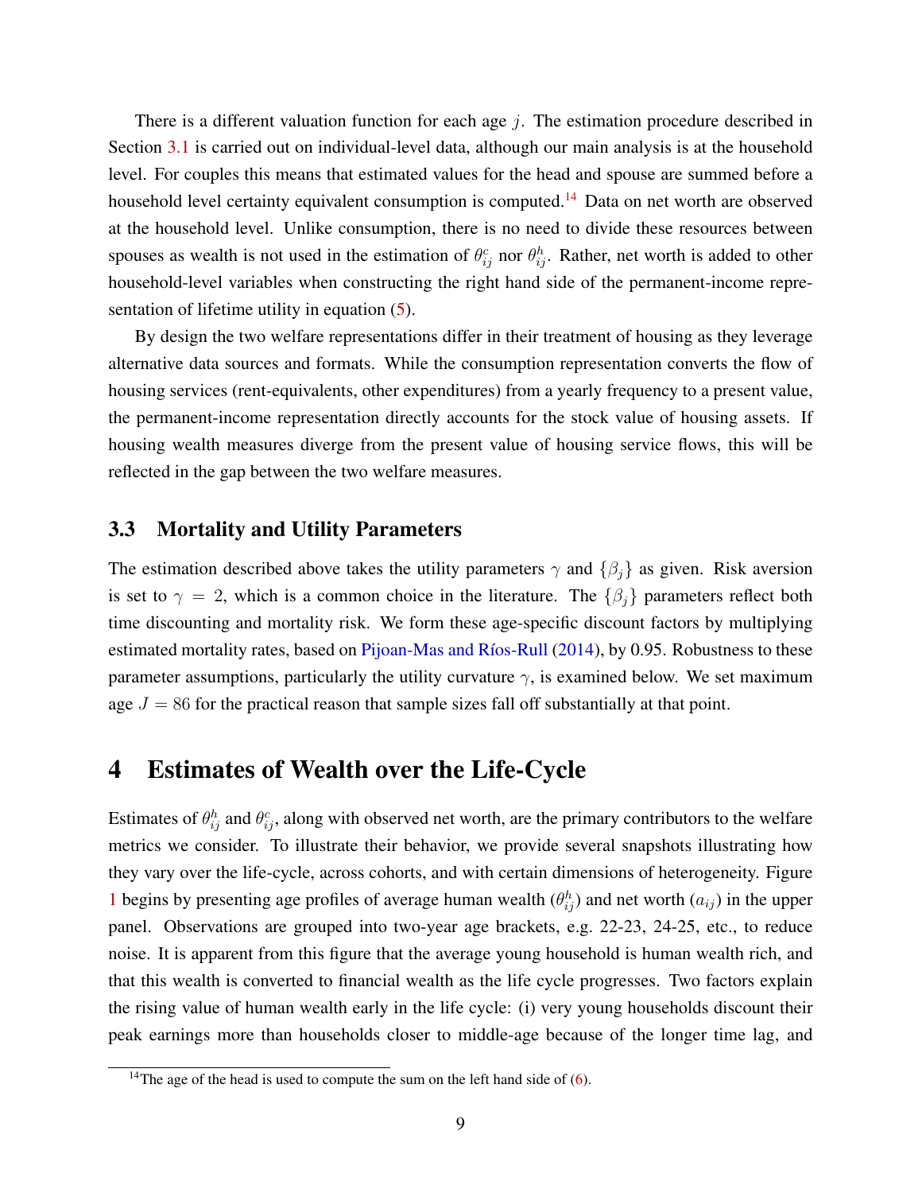There is a different valuation function for each age $j$. The estimation procedure described in Section 3.1 is carried out on individual-level data, although our main analysis is at the household level. For couples this means that estimated values for the head and spouse are summed before a household level certainty equivalent consumption is computed.[14] Data on net worth are observed at the household level. Unlike consumption, there is no need to divide these resources between spouses as wealth is not used in the estimation of $\theta^c_{ij}$ nor $\theta^h_{ij}$. Rather, net worth is added to other household-level variables when constructing the right hand side of the permanent-income representation of lifetime utility in equation (5).

By design the two welfare representations differ in their treatment of housing as they leverage alternative data sources and formats. While the consumption representation converts the flow of housing services (rent-equivalents, other expenditures) from a yearly frequency to a present value, the permanent-income representation directly accounts for the stock value of housing assets. If housing wealth measures diverge from the present value of housing service flows, this will be reflected in the gap between the two welfare measures.

### 3.3 Mortality and Utility Parameters

The estimation described above takes the utility parameters $\gamma$ and $\{\beta_j\}$ as given. Risk aversion is set to $\gamma = 2$, which is a common choice in the literature. The $\{\beta_j\}$ parameters reflect both time discounting and mortality risk. We form these age-specific discount factors by multiplying estimated mortality rates, based on Pijoan-Mas and Ríos-Rull (2014), by 0.95. Robustness to these parameter assumptions, particularly the utility curvature $\gamma$, is examined below. We set maximum age $J = 86$ for the practical reason that sample sizes fall off substantially at that point.

## 4 Estimates of Wealth over the Life-Cycle

Estimates of $\theta^h_{ij}$ and $\theta^c_{ij}$, along with observed net worth, are the primary contributors to the welfare metrics we consider. To illustrate their behavior, we provide several snapshots illustrating how they vary over the life-cycle, across cohorts, and with certain dimensions of heterogeneity. Figure 1 begins by presenting age profiles of average human wealth ($\theta^h_{ij}$) and net worth ($a_{ij}$) in the upper panel. Observations are grouped into two-year age brackets, e.g. 22-23, 24-25, etc., to reduce noise. It is apparent from this figure that the average young household is human wealth rich, and that this wealth is converted to financial wealth as the life cycle progresses. Two factors explain the rising value of human wealth early in the life cycle: (i) very young households discount their peak earnings more than households closer to middle-age because of the longer time lag, and

[14] The age of the head is used to compute the sum on the left hand side of (6).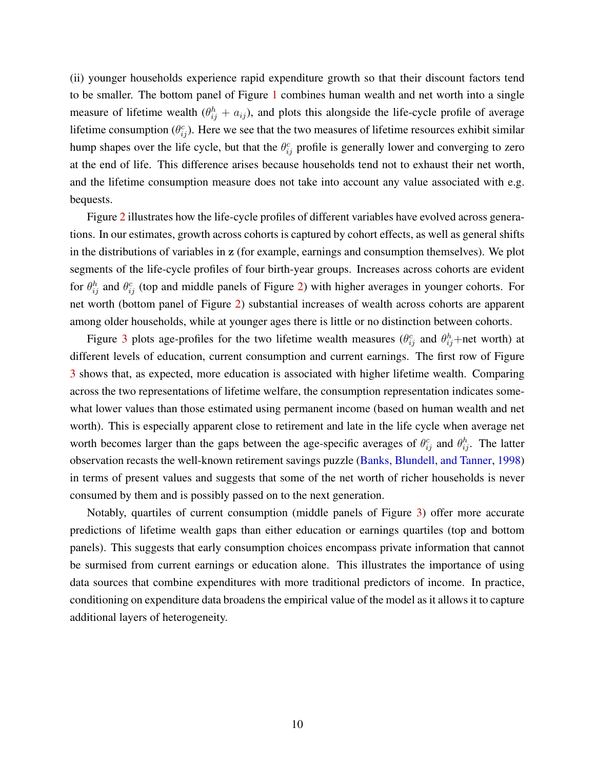(ii) younger households experience rapid expenditure growth so that their discount factors tend to be smaller. The bottom panel of Figure 1 combines human wealth and net worth into a single measure of lifetime wealth ($\theta^h_{ij} + a_{ij}$), and plots this alongside the life-cycle profile of average lifetime consumption ($\theta^c_{ij}$). Here we see that the two measures of lifetime resources exhibit similar hump shapes over the life cycle, but that the $\theta^c_{ij}$ profile is generally lower and converging to zero at the end of life. This difference arises because households tend not to exhaust their net worth, and the lifetime consumption measure does not take into account any value associated with e.g. bequests.

Figure 2 illustrates how the life-cycle profiles of different variables have evolved across generations. In our estimates, growth across cohorts is captured by cohort effects, as well as general shifts in the distributions of variables in $\mathbf{z}$ (for example, earnings and consumption themselves). We plot segments of the life-cycle profiles of four birth-year groups. Increases across cohorts are evident for $\theta^h_{ij}$ and $\theta^c_{ij}$ (top and middle panels of Figure 2) with higher averages in younger cohorts. For net worth (bottom panel of Figure 2) substantial increases of wealth across cohorts are apparent among older households, while at younger ages there is little or no distinction between cohorts.

Figure 3 plots age-profiles for the two lifetime wealth measures ($\theta^c_{ij}$ and $\theta^h_{ij}$+net worth) at different levels of education, current consumption and current earnings. The first row of Figure 3 shows that, as expected, more education is associated with higher lifetime wealth. Comparing across the two representations of lifetime welfare, the consumption representation indicates somewhat lower values than those estimated using permanent income (based on human wealth and net worth). This is especially apparent close to retirement and late in the life cycle when average net worth becomes larger than the gaps between the age-specific averages of $\theta^c_{ij}$ and $\theta^h_{ij}$. The latter observation recasts the well-known retirement savings puzzle (Banks, Blundell, and Tanner, 1998) in terms of present values and suggests that some of the net worth of richer households is never consumed by them and is possibly passed on to the next generation.

Notably, quartiles of current consumption (middle panels of Figure 3) offer more accurate predictions of lifetime wealth gaps than either education or earnings quartiles (top and bottom panels). This suggests that early consumption choices encompass private information that cannot be surmised from current earnings or education alone. This illustrates the importance of using data sources that combine expenditures with more traditional predictors of income. In practice, conditioning on expenditure data broadens the empirical value of the model as it allows it to capture additional layers of heterogeneity.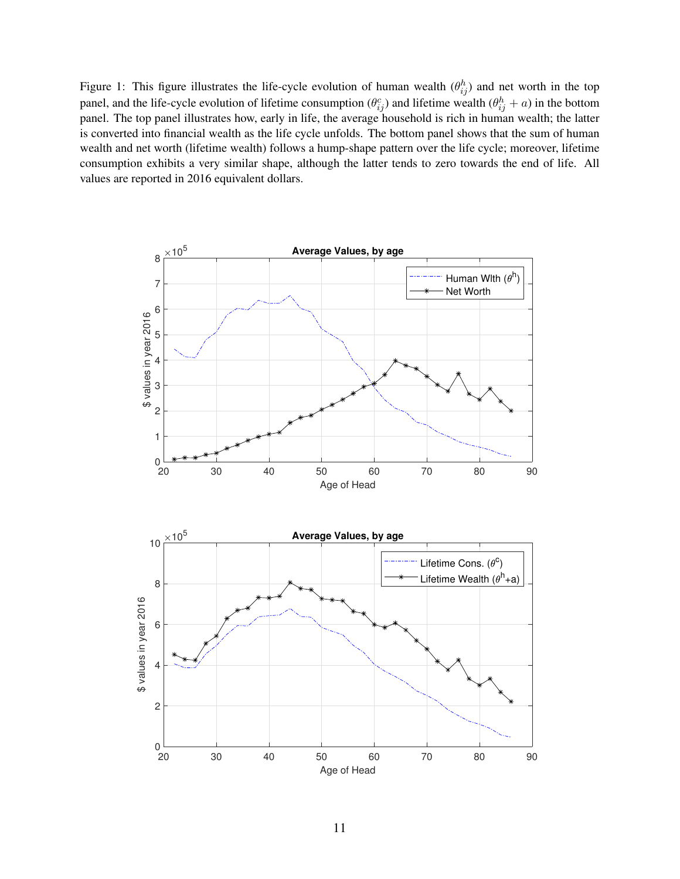Figure 1: This figure illustrates the life-cycle evolution of human wealth ($\theta_{ij}^{h}$) and net worth in the top panel, and the life-cycle evolution of lifetime consumption ($\theta_{ij}^{c}$) and lifetime wealth ($\theta_{ij}^{h} + a$) in the bottom panel. The top panel illustrates how, early in life, the average household is rich in human wealth; the latter is converted into financial wealth as the life cycle unfolds. The bottom panel shows that the sum of human wealth and net worth (lifetime wealth) follows a hump-shape pattern over the life cycle; moreover, lifetime consumption exhibits a very similar shape, although the latter tends to zero towards the end of life. All values are reported in 2016 equivalent dollars.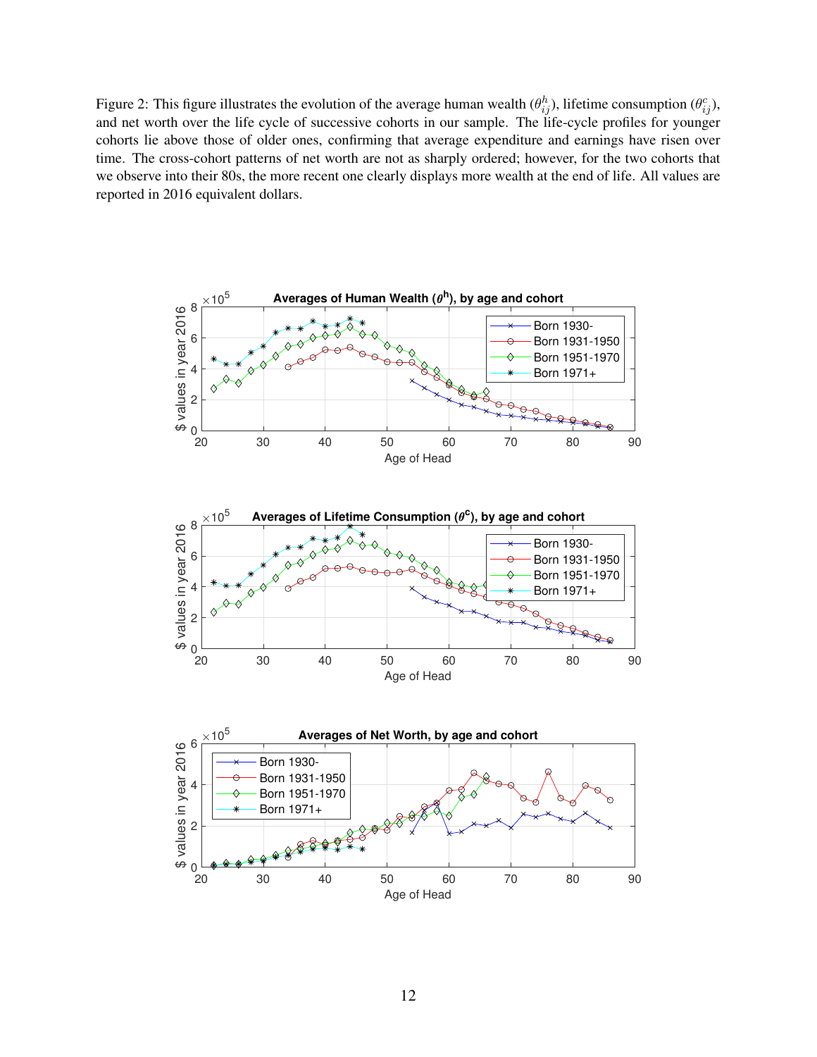Figure 2: This figure illustrates the evolution of the average human wealth ($\theta^h_{ij}$), lifetime consumption ($\theta^c_{ij}$), and net worth over the life cycle of successive cohorts in our sample. The life-cycle profiles for younger cohorts lie above those of older ones, confirming that average expenditure and earnings have risen over time. The cross-cohort patterns of net worth are not as sharply ordered; however, for the two cohorts that we observe into their 80s, the more recent one clearly displays more wealth at the end of life. All values are reported in 2016 equivalent dollars.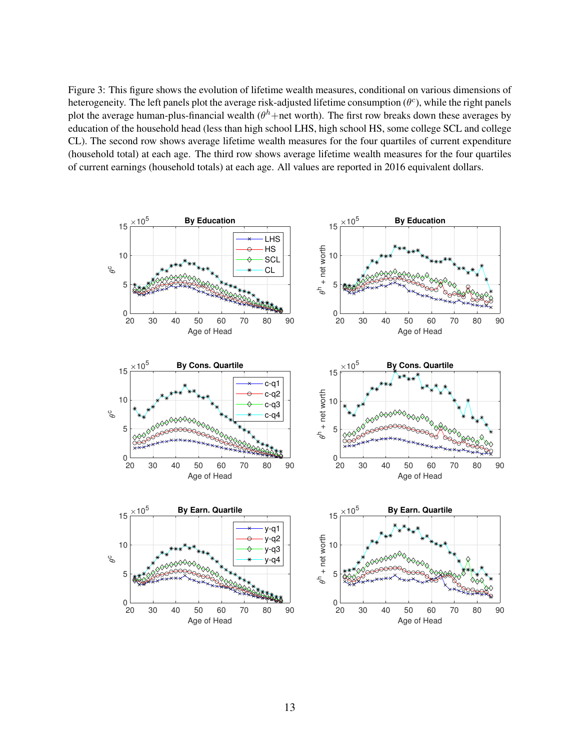Figure 3: This figure shows the evolution of lifetime wealth measures, conditional on various dimensions of heterogeneity. The left panels plot the average risk-adjusted lifetime consumption ($\theta^c$), while the right panels plot the average human-plus-financial wealth ($\theta^h$+net worth). The first row breaks down these averages by education of the household head (less than high school LHS, high school HS, some college SCL and college CL). The second row shows average lifetime wealth measures for the four quartiles of current expenditure (household total) at each age. The third row shows average lifetime wealth measures for the four quartiles of current earnings (household totals) at each age. All values are reported in 2016 equivalent dollars.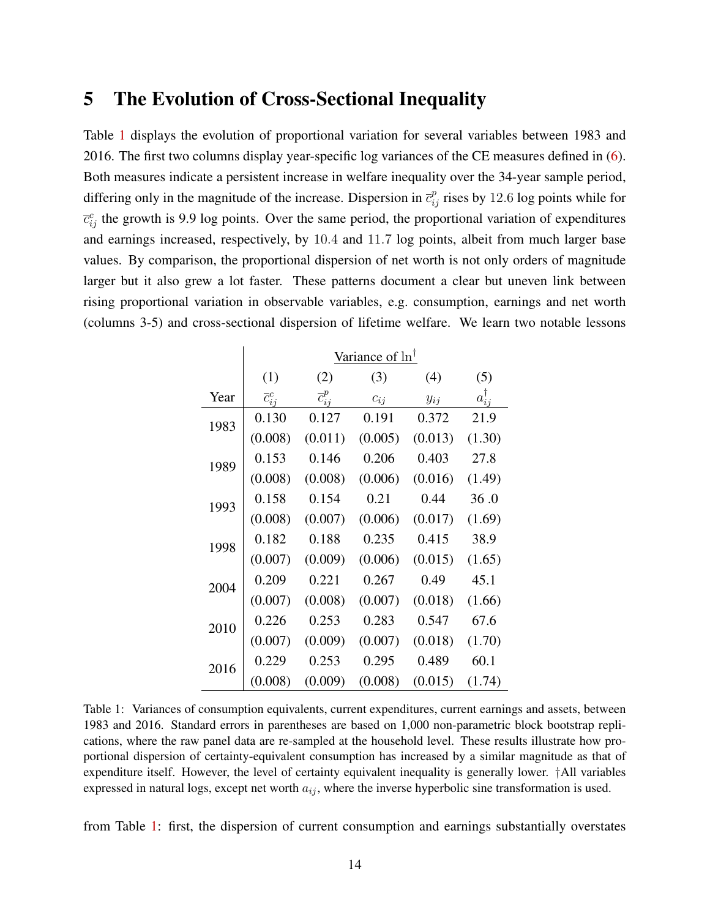## 5 The Evolution of Cross-Sectional Inequality

Table 1 displays the evolution of proportional variation for several variables between 1983 and 2016. The first two columns display year-specific log variances of the CE measures defined in (6). Both measures indicate a persistent increase in welfare inequality over the 34-year sample period, differing only in the magnitude of the increase. Dispersion in $\overline{c}^p_{ij}$ rises by 12.6 log points while for $\overline{c}^c_{ij}$ the growth is 9.9 log points. Over the same period, the proportional variation of expenditures and earnings increased, respectively, by 10.4 and 11.7 log points, albeit from much larger base values. By comparison, the proportional dispersion of net worth is not only orders of magnitude larger but it also grew a lot faster. These patterns document a clear but uneven link between rising proportional variation in observable variables, e.g. consumption, earnings and net worth (columns 3-5) and cross-sectional dispersion of lifetime welfare. We learn two notable lessons

| | Variance of ln† | | | | |
|---|---|---|---|---|---|
| | (1) | (2) | (3) | (4) | (5) |
| Year | $\overline{c}^c_{ij}$ | $\overline{c}^p_{ij}$ | $c_{ij}$ | $y_{ij}$ | $a^{\dagger}_{ij}$ |
| 1983 | 0.130 | 0.127 | 0.191 | 0.372 | 21.9 |
| | (0.008) | (0.011) | (0.005) | (0.013) | (1.30) |
| 1989 | 0.153 | 0.146 | 0.206 | 0.403 | 27.8 |
| | (0.008) | (0.008) | (0.006) | (0.016) | (1.49) |
| 1993 | 0.158 | 0.154 | 0.21 | 0.44 | 36 .0 |
| | (0.008) | (0.007) | (0.006) | (0.017) | (1.69) |
| 1998 | 0.182 | 0.188 | 0.235 | 0.415 | 38.9 |
| | (0.007) | (0.009) | (0.006) | (0.015) | (1.65) |
| 2004 | 0.209 | 0.221 | 0.267 | 0.49 | 45.1 |
| | (0.007) | (0.008) | (0.007) | (0.018) | (1.66) |
| 2010 | 0.226 | 0.253 | 0.283 | 0.547 | 67.6 |
| | (0.007) | (0.009) | (0.007) | (0.018) | (1.70) |
| 2016 | 0.229 | 0.253 | 0.295 | 0.489 | 60.1 |
| | (0.008) | (0.009) | (0.008) | (0.015) | (1.74) |

Table 1: Variances of consumption equivalents, current expenditures, current earnings and assets, between 1983 and 2016. Standard errors in parentheses are based on 1,000 non-parametric block bootstrap replications, where the raw panel data are re-sampled at the household level. These results illustrate how proportional dispersion of certainty-equivalent consumption has increased by a similar magnitude as that of expenditure itself. However, the level of certainty equivalent inequality is generally lower. †All variables expressed in natural logs, except net worth $a_{ij}$, where the inverse hyperbolic sine transformation is used.

from Table 1: first, the dispersion of current consumption and earnings substantially overstates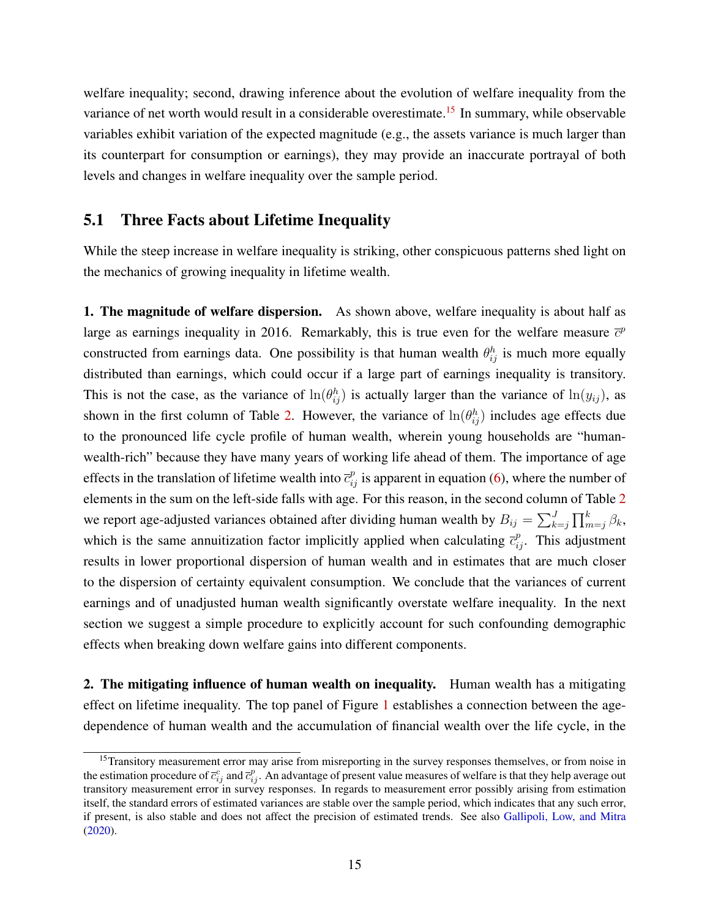welfare inequality; second, drawing inference about the evolution of welfare inequality from the variance of net worth would result in a considerable overestimate.[15] In summary, while observable variables exhibit variation of the expected magnitude (e.g., the assets variance is much larger than its counterpart for consumption or earnings), they may provide an inaccurate portrayal of both levels and changes in welfare inequality over the sample period.

## 5.1 Three Facts about Lifetime Inequality

While the steep increase in welfare inequality is striking, other conspicuous patterns shed light on the mechanics of growing inequality in lifetime wealth.

**1. The magnitude of welfare dispersion.** As shown above, welfare inequality is about half as large as earnings inequality in 2016. Remarkably, this is true even for the welfare measure $\bar{c}^p$ constructed from earnings data. One possibility is that human wealth $\theta^h_{ij}$ is much more equally distributed than earnings, which could occur if a large part of earnings inequality is transitory. This is not the case, as the variance of $\ln(\theta^h_{ij})$ is actually larger than the variance of $\ln(y_{ij})$, as shown in the first column of Table 2. However, the variance of $\ln(\theta^h_{ij})$ includes age effects due to the pronounced life cycle profile of human wealth, wherein young households are "human-wealth-rich" because they have many years of working life ahead of them. The importance of age effects in the translation of lifetime wealth into $\bar{c}^p_{ij}$ is apparent in equation (6), where the number of elements in the sum on the left-side falls with age. For this reason, in the second column of Table 2 we report age-adjusted variances obtained after dividing human wealth by $B_{ij} = \sum_{k=j}^{J} \prod_{m=j}^{k} \beta_k$, which is the same annuitization factor implicitly applied when calculating $\bar{c}^p_{ij}$. This adjustment results in lower proportional dispersion of human wealth and in estimates that are much closer to the dispersion of certainty equivalent consumption. We conclude that the variances of current earnings and of unadjusted human wealth significantly overstate welfare inequality. In the next section we suggest a simple procedure to explicitly account for such confounding demographic effects when breaking down welfare gains into different components.

**2. The mitigating influence of human wealth on inequality.** Human wealth has a mitigating effect on lifetime inequality. The top panel of Figure 1 establishes a connection between the age-dependence of human wealth and the accumulation of financial wealth over the life cycle, in the

[15] Transitory measurement error may arise from misreporting in the survey responses themselves, or from noise in the estimation procedure of $\bar{c}^c_{ij}$ and $\bar{c}^p_{ij}$. An advantage of present value measures of welfare is that they help average out transitory measurement error in survey responses. In regards to measurement error possibly arising from estimation itself, the standard errors of estimated variances are stable over the sample period, which indicates that any such error, if present, is also stable and does not affect the precision of estimated trends. See also Gallipoli, Low, and Mitra (2020).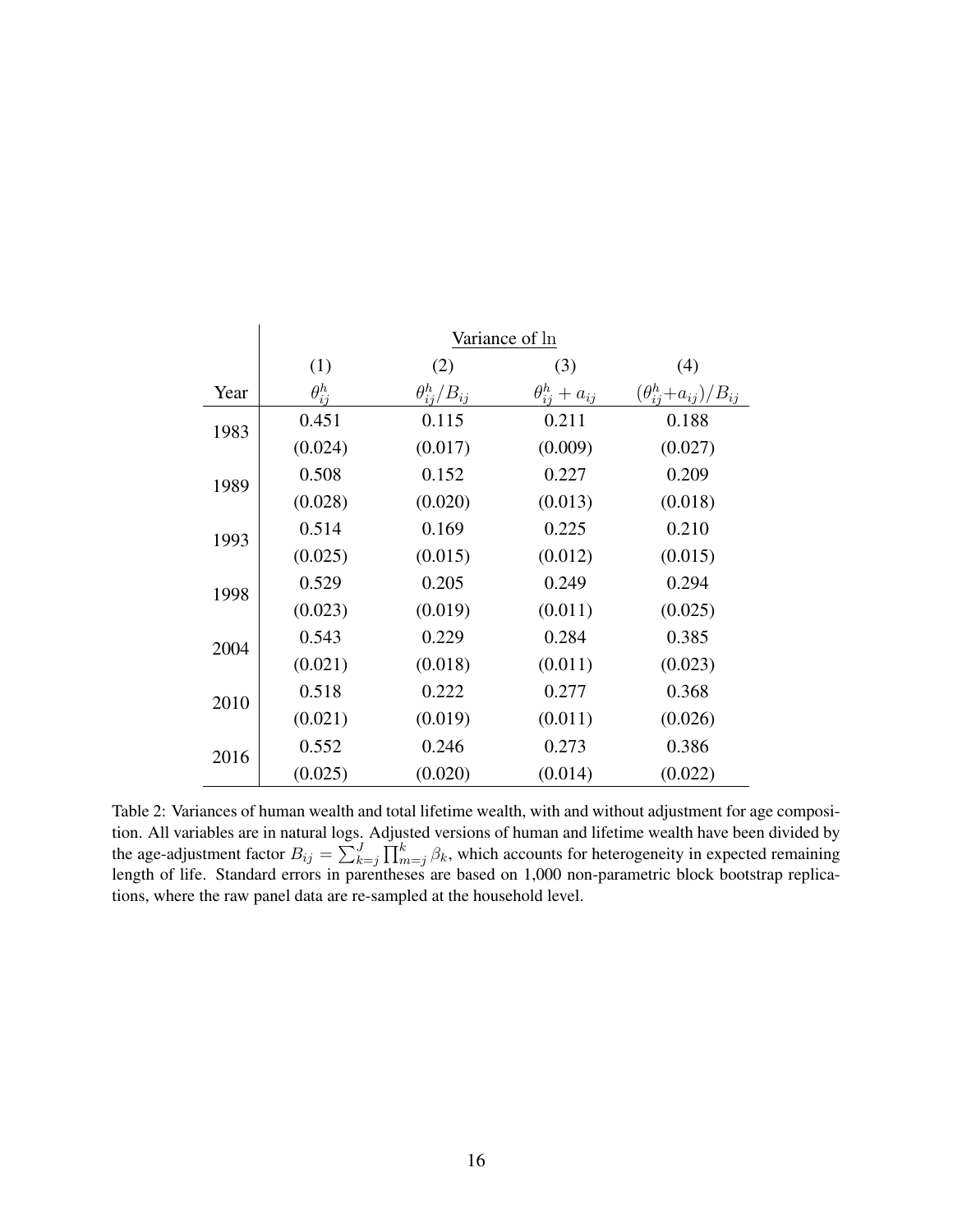|  | Variance of ln | | | |
|---|---|---|---|---|
|  | (1) | (2) | (3) | (4) |
| Year | $\theta_{ij}^h$ | $\theta_{ij}^h/B_{ij}$ | $\theta_{ij}^h + a_{ij}$ | $(\theta_{ij}^h + a_{ij})/B_{ij}$ |
| 1983 | 0.451 | 0.115 | 0.211 | 0.188 |
|  | (0.024) | (0.017) | (0.009) | (0.027) |
| 1989 | 0.508 | 0.152 | 0.227 | 0.209 |
|  | (0.028) | (0.020) | (0.013) | (0.018) |
| 1993 | 0.514 | 0.169 | 0.225 | 0.210 |
|  | (0.025) | (0.015) | (0.012) | (0.015) |
| 1998 | 0.529 | 0.205 | 0.249 | 0.294 |
|  | (0.023) | (0.019) | (0.011) | (0.025) |
| 2004 | 0.543 | 0.229 | 0.284 | 0.385 |
|  | (0.021) | (0.018) | (0.011) | (0.023) |
| 2010 | 0.518 | 0.222 | 0.277 | 0.368 |
|  | (0.021) | (0.019) | (0.011) | (0.026) |
| 2016 | 0.552 | 0.246 | 0.273 | 0.386 |
|  | (0.025) | (0.020) | (0.014) | (0.022) |

Table 2: Variances of human wealth and total lifetime wealth, with and without adjustment for age composition. All variables are in natural logs. Adjusted versions of human and lifetime wealth have been divided by the age-adjustment factor $B_{ij} = \sum_{k=j}^{J} \prod_{m=j}^{k} \beta_k$, which accounts for heterogeneity in expected remaining length of life. Standard errors in parentheses are based on 1,000 non-parametric block bootstrap replications, where the raw panel data are re-sampled at the household level.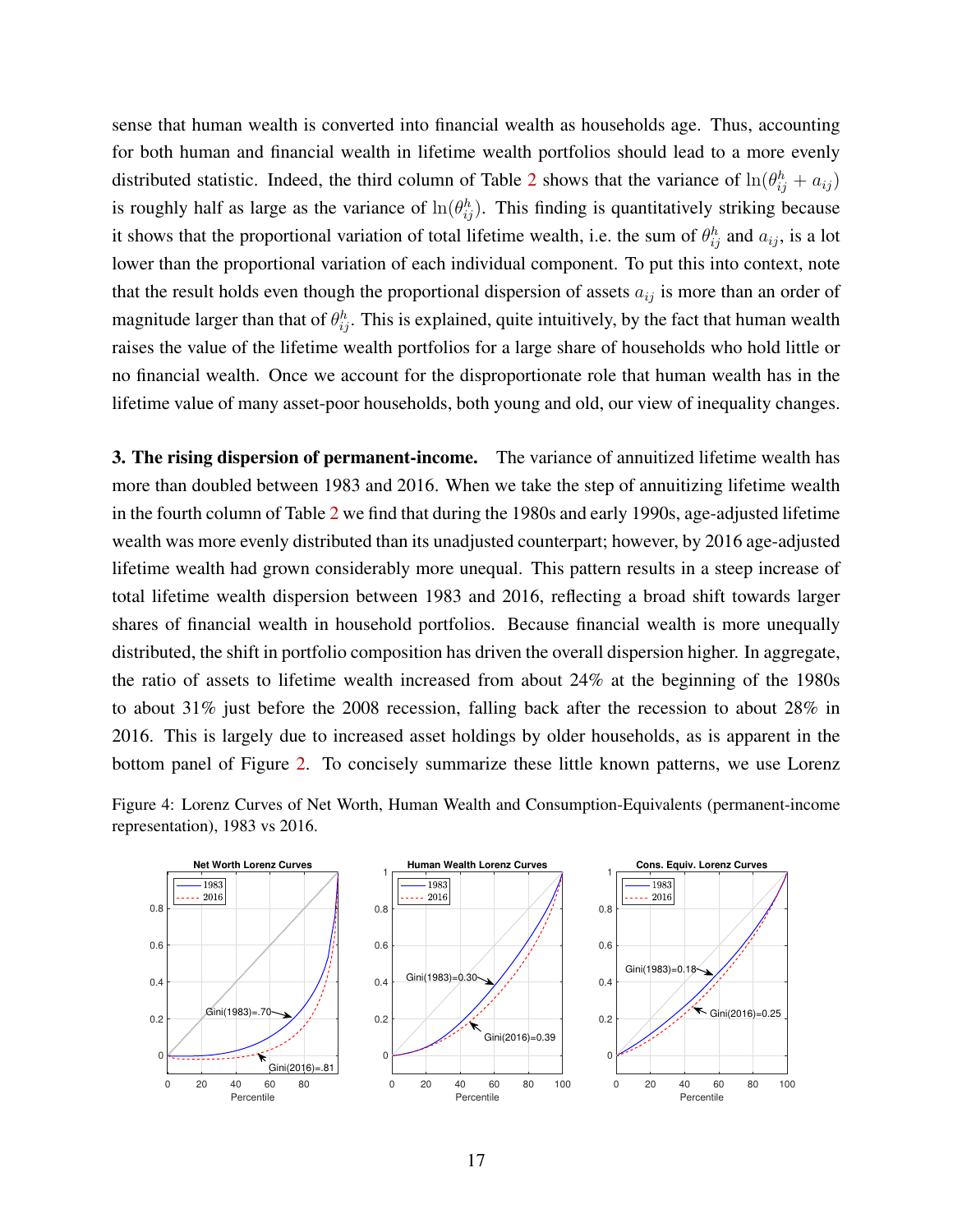sense that human wealth is converted into financial wealth as households age. Thus, accounting for both human and financial wealth in lifetime wealth portfolios should lead to a more evenly distributed statistic. Indeed, the third column of Table 2 shows that the variance of $\ln(\theta^h_{ij} + a_{ij})$ is roughly half as large as the variance of $\ln(\theta^h_{ij})$. This finding is quantitatively striking because it shows that the proportional variation of total lifetime wealth, i.e. the sum of $\theta^h_{ij}$ and $a_{ij}$, is a lot lower than the proportional variation of each individual component. To put this into context, note that the result holds even though the proportional dispersion of assets $a_{ij}$ is more than an order of magnitude larger than that of $\theta^h_{ij}$. This is explained, quite intuitively, by the fact that human wealth raises the value of the lifetime wealth portfolios for a large share of households who hold little or no financial wealth. Once we account for the disproportionate role that human wealth has in the lifetime value of many asset-poor households, both young and old, our view of inequality changes.

**3. The rising dispersion of permanent-income.** The variance of annuitized lifetime wealth has more than doubled between 1983 and 2016. When we take the step of annuitizing lifetime wealth in the fourth column of Table 2 we find that during the 1980s and early 1990s, age-adjusted lifetime wealth was more evenly distributed than its unadjusted counterpart; however, by 2016 age-adjusted lifetime wealth had grown considerably more unequal. This pattern results in a steep increase of total lifetime wealth dispersion between 1983 and 2016, reflecting a broad shift towards larger shares of financial wealth in household portfolios. Because financial wealth is more unequally distributed, the shift in portfolio composition has driven the overall dispersion higher. In aggregate, the ratio of assets to lifetime wealth increased from about 24% at the beginning of the 1980s to about 31% just before the 2008 recession, falling back after the recession to about 28% in 2016. This is largely due to increased asset holdings by older households, as is apparent in the bottom panel of Figure 2. To concisely summarize these little known patterns, we use Lorenz

Figure 4: Lorenz Curves of Net Worth, Human Wealth and Consumption-Equivalents (permanent-income representation), 1983 vs 2016.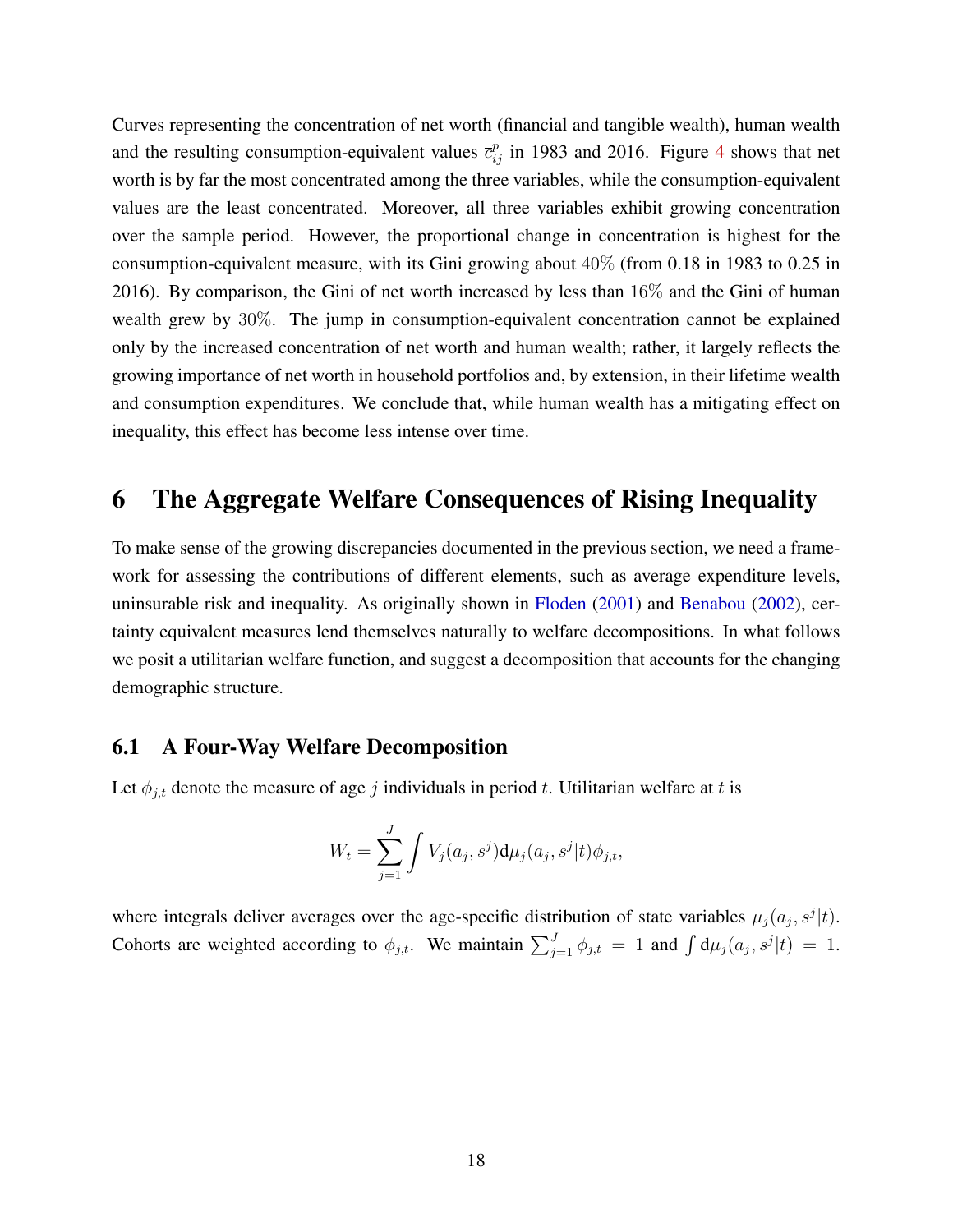Curves representing the concentration of net worth (financial and tangible wealth), human wealth and the resulting consumption-equivalent values $\bar{c}^p_{ij}$ in 1983 and 2016. Figure 4 shows that net worth is by far the most concentrated among the three variables, while the consumption-equivalent values are the least concentrated. Moreover, all three variables exhibit growing concentration over the sample period. However, the proportional change in concentration is highest for the consumption-equivalent measure, with its Gini growing about $40\%$ (from 0.18 in 1983 to 0.25 in 2016). By comparison, the Gini of net worth increased by less than $16\%$ and the Gini of human wealth grew by $30\%$. The jump in consumption-equivalent concentration cannot be explained only by the increased concentration of net worth and human wealth; rather, it largely reflects the growing importance of net worth in household portfolios and, by extension, in their lifetime wealth and consumption expenditures. We conclude that, while human wealth has a mitigating effect on inequality, this effect has become less intense over time.

# 6 The Aggregate Welfare Consequences of Rising Inequality

To make sense of the growing discrepancies documented in the previous section, we need a framework for assessing the contributions of different elements, such as average expenditure levels, uninsurable risk and inequality. As originally shown in Floden (2001) and Benabou (2002), certainty equivalent measures lend themselves naturally to welfare decompositions. In what follows we posit a utilitarian welfare function, and suggest a decomposition that accounts for the changing demographic structure.

## 6.1 A Four-Way Welfare Decomposition

Let $\phi_{j,t}$ denote the measure of age $j$ individuals in period $t$. Utilitarian welfare at $t$ is

$$W_t = \sum_{j=1}^{J} \int V_j(a_j, s^j) \mathrm{d}\mu_j(a_j, s^j|t)\phi_{j,t},$$

where integrals deliver averages over the age-specific distribution of state variables $\mu_j(a_j, s^j|t)$. Cohorts are weighted according to $\phi_{j,t}$. We maintain $\sum_{j=1}^{J} \phi_{j,t} = 1$ and $\int \mathrm{d}\mu_j(a_j, s^j|t) = 1$.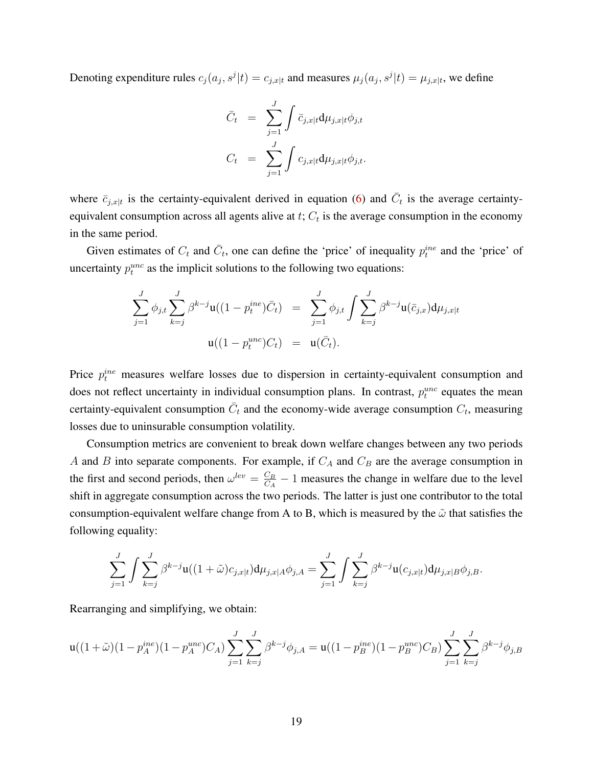Denoting expenditure rules $c_j(a_j, s^j|t) = c_{j,x|t}$ and measures $\mu_j(a_j, s^j|t) = \mu_{j,x|t}$, we define

$$
\begin{aligned}
\bar{C}_t &= \sum_{j=1}^{J} \int \bar{c}_{j,x|t} \mathrm{d}\mu_{j,x|t} \phi_{j,t} \\
C_t &= \sum_{j=1}^{J} \int c_{j,x|t} \mathrm{d}\mu_{j,x|t} \phi_{j,t}.
\end{aligned}
$$

where $\bar{c}_{j,x|t}$ is the certainty-equivalent derived in equation (6) and $\bar{C}_t$ is the average certainty-equivalent consumption across all agents alive at $t$; $C_t$ is the average consumption in the economy in the same period.

Given estimates of $C_t$ and $\bar{C}_t$, one can define the 'price' of inequality $p_t^{ine}$ and the 'price' of uncertainty $p_t^{unc}$ as the implicit solutions to the following two equations:

$$
\begin{aligned}
\sum_{j=1}^{J} \phi_{j,t} \sum_{k=j}^{J} \beta^{k-j} \mathrm{u}((1 - p_t^{ine})\bar{C}_t) &= \sum_{j=1}^{J} \phi_{j,t} \int \sum_{k=j}^{J} \beta^{k-j} \mathrm{u}(\bar{c}_{j,x}) \mathrm{d}\mu_{j,x|t} \\
\mathrm{u}((1 - p_t^{unc})C_t) &= \mathrm{u}(\bar{C}_t).
\end{aligned}
$$

Price $p_t^{ine}$ measures welfare losses due to dispersion in certainty-equivalent consumption and does not reflect uncertainty in individual consumption plans. In contrast, $p_t^{unc}$ equates the mean certainty-equivalent consumption $\bar{C}_t$ and the economy-wide average consumption $C_t$, measuring losses due to uninsurable consumption volatility.

Consumption metrics are convenient to break down welfare changes between any two periods $A$ and $B$ into separate components. For example, if $C_A$ and $C_B$ are the average consumption in the first and second periods, then $\omega^{lev} = \frac{C_B}{C_A} - 1$ measures the change in welfare due to the level shift in aggregate consumption across the two periods. The latter is just one contributor to the total consumption-equivalent welfare change from A to B, which is measured by the $\tilde{\omega}$ that satisfies the following equality:

$$
\sum_{j=1}^{J} \int \sum_{k=j}^{J} \beta^{k-j} \mathrm{u}((1 + \tilde{\omega})c_{j,x|t}) \mathrm{d}\mu_{j,x|A} \phi_{j,A} = \sum_{j=1}^{J} \int \sum_{k=j}^{J} \beta^{k-j} \mathrm{u}(c_{j,x|t}) \mathrm{d}\mu_{j,x|B} \phi_{j,B}.
$$

Rearranging and simplifying, we obtain:

$$
\mathrm{u}((1+\tilde{\omega})(1-p_A^{ine})(1-p_A^{unc})C_A) \sum_{j=1}^{J} \sum_{k=j}^{J} \beta^{k-j} \phi_{j,A} = \mathrm{u}((1-p_B^{ine})(1-p_B^{unc})C_B) \sum_{j=1}^{J} \sum_{k=j}^{J} \beta^{k-j} \phi_{j,B}
$$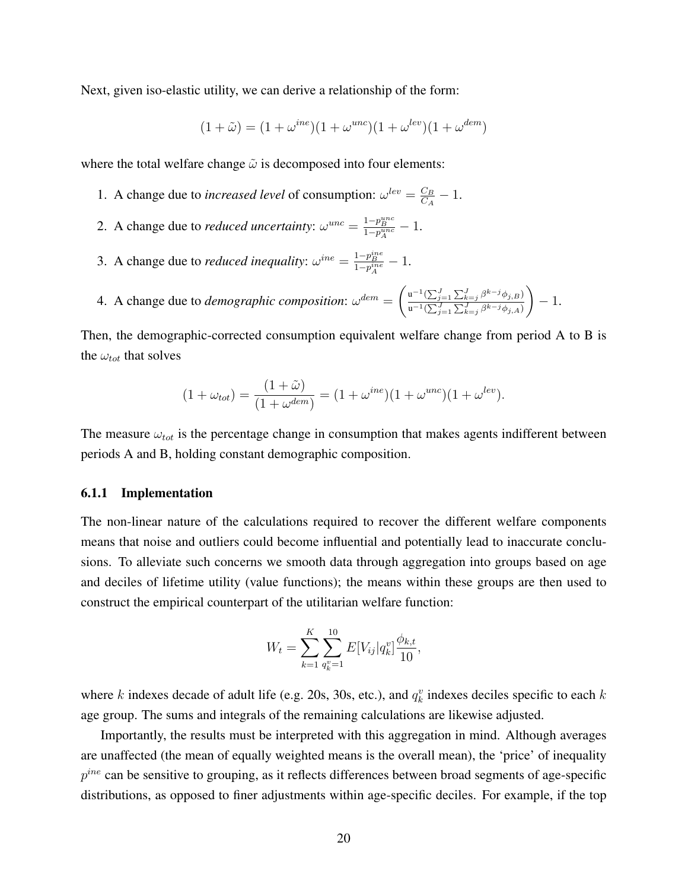Next, given iso-elastic utility, we can derive a relationship of the form:

$$(1+\tilde{\omega}) = (1+\omega^{ine})(1+\omega^{unc})(1+\omega^{lev})(1+\omega^{dem})$$

where the total welfare change $\tilde{\omega}$ is decomposed into four elements:

1. A change due to *increased level* of consumption: $\omega^{lev} = \frac{C_B}{C_A} - 1$.
2. A change due to *reduced uncertainty*: $\omega^{unc} = \frac{1-p_B^{unc}}{1-p_A^{unc}} - 1$.
3. A change due to *reduced inequality*: $\omega^{ine} = \frac{1-p_B^{ine}}{1-p_A^{ine}} - 1$.
4. A change due to *demographic composition*: $\omega^{dem} = \left( \frac{\mathtt{u}^{-1}(\sum_{j=1}^{J}\sum_{k=j}^{J}\beta^{k-j}\phi_{j,B})}{\mathtt{u}^{-1}(\sum_{j=1}^{J}\sum_{k=j}^{J}\beta^{k-j}\phi_{j,A})} \right) - 1$.

Then, the demographic-corrected consumption equivalent welfare change from period A to B is the $\omega_{tot}$ that solves

$$(1+\omega_{tot}) = \frac{(1+\tilde{\omega})}{(1+\omega^{dem})} = (1+\omega^{ine})(1+\omega^{unc})(1+\omega^{lev}).$$

The measure $\omega_{tot}$ is the percentage change in consumption that makes agents indifferent between periods A and B, holding constant demographic composition.

### 6.1.1 Implementation

The non-linear nature of the calculations required to recover the different welfare components means that noise and outliers could become influential and potentially lead to inaccurate conclusions. To alleviate such concerns we smooth data through aggregation into groups based on age and deciles of lifetime utility (value functions); the means within these groups are then used to construct the empirical counterpart of the utilitarian welfare function:

$$W_t = \sum_{k=1}^{K} \sum_{q_k^v=1}^{10} E[V_{ij}|q_k^v] \frac{\phi_{k,t}}{10},$$

where $k$ indexes decade of adult life (e.g. 20s, 30s, etc.), and $q_k^v$ indexes deciles specific to each $k$ age group. The sums and integrals of the remaining calculations are likewise adjusted.

Importantly, the results must be interpreted with this aggregation in mind. Although averages are unaffected (the mean of equally weighted means is the overall mean), the 'price' of inequality $p^{ine}$ can be sensitive to grouping, as it reflects differences between broad segments of age-specific distributions, as opposed to finer adjustments within age-specific deciles. For example, if the top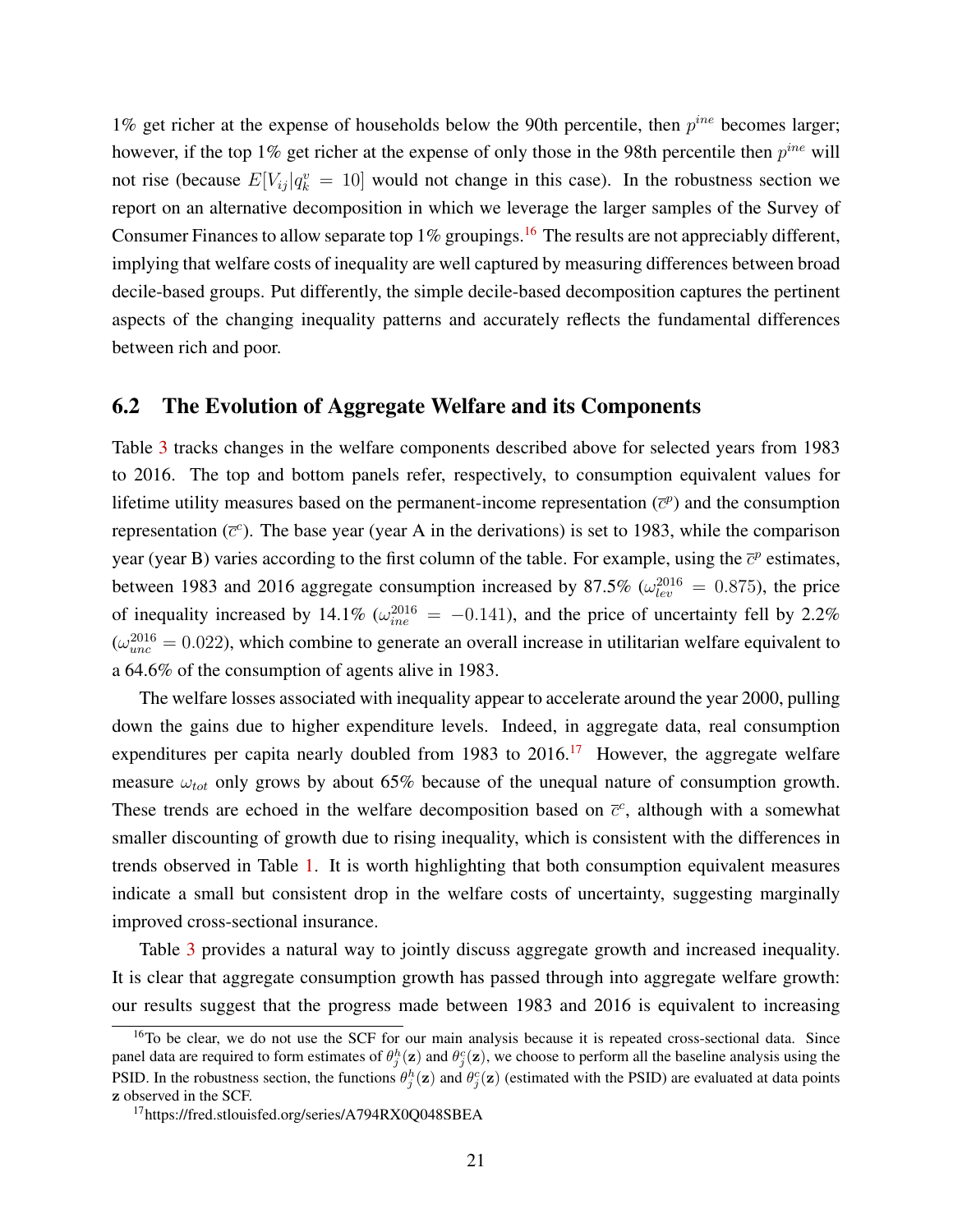1% get richer at the expense of households below the 90th percentile, then $p^{ine}$ becomes larger; however, if the top 1% get richer at the expense of only those in the 98th percentile then $p^{ine}$ will not rise (because $E[V_{ij}|q_k^v = 10]$ would not change in this case). In the robustness section we report on an alternative decomposition in which we leverage the larger samples of the Survey of Consumer Finances to allow separate top 1% groupings.[16] The results are not appreciably different, implying that welfare costs of inequality are well captured by measuring differences between broad decile-based groups. Put differently, the simple decile-based decomposition captures the pertinent aspects of the changing inequality patterns and accurately reflects the fundamental differences between rich and poor.

## 6.2 The Evolution of Aggregate Welfare and its Components

Table 3 tracks changes in the welfare components described above for selected years from 1983 to 2016. The top and bottom panels refer, respectively, to consumption equivalent values for lifetime utility measures based on the permanent-income representation ($\overline{c}^p$) and the consumption representation ($\overline{c}^c$). The base year (year A in the derivations) is set to 1983, while the comparison year (year B) varies according to the first column of the table. For example, using the $\overline{c}^p$ estimates, between 1983 and 2016 aggregate consumption increased by 87.5% ($\omega_{lev}^{2016} = 0.875$), the price of inequality increased by 14.1% ($\omega_{ine}^{2016} = -0.141$), and the price of uncertainty fell by 2.2% ($\omega_{unc}^{2016} = 0.022$), which combine to generate an overall increase in utilitarian welfare equivalent to a 64.6% of the consumption of agents alive in 1983.

The welfare losses associated with inequality appear to accelerate around the year 2000, pulling down the gains due to higher expenditure levels. Indeed, in aggregate data, real consumption expenditures per capita nearly doubled from 1983 to 2016.[17] However, the aggregate welfare measure $\omega_{tot}$ only grows by about 65% because of the unequal nature of consumption growth. These trends are echoed in the welfare decomposition based on $\overline{c}^c$, although with a somewhat smaller discounting of growth due to rising inequality, which is consistent with the differences in trends observed in Table 1. It is worth highlighting that both consumption equivalent measures indicate a small but consistent drop in the welfare costs of uncertainty, suggesting marginally improved cross-sectional insurance.

Table 3 provides a natural way to jointly discuss aggregate growth and increased inequality. It is clear that aggregate consumption growth has passed through into aggregate welfare growth: our results suggest that the progress made between 1983 and 2016 is equivalent to increasing

[16] To be clear, we do not use the SCF for our main analysis because it is repeated cross-sectional data. Since panel data are required to form estimates of $\theta_j^h(\mathbf{z})$ and $\theta_j^c(\mathbf{z})$, we choose to perform all the baseline analysis using the PSID. In the robustness section, the functions $\theta_j^h(\mathbf{z})$ and $\theta_j^c(\mathbf{z})$ (estimated with the PSID) are evaluated at data points $\mathbf{z}$ observed in the SCF.

[17] https://fred.stlouisfed.org/series/A794RX0Q048SBEA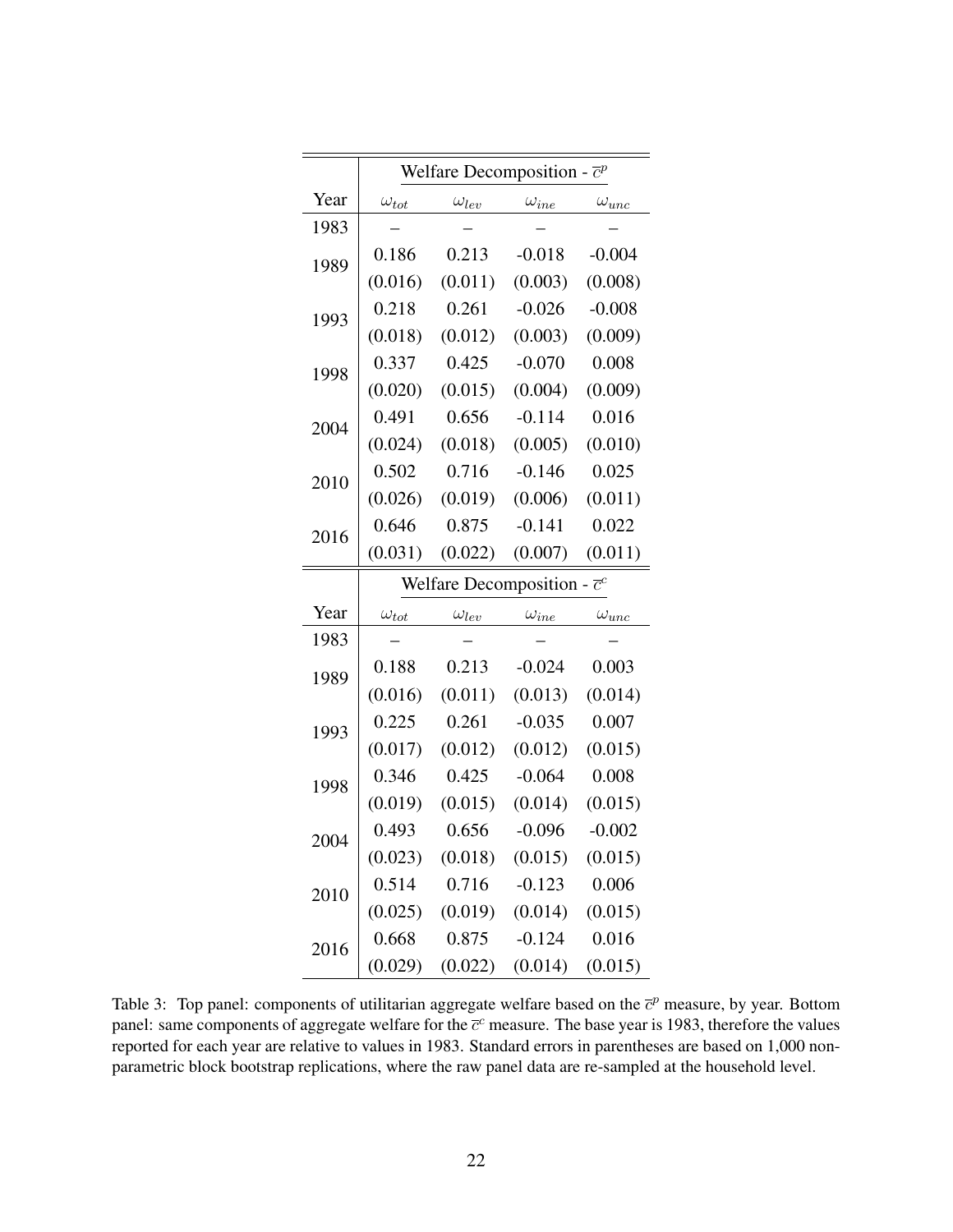| | Welfare Decomposition - $\bar{c}^p$ | | | |
|---|---|---|---|---|
| Year | $\omega_{tot}$ | $\omega_{lev}$ | $\omega_{ine}$ | $\omega_{unc}$ |
| 1983 | – | – | – | – |
| 1989 | 0.186 | 0.213 | -0.018 | -0.004 |
| | (0.016) | (0.011) | (0.003) | (0.008) |
| 1993 | 0.218 | 0.261 | -0.026 | -0.008 |
| | (0.018) | (0.012) | (0.003) | (0.009) |
| 1998 | 0.337 | 0.425 | -0.070 | 0.008 |
| | (0.020) | (0.015) | (0.004) | (0.009) |
| 2004 | 0.491 | 0.656 | -0.114 | 0.016 |
| | (0.024) | (0.018) | (0.005) | (0.010) |
| 2010 | 0.502 | 0.716 | -0.146 | 0.025 |
| | (0.026) | (0.019) | (0.006) | (0.011) |
| 2016 | 0.646 | 0.875 | -0.141 | 0.022 |
| | (0.031) | (0.022) | (0.007) | (0.011) |

| | Welfare Decomposition - $\bar{c}^c$ | | | |
|---|---|---|---|---|
| Year | $\omega_{tot}$ | $\omega_{lev}$ | $\omega_{ine}$ | $\omega_{unc}$ |
| 1983 | – | – | – | – |
| 1989 | 0.188 | 0.213 | -0.024 | 0.003 |
| | (0.016) | (0.011) | (0.013) | (0.014) |
| 1993 | 0.225 | 0.261 | -0.035 | 0.007 |
| | (0.017) | (0.012) | (0.012) | (0.015) |
| 1998 | 0.346 | 0.425 | -0.064 | 0.008 |
| | (0.019) | (0.015) | (0.014) | (0.015) |
| 2004 | 0.493 | 0.656 | -0.096 | -0.002 |
| | (0.023) | (0.018) | (0.015) | (0.015) |
| 2010 | 0.514 | 0.716 | -0.123 | 0.006 |
| | (0.025) | (0.019) | (0.014) | (0.015) |
| 2016 | 0.668 | 0.875 | -0.124 | 0.016 |
| | (0.029) | (0.022) | (0.014) | (0.015) |

Table 3: Top panel: components of utilitarian aggregate welfare based on the $\bar{c}^p$ measure, by year. Bottom panel: same components of aggregate welfare for the $\bar{c}^c$ measure. The base year is 1983, therefore the values reported for each year are relative to values in 1983. Standard errors in parentheses are based on 1,000 non-parametric block bootstrap replications, where the raw panel data are re-sampled at the household level.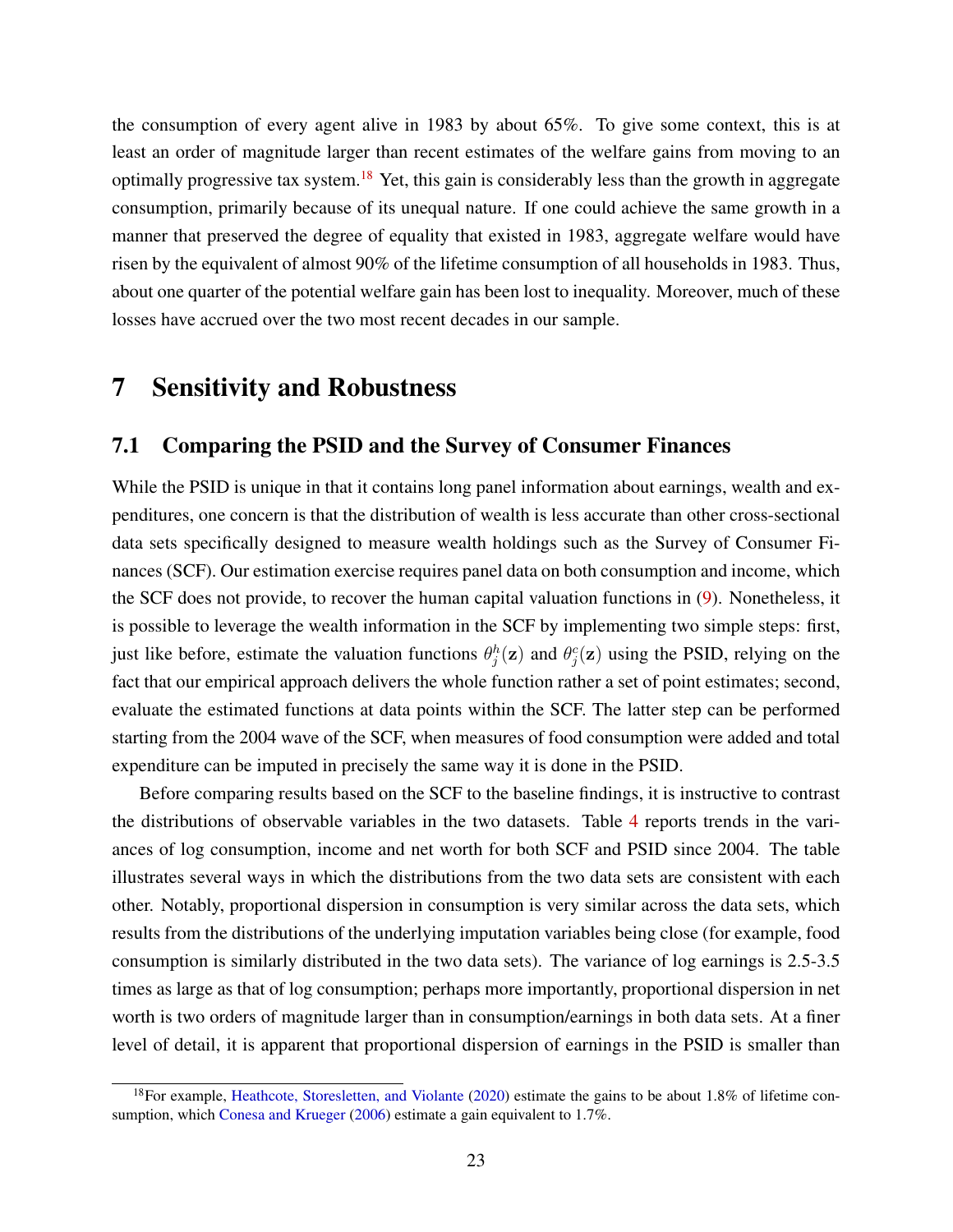the consumption of every agent alive in 1983 by about 65%. To give some context, this is at least an order of magnitude larger than recent estimates of the welfare gains from moving to an optimally progressive tax system.[18] Yet, this gain is considerably less than the growth in aggregate consumption, primarily because of its unequal nature. If one could achieve the same growth in a manner that preserved the degree of equality that existed in 1983, aggregate welfare would have risen by the equivalent of almost 90% of the lifetime consumption of all households in 1983. Thus, about one quarter of the potential welfare gain has been lost to inequality. Moreover, much of these losses have accrued over the two most recent decades in our sample.

# 7 Sensitivity and Robustness

## 7.1 Comparing the PSID and the Survey of Consumer Finances

While the PSID is unique in that it contains long panel information about earnings, wealth and expenditures, one concern is that the distribution of wealth is less accurate than other cross-sectional data sets specifically designed to measure wealth holdings such as the Survey of Consumer Finances (SCF). Our estimation exercise requires panel data on both consumption and income, which the SCF does not provide, to recover the human capital valuation functions in (9). Nonetheless, it is possible to leverage the wealth information in the SCF by implementing two simple steps: first, just like before, estimate the valuation functions $\theta_j^h(\mathbf{z})$ and $\theta_j^c(\mathbf{z})$ using the PSID, relying on the fact that our empirical approach delivers the whole function rather a set of point estimates; second, evaluate the estimated functions at data points within the SCF. The latter step can be performed starting from the 2004 wave of the SCF, when measures of food consumption were added and total expenditure can be imputed in precisely the same way it is done in the PSID.

Before comparing results based on the SCF to the baseline findings, it is instructive to contrast the distributions of observable variables in the two datasets. Table 4 reports trends in the variances of log consumption, income and net worth for both SCF and PSID since 2004. The table illustrates several ways in which the distributions from the two data sets are consistent with each other. Notably, proportional dispersion in consumption is very similar across the data sets, which results from the distributions of the underlying imputation variables being close (for example, food consumption is similarly distributed in the two data sets). The variance of log earnings is 2.5-3.5 times as large as that of log consumption; perhaps more importantly, proportional dispersion in net worth is two orders of magnitude larger than in consumption/earnings in both data sets. At a finer level of detail, it is apparent that proportional dispersion of earnings in the PSID is smaller than

[18] For example, Heathcote, Storesletten, and Violante (2020) estimate the gains to be about 1.8% of lifetime consumption, which Conesa and Krueger (2006) estimate a gain equivalent to 1.7%.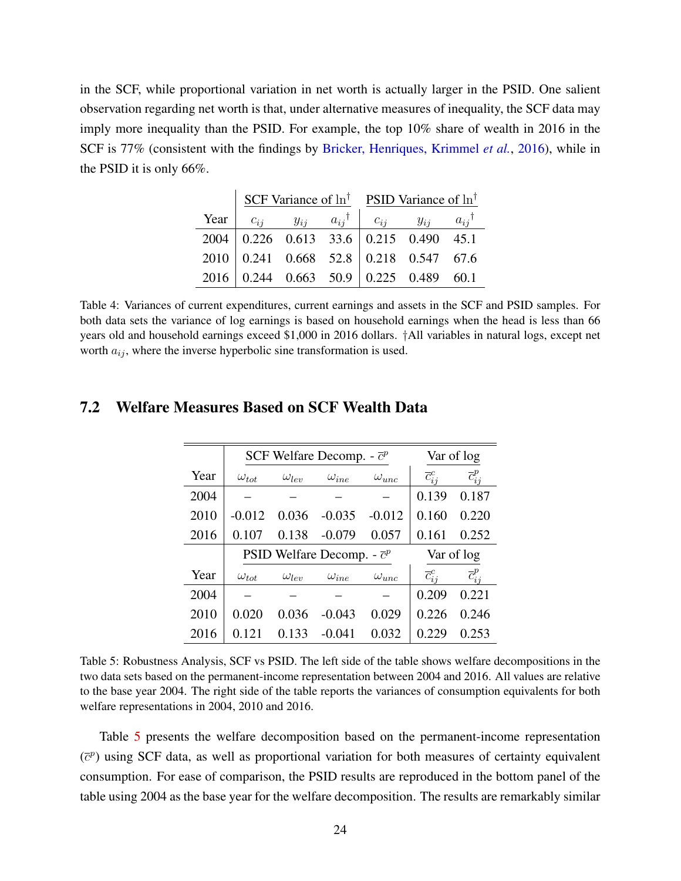in the SCF, while proportional variation in net worth is actually larger in the PSID. One salient observation regarding net worth is that, under alternative measures of inequality, the SCF data may imply more inequality than the PSID. For example, the top 10% share of wealth in 2016 in the SCF is 77% (consistent with the findings by Bricker, Henriques, Krimmel *et al.*, 2016), while in the PSID it is only 66%.

| | SCF Variance of ln$^\dagger$ | | | PSID Variance of ln$^\dagger$ | | |
|---|---|---|---|---|---|---|
| Year | $c_{ij}$ | $y_{ij}$ | $a_{ij}{}^\dagger$ | $c_{ij}$ | $y_{ij}$ | $a_{ij}{}^\dagger$ |
| 2004 | 0.226 | 0.613 | 33.6 | 0.215 | 0.490 | 45.1 |
| 2010 | 0.241 | 0.668 | 52.8 | 0.218 | 0.547 | 67.6 |
| 2016 | 0.244 | 0.663 | 50.9 | 0.225 | 0.489 | 60.1 |

Table 4: Variances of current expenditures, current earnings and assets in the SCF and PSID samples. For both data sets the variance of log earnings is based on household earnings when the head is less than 66 years old and household earnings exceed $1,000 in 2016 dollars. †All variables in natural logs, except net worth $a_{ij}$, where the inverse hyperbolic sine transformation is used.

## 7.2 Welfare Measures Based on SCF Wealth Data

| | SCF Welfare Decomp. - $\overline{c}^p$ | | | | Var of log | |
|---|---|---|---|---|---|---|
| Year | $\omega_{tot}$ | $\omega_{lev}$ | $\omega_{ine}$ | $\omega_{unc}$ | $\overline{c}^c_{ij}$ | $\overline{c}^p_{ij}$ |
| 2004 | – | – | – | – | 0.139 | 0.187 |
| 2010 | -0.012 | 0.036 | -0.035 | -0.012 | 0.160 | 0.220 |
| 2016 | 0.107 | 0.138 | -0.079 | 0.057 | 0.161 | 0.252 |
| | **PSID Welfare Decomp. - $\overline{c}^p$** | | | | **Var of log** | |
| Year | $\omega_{tot}$ | $\omega_{lev}$ | $\omega_{ine}$ | $\omega_{unc}$ | $\overline{c}^c_{ij}$ | $\overline{c}^p_{ij}$ |
| 2004 | – | – | – | – | 0.209 | 0.221 |
| 2010 | 0.020 | 0.036 | -0.043 | 0.029 | 0.226 | 0.246 |
| 2016 | 0.121 | 0.133 | -0.041 | 0.032 | 0.229 | 0.253 |

Table 5: Robustness Analysis, SCF vs PSID. The left side of the table shows welfare decompositions in the two data sets based on the permanent-income representation between 2004 and 2016. All values are relative to the base year 2004. The right side of the table reports the variances of consumption equivalents for both welfare representations in 2004, 2010 and 2016.

Table 5 presents the welfare decomposition based on the permanent-income representation ($\overline{c}^p$) using SCF data, as well as proportional variation for both measures of certainty equivalent consumption. For ease of comparison, the PSID results are reproduced in the bottom panel of the table using 2004 as the base year for the welfare decomposition. The results are remarkably similar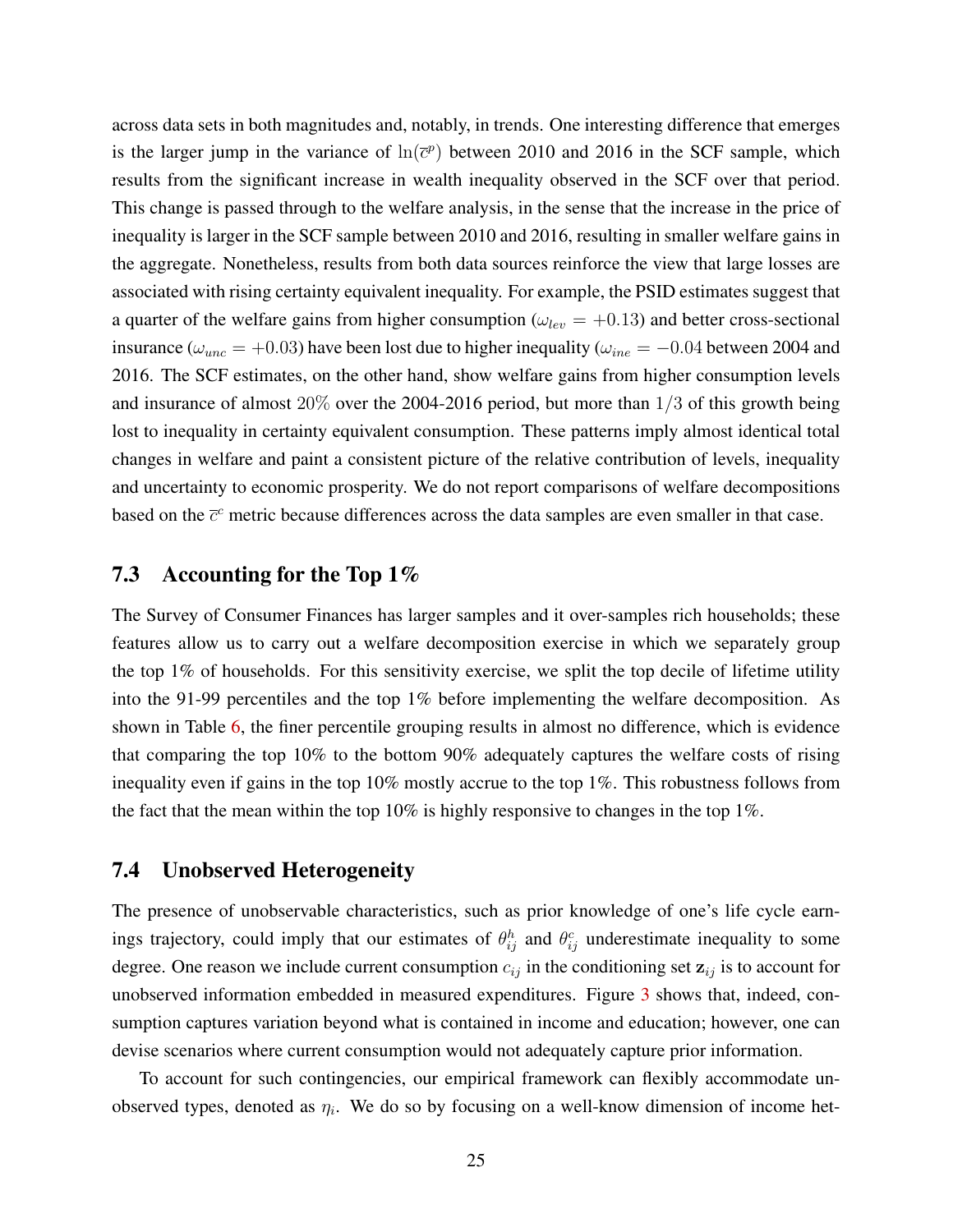across data sets in both magnitudes and, notably, in trends. One interesting difference that emerges is the larger jump in the variance of $\ln(\bar{c}^p)$ between 2010 and 2016 in the SCF sample, which results from the significant increase in wealth inequality observed in the SCF over that period. This change is passed through to the welfare analysis, in the sense that the increase in the price of inequality is larger in the SCF sample between 2010 and 2016, resulting in smaller welfare gains in the aggregate. Nonetheless, results from both data sources reinforce the view that large losses are associated with rising certainty equivalent inequality. For example, the PSID estimates suggest that a quarter of the welfare gains from higher consumption ($\omega_{lev} = +0.13$) and better cross-sectional insurance ($\omega_{unc} = +0.03$) have been lost due to higher inequality ($\omega_{ine} = -0.04$ between 2004 and 2016. The SCF estimates, on the other hand, show welfare gains from higher consumption levels and insurance of almost $20\%$ over the 2004-2016 period, but more than $1/3$ of this growth being lost to inequality in certainty equivalent consumption. These patterns imply almost identical total changes in welfare and paint a consistent picture of the relative contribution of levels, inequality and uncertainty to economic prosperity. We do not report comparisons of welfare decompositions based on the $\bar{c}^c$ metric because differences across the data samples are even smaller in that case.

### 7.3 Accounting for the Top 1%

The Survey of Consumer Finances has larger samples and it over-samples rich households; these features allow us to carry out a welfare decomposition exercise in which we separately group the top 1% of households. For this sensitivity exercise, we split the top decile of lifetime utility into the 91-99 percentiles and the top 1% before implementing the welfare decomposition. As shown in Table 6, the finer percentile grouping results in almost no difference, which is evidence that comparing the top 10% to the bottom 90% adequately captures the welfare costs of rising inequality even if gains in the top 10% mostly accrue to the top 1%. This robustness follows from the fact that the mean within the top 10% is highly responsive to changes in the top 1%.

### 7.4 Unobserved Heterogeneity

The presence of unobservable characteristics, such as prior knowledge of one's life cycle earnings trajectory, could imply that our estimates of $\theta_{ij}^h$ and $\theta_{ij}^c$ underestimate inequality to some degree. One reason we include current consumption $c_{ij}$ in the conditioning set $\mathbf{z}_{ij}$ is to account for unobserved information embedded in measured expenditures. Figure 3 shows that, indeed, consumption captures variation beyond what is contained in income and education; however, one can devise scenarios where current consumption would not adequately capture prior information.

To account for such contingencies, our empirical framework can flexibly accommodate unobserved types, denoted as $\eta_i$. We do so by focusing on a well-know dimension of income het-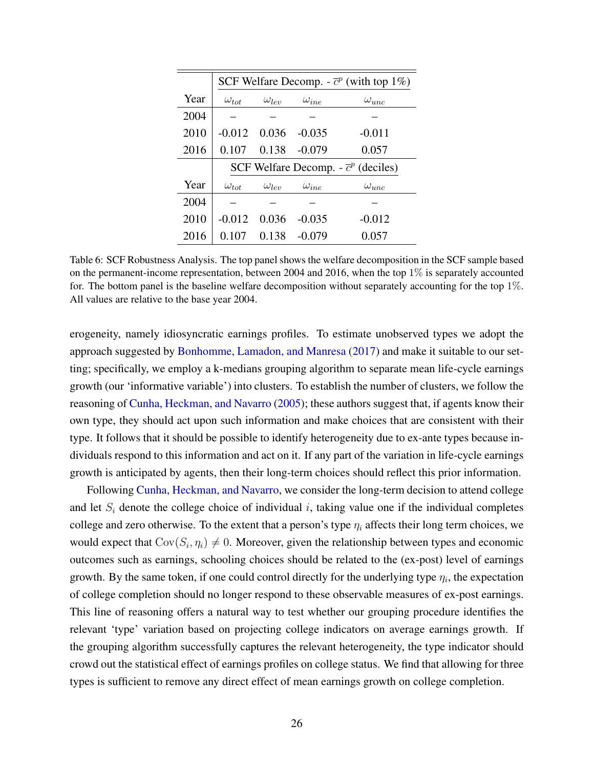| | SCF Welfare Decomp. - $\overline{c}^p$ (with top 1%) | | | |
|---|---|---|---|---|
| Year | $\omega_{tot}$ | $\omega_{lev}$ | $\omega_{ine}$ | $\omega_{unc}$ |
| 2004 | – | – | – | – |
| 2010 | -0.012 | 0.036 | -0.035 | -0.011 |
| 2016 | 0.107 | 0.138 | -0.079 | 0.057 |
| | SCF Welfare Decomp. - $\overline{c}^p$ (deciles) | | | |
| Year | $\omega_{tot}$ | $\omega_{lev}$ | $\omega_{ine}$ | $\omega_{unc}$ |
| 2004 | – | – | – | – |
| 2010 | -0.012 | 0.036 | -0.035 | -0.012 |
| 2016 | 0.107 | 0.138 | -0.079 | 0.057 |

Table 6: SCF Robustness Analysis. The top panel shows the welfare decomposition in the SCF sample based on the permanent-income representation, between 2004 and 2016, when the top 1% is separately accounted for. The bottom panel is the baseline welfare decomposition without separately accounting for the top 1%. All values are relative to the base year 2004.

erogeneity, namely idiosyncratic earnings profiles. To estimate unobserved types we adopt the approach suggested by Bonhomme, Lamadon, and Manresa (2017) and make it suitable to our setting; specifically, we employ a k-medians grouping algorithm to separate mean life-cycle earnings growth (our 'informative variable') into clusters. To establish the number of clusters, we follow the reasoning of Cunha, Heckman, and Navarro (2005); these authors suggest that, if agents know their own type, they should act upon such information and make choices that are consistent with their type. It follows that it should be possible to identify heterogeneity due to ex-ante types because individuals respond to this information and act on it. If any part of the variation in life-cycle earnings growth is anticipated by agents, then their long-term choices should reflect this prior information.

Following Cunha, Heckman, and Navarro, we consider the long-term decision to attend college and let $S_i$ denote the college choice of individual $i$, taking value one if the individual completes college and zero otherwise. To the extent that a person's type $\eta_i$ affects their long term choices, we would expect that $\text{Cov}(S_i, \eta_i) \neq 0$. Moreover, given the relationship between types and economic outcomes such as earnings, schooling choices should be related to the (ex-post) level of earnings growth. By the same token, if one could control directly for the underlying type $\eta_i$, the expectation of college completion should no longer respond to these observable measures of ex-post earnings. This line of reasoning offers a natural way to test whether our grouping procedure identifies the relevant 'type' variation based on projecting college indicators on average earnings growth. If the grouping algorithm successfully captures the relevant heterogeneity, the type indicator should crowd out the statistical effect of earnings profiles on college status. We find that allowing for three types is sufficient to remove any direct effect of mean earnings growth on college completion.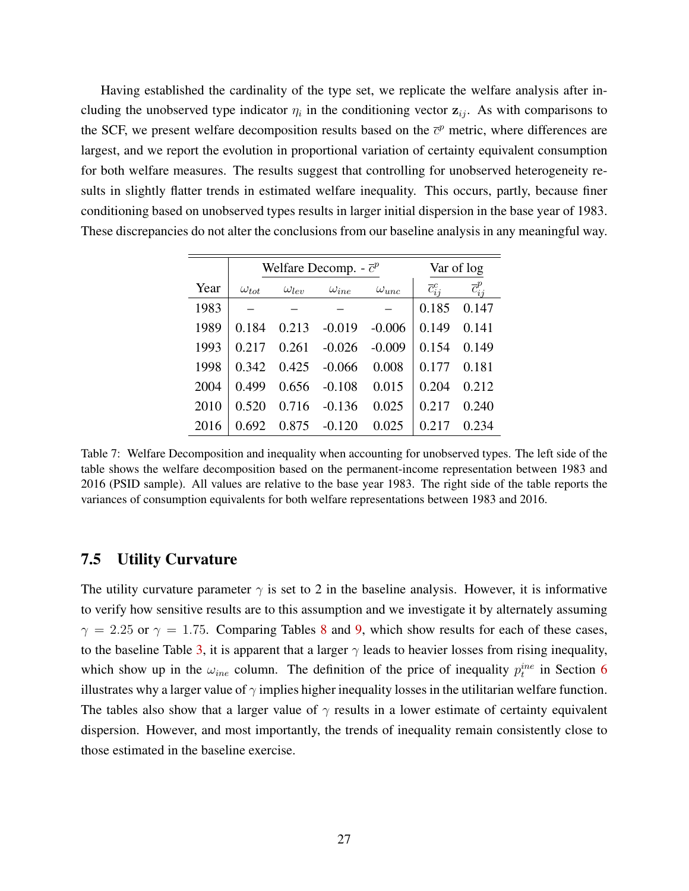Having established the cardinality of the type set, we replicate the welfare analysis after including the unobserved type indicator $\eta_i$ in the conditioning vector $\mathbf{z}_{ij}$. As with comparisons to the SCF, we present welfare decomposition results based on the $\overline{c}^p$ metric, where differences are largest, and we report the evolution in proportional variation of certainty equivalent consumption for both welfare measures. The results suggest that controlling for unobserved heterogeneity results in slightly flatter trends in estimated welfare inequality. This occurs, partly, because finer conditioning based on unobserved types results in larger initial dispersion in the base year of 1983. These discrepancies do not alter the conclusions from our baseline analysis in any meaningful way.

| | Welfare Decomp. - $\overline{c}^p$ | | | | Var of log | |
|---|---|---|---|---|---|---|
| Year | $\omega_{tot}$ | $\omega_{lev}$ | $\omega_{ine}$ | $\omega_{unc}$ | $\overline{c}^c_{ij}$ | $\overline{c}^p_{ij}$ |
| 1983 | – | – | – | – | 0.185 | 0.147 |
| 1989 | 0.184 | 0.213 | -0.019 | -0.006 | 0.149 | 0.141 |
| 1993 | 0.217 | 0.261 | -0.026 | -0.009 | 0.154 | 0.149 |
| 1998 | 0.342 | 0.425 | -0.066 | 0.008 | 0.177 | 0.181 |
| 2004 | 0.499 | 0.656 | -0.108 | 0.015 | 0.204 | 0.212 |
| 2010 | 0.520 | 0.716 | -0.136 | 0.025 | 0.217 | 0.240 |
| 2016 | 0.692 | 0.875 | -0.120 | 0.025 | 0.217 | 0.234 |

Table 7: Welfare Decomposition and inequality when accounting for unobserved types. The left side of the table shows the welfare decomposition based on the permanent-income representation between 1983 and 2016 (PSID sample). All values are relative to the base year 1983. The right side of the table reports the variances of consumption equivalents for both welfare representations between 1983 and 2016.

## 7.5 Utility Curvature

The utility curvature parameter $\gamma$ is set to 2 in the baseline analysis. However, it is informative to verify how sensitive results are to this assumption and we investigate it by alternately assuming $\gamma = 2.25$ or $\gamma = 1.75$. Comparing Tables 8 and 9, which show results for each of these cases, to the baseline Table 3, it is apparent that a larger $\gamma$ leads to heavier losses from rising inequality, which show up in the $\omega_{ine}$ column. The definition of the price of inequality $p^{ine}_t$ in Section 6 illustrates why a larger value of $\gamma$ implies higher inequality losses in the utilitarian welfare function. The tables also show that a larger value of $\gamma$ results in a lower estimate of certainty equivalent dispersion. However, and most importantly, the trends of inequality remain consistently close to those estimated in the baseline exercise.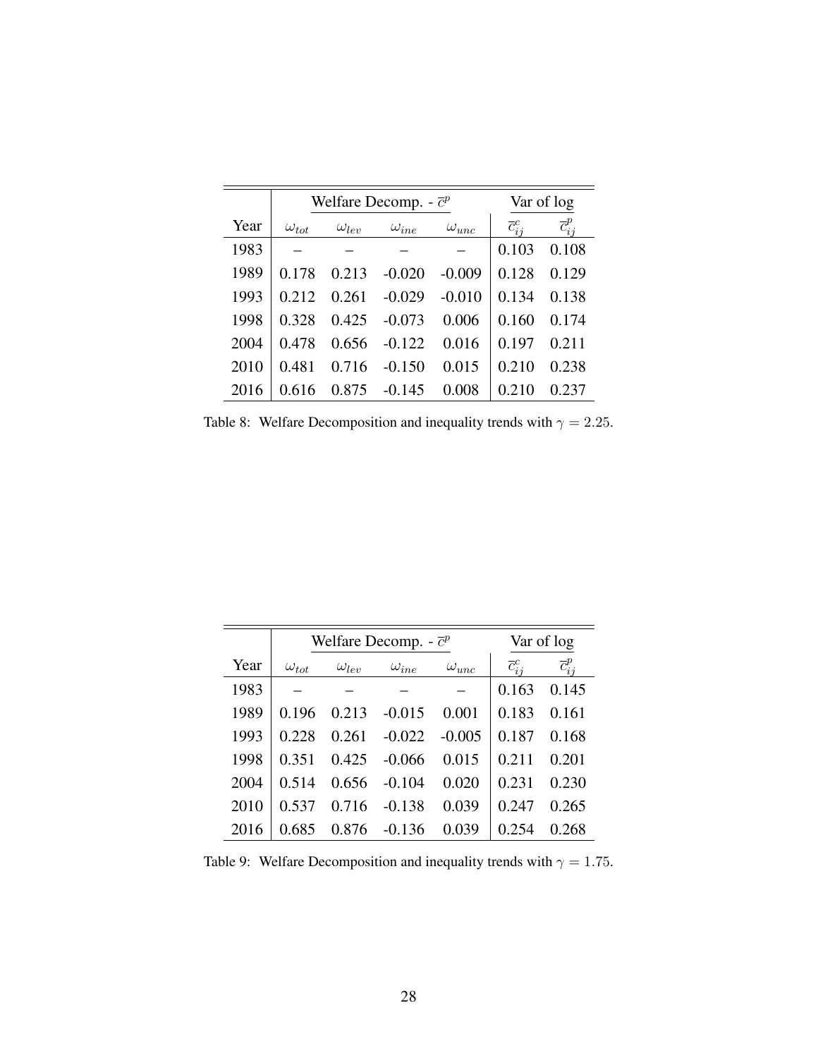| | Welfare Decomp. - $\overline{c}^p$ | | | | Var of log | |
|---|---|---|---|---|---|---|
| Year | $\omega_{tot}$ | $\omega_{lev}$ | $\omega_{ine}$ | $\omega_{unc}$ | $\overline{c}_{ij}^c$ | $\overline{c}_{ij}^p$ |
| 1983 | – | – | – | – | 0.103 | 0.108 |
| 1989 | 0.178 | 0.213 | -0.020 | -0.009 | 0.128 | 0.129 |
| 1993 | 0.212 | 0.261 | -0.029 | -0.010 | 0.134 | 0.138 |
| 1998 | 0.328 | 0.425 | -0.073 | 0.006 | 0.160 | 0.174 |
| 2004 | 0.478 | 0.656 | -0.122 | 0.016 | 0.197 | 0.211 |
| 2010 | 0.481 | 0.716 | -0.150 | 0.015 | 0.210 | 0.238 |
| 2016 | 0.616 | 0.875 | -0.145 | 0.008 | 0.210 | 0.237 |

Table 8: Welfare Decomposition and inequality trends with $\gamma = 2.25$.

| | Welfare Decomp. - $\overline{c}^p$ | | | | Var of log | |
|---|---|---|---|---|---|---|
| Year | $\omega_{tot}$ | $\omega_{lev}$ | $\omega_{ine}$ | $\omega_{unc}$ | $\overline{c}_{ij}^c$ | $\overline{c}_{ij}^p$ |
| 1983 | – | – | – | – | 0.163 | 0.145 |
| 1989 | 0.196 | 0.213 | -0.015 | 0.001 | 0.183 | 0.161 |
| 1993 | 0.228 | 0.261 | -0.022 | -0.005 | 0.187 | 0.168 |
| 1998 | 0.351 | 0.425 | -0.066 | 0.015 | 0.211 | 0.201 |
| 2004 | 0.514 | 0.656 | -0.104 | 0.020 | 0.231 | 0.230 |
| 2010 | 0.537 | 0.716 | -0.138 | 0.039 | 0.247 | 0.265 |
| 2016 | 0.685 | 0.876 | -0.136 | 0.039 | 0.254 | 0.268 |

Table 9: Welfare Decomposition and inequality trends with $\gamma = 1.75$.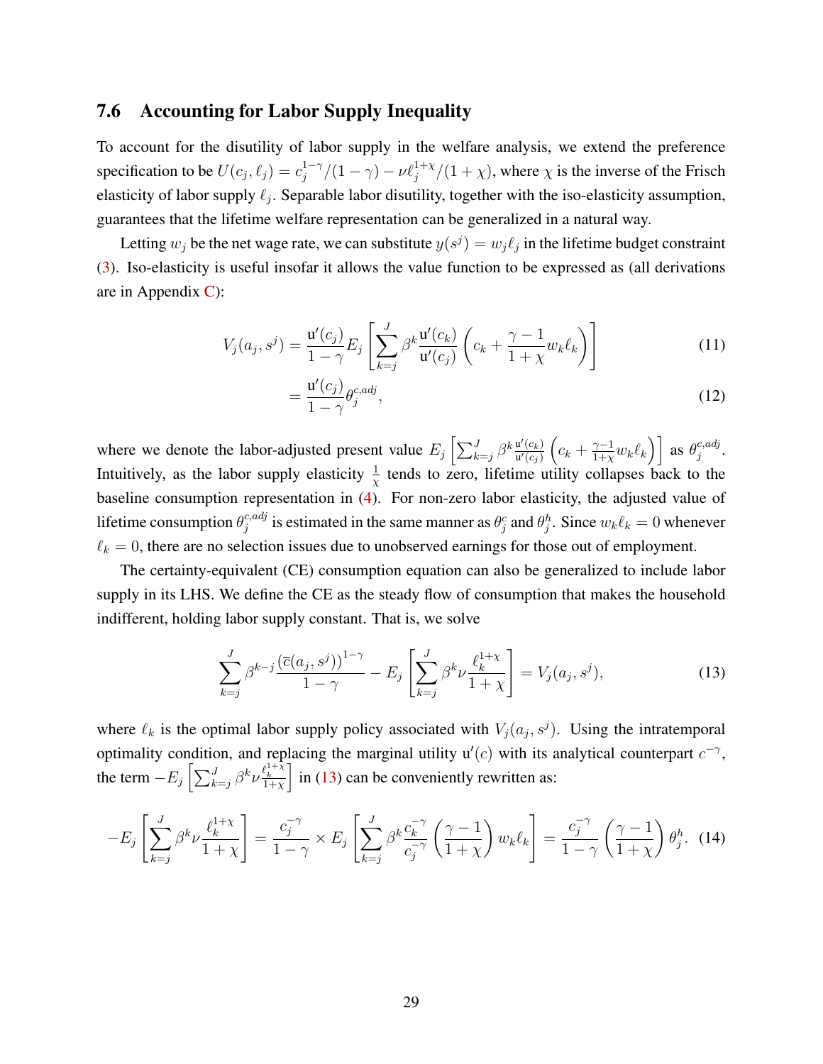### 7.6 Accounting for Labor Supply Inequality

To account for the disutility of labor supply in the welfare analysis, we extend the preference specification to be $U(c_j, \ell_j) = c_j^{1-\gamma}/(1-\gamma) - \nu \ell_j^{1+\chi}/(1+\chi)$, where $\chi$ is the inverse of the Frisch elasticity of labor supply $\ell_j$. Separable labor disutility, together with the iso-elasticity assumption, guarantees that the lifetime welfare representation can be generalized in a natural way.

Letting $w_j$ be the net wage rate, we can substitute $y(s^j) = w_j \ell_j$ in the lifetime budget constraint (3). Iso-elasticity is useful insofar it allows the value function to be expressed as (all derivations are in Appendix C):

$$V_j(a_j, s^j) = \frac{\mathsf{u}'(c_j)}{1-\gamma} E_j \left[ \sum_{k=j}^{J} \beta^k \frac{\mathsf{u}'(c_k)}{\mathsf{u}'(c_j)} \left( c_k + \frac{\gamma - 1}{1+\chi} w_k \ell_k \right) \right] \tag{11}$$

$$= \frac{\mathsf{u}'(c_j)}{1-\gamma} \theta_j^{c,adj}, \tag{12}$$

where we denote the labor-adjusted present value $E_j \left[ \sum_{k=j}^{J} \beta^k \frac{\mathsf{u}'(c_k)}{\mathsf{u}'(c_j)} \left( c_k + \frac{\gamma-1}{1+\chi} w_k \ell_k \right) \right]$ as $\theta_j^{c,adj}$. Intuitively, as the labor supply elasticity $\frac{1}{\chi}$ tends to zero, lifetime utility collapses back to the baseline consumption representation in (4). For non-zero labor elasticity, the adjusted value of lifetime consumption $\theta_j^{c,adj}$ is estimated in the same manner as $\theta_j^c$ and $\theta_j^h$. Since $w_k \ell_k = 0$ whenever $\ell_k = 0$, there are no selection issues due to unobserved earnings for those out of employment.

The certainty-equivalent (CE) consumption equation can also be generalized to include labor supply in its LHS. We define the CE as the steady flow of consumption that makes the household indifferent, holding labor supply constant. That is, we solve

$$\sum_{k=j}^{J} \beta^{k-j} \frac{(\bar{c}(a_j, s^j))^{1-\gamma}}{1-\gamma} - E_j \left[ \sum_{k=j}^{J} \beta^k \nu \frac{\ell_k^{1+\chi}}{1+\chi} \right] = V_j(a_j, s^j), \tag{13}$$

where $\ell_k$ is the optimal labor supply policy associated with $V_j(a_j, s^j)$. Using the intratemporal optimality condition, and replacing the marginal utility $\mathsf{u}'(c)$ with its analytical counterpart $c^{-\gamma}$, the term $-E_j \left[ \sum_{k=j}^{J} \beta^k \nu \frac{\ell_k^{1+\chi}}{1+\chi} \right]$ in (13) can be conveniently rewritten as:

$$-E_j \left[ \sum_{k=j}^{J} \beta^k \nu \frac{\ell_k^{1+\chi}}{1+\chi} \right] = \frac{c_j^{-\gamma}}{1-\gamma} \times E_j \left[ \sum_{k=j}^{J} \beta^k \frac{c_k^{-\gamma}}{c_j^{-\gamma}} \left( \frac{\gamma - 1}{1+\chi} \right) w_k \ell_k \right] = \frac{c_j^{-\gamma}}{1-\gamma} \left( \frac{\gamma-1}{1+\chi} \right) \theta_j^h. \tag{14}$$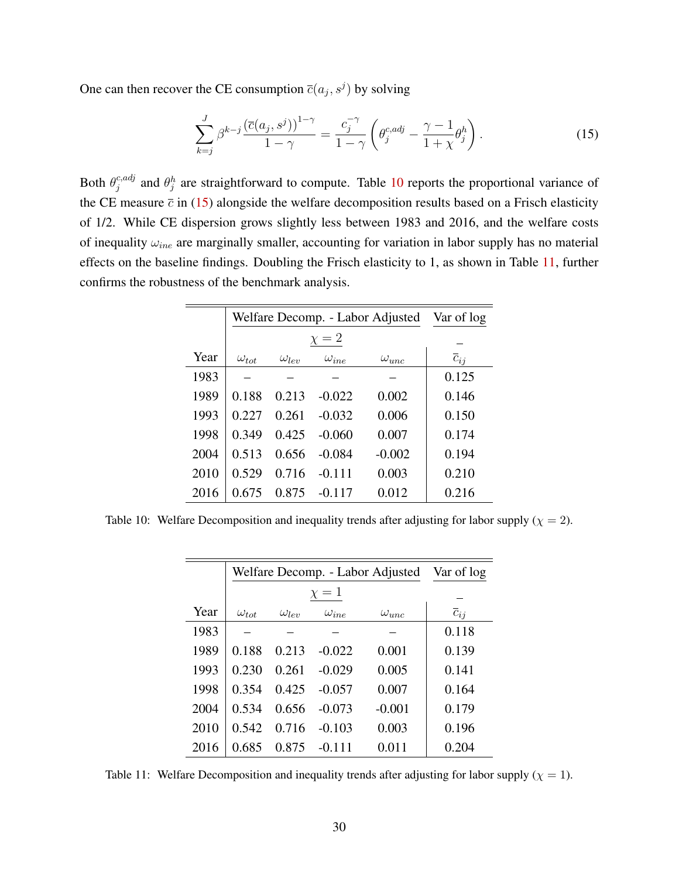One can then recover the CE consumption $\bar{c}(a_j, s^j)$ by solving

$$\sum_{k=j}^{J} \beta^{k-j} \frac{(\bar{c}(a_j, s^j))^{1-\gamma}}{1-\gamma} = \frac{c_j^{-\gamma}}{1-\gamma} \left( \theta_j^{c,adj} - \frac{\gamma - 1}{1+\chi} \theta_j^h \right). \tag{15}$$

Both $\theta_j^{c,adj}$ and $\theta_j^h$ are straightforward to compute. Table 10 reports the proportional variance of the CE measure $\bar{c}$ in (15) alongside the welfare decomposition results based on a Frisch elasticity of 1/2. While CE dispersion grows slightly less between 1983 and 2016, and the welfare costs of inequality $\omega_{ine}$ are marginally smaller, accounting for variation in labor supply has no material effects on the baseline findings. Doubling the Frisch elasticity to 1, as shown in Table 11, further confirms the robustness of the benchmark analysis.

| | Welfare Decomp. - Labor Adjusted | | | | Var of log |
|---|---|---|---|---|---|
| | $\chi = 2$ | | | | $-$ |
| Year | $\omega_{tot}$ | $\omega_{lev}$ | $\omega_{ine}$ | $\omega_{unc}$ | $\bar{c}_{ij}$ |
| 1983 | – | – | – | – | 0.125 |
| 1989 | 0.188 | 0.213 | -0.022 | 0.002 | 0.146 |
| 1993 | 0.227 | 0.261 | -0.032 | 0.006 | 0.150 |
| 1998 | 0.349 | 0.425 | -0.060 | 0.007 | 0.174 |
| 2004 | 0.513 | 0.656 | -0.084 | -0.002 | 0.194 |
| 2010 | 0.529 | 0.716 | -0.111 | 0.003 | 0.210 |
| 2016 | 0.675 | 0.875 | -0.117 | 0.012 | 0.216 |

Table 10: Welfare Decomposition and inequality trends after adjusting for labor supply ($\chi = 2$).

| | Welfare Decomp. - Labor Adjusted | | | | Var of log |
|---|---|---|---|---|---|
| | $\chi = 1$ | | | | $-$ |
| Year | $\omega_{tot}$ | $\omega_{lev}$ | $\omega_{ine}$ | $\omega_{unc}$ | $\bar{c}_{ij}$ |
| 1983 | – | – | – | – | 0.118 |
| 1989 | 0.188 | 0.213 | -0.022 | 0.001 | 0.139 |
| 1993 | 0.230 | 0.261 | -0.029 | 0.005 | 0.141 |
| 1998 | 0.354 | 0.425 | -0.057 | 0.007 | 0.164 |
| 2004 | 0.534 | 0.656 | -0.073 | -0.001 | 0.179 |
| 2010 | 0.542 | 0.716 | -0.103 | 0.003 | 0.196 |
| 2016 | 0.685 | 0.875 | -0.111 | 0.011 | 0.204 |

Table 11: Welfare Decomposition and inequality trends after adjusting for labor supply ($\chi = 1$).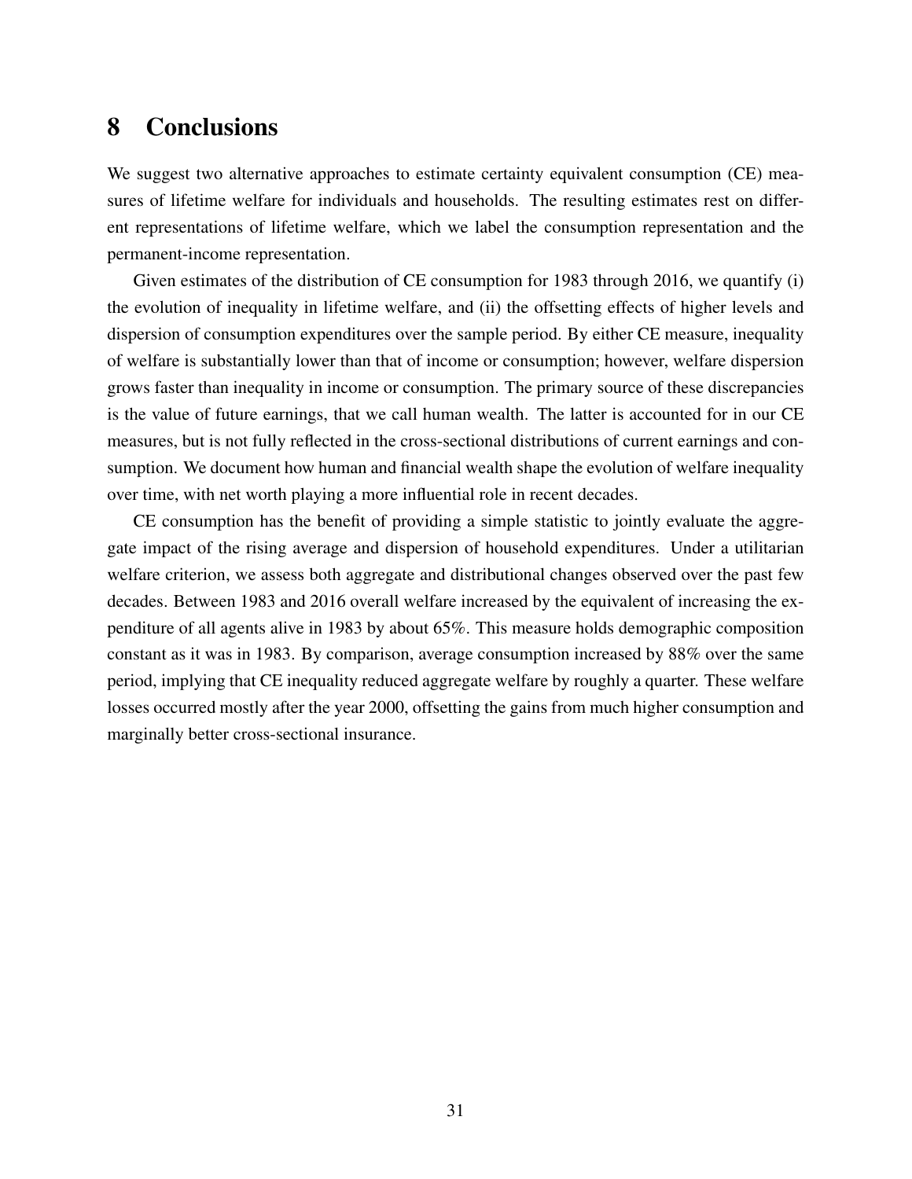# 8 Conclusions

We suggest two alternative approaches to estimate certainty equivalent consumption (CE) measures of lifetime welfare for individuals and households. The resulting estimates rest on different representations of lifetime welfare, which we label the consumption representation and the permanent-income representation.

Given estimates of the distribution of CE consumption for 1983 through 2016, we quantify (i) the evolution of inequality in lifetime welfare, and (ii) the offsetting effects of higher levels and dispersion of consumption expenditures over the sample period. By either CE measure, inequality of welfare is substantially lower than that of income or consumption; however, welfare dispersion grows faster than inequality in income or consumption. The primary source of these discrepancies is the value of future earnings, that we call human wealth. The latter is accounted for in our CE measures, but is not fully reflected in the cross-sectional distributions of current earnings and consumption. We document how human and financial wealth shape the evolution of welfare inequality over time, with net worth playing a more influential role in recent decades.

CE consumption has the benefit of providing a simple statistic to jointly evaluate the aggregate impact of the rising average and dispersion of household expenditures. Under a utilitarian welfare criterion, we assess both aggregate and distributional changes observed over the past few decades. Between 1983 and 2016 overall welfare increased by the equivalent of increasing the expenditure of all agents alive in 1983 by about 65%. This measure holds demographic composition constant as it was in 1983. By comparison, average consumption increased by 88% over the same period, implying that CE inequality reduced aggregate welfare by roughly a quarter. These welfare losses occurred mostly after the year 2000, offsetting the gains from much higher consumption and marginally better cross-sectional insurance.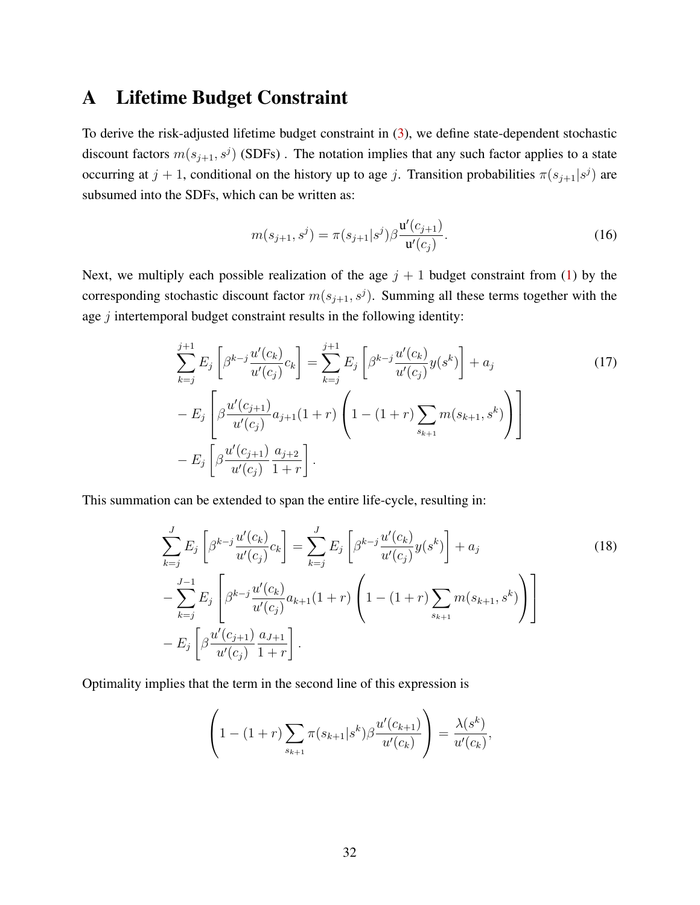# A Lifetime Budget Constraint

To derive the risk-adjusted lifetime budget constraint in (3), we define state-dependent stochastic discount factors $m(s_{j+1}, s^j)$ (SDFs) . The notation implies that any such factor applies to a state occurring at $j+1$, conditional on the history up to age $j$. Transition probabilities $\pi(s_{j+1}|s^j)$ are subsumed into the SDFs, which can be written as:

$$m(s_{j+1}, s^j) = \pi(s_{j+1}|s^j)\beta \frac{\mathsf{u}'(c_{j+1})}{\mathsf{u}'(c_j)}. \tag{16}$$

Next, we multiply each possible realization of the age $j+1$ budget constraint from (1) by the corresponding stochastic discount factor $m(s_{j+1}, s^j)$. Summing all these terms together with the age $j$ intertemporal budget constraint results in the following identity:

$$\begin{aligned}
\sum_{k=j}^{j+1} E_j\left[\beta^{k-j}\frac{u'(c_k)}{u'(c_j)}c_k\right] &= \sum_{k=j}^{j+1} E_j\left[\beta^{k-j}\frac{u'(c_k)}{u'(c_j)}y(s^k)\right] + a_j \\
&- E_j\left[\beta\frac{u'(c_{j+1})}{u'(c_j)}a_{j+1}(1+r)\left(1-(1+r)\sum_{s_{k+1}} m(s_{k+1}, s^k)\right)\right] \\
&- E_j\left[\beta\frac{u'(c_{j+1})}{u'(c_j)}\frac{a_{j+2}}{1+r}\right].
\end{aligned} \tag{17}$$

This summation can be extended to span the entire life-cycle, resulting in:

$$\begin{aligned}
\sum_{k=j}^{J} E_j\left[\beta^{k-j}\frac{u'(c_k)}{u'(c_j)}c_k\right] &= \sum_{k=j}^{J} E_j\left[\beta^{k-j}\frac{u'(c_k)}{u'(c_j)}y(s^k)\right] + a_j \\
&- \sum_{k=j}^{J-1} E_j\left[\beta^{k-j}\frac{u'(c_k)}{u'(c_j)}a_{k+1}(1+r)\left(1-(1+r)\sum_{s_{k+1}} m(s_{k+1}, s^k)\right)\right] \\
&- E_j\left[\beta\frac{u'(c_{j+1})}{u'(c_j)}\frac{a_{J+1}}{1+r}\right].
\end{aligned} \tag{18}$$

Optimality implies that the term in the second line of this expression is

$$\left(1-(1+r)\sum_{s_{k+1}} \pi(s_{k+1}|s^k)\beta\frac{u'(c_{k+1})}{u'(c_k)}\right) = \frac{\lambda(s^k)}{u'(c_k)},$$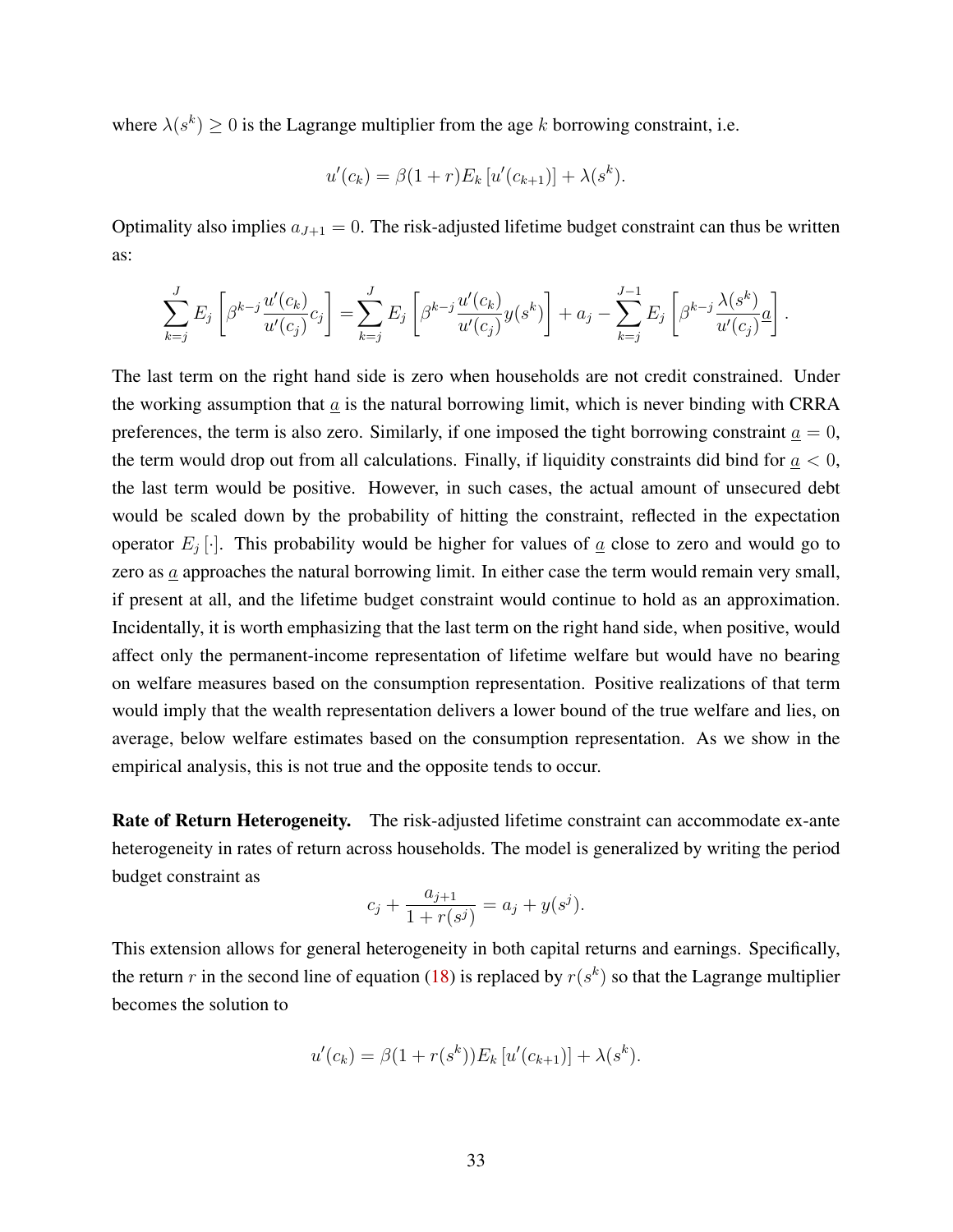where $\lambda(s^k) \geq 0$ is the Lagrange multiplier from the age $k$ borrowing constraint, i.e.

$$u'(c_k) = \beta(1+r)E_k\left[u'(c_{k+1})\right] + \lambda(s^k).$$

Optimality also implies $a_{J+1} = 0$. The risk-adjusted lifetime budget constraint can thus be written as:

$$\sum_{k=j}^{J} E_j\left[\beta^{k-j}\frac{u'(c_k)}{u'(c_j)}c_j\right] = \sum_{k=j}^{J} E_j\left[\beta^{k-j}\frac{u'(c_k)}{u'(c_j)}y(s^k)\right] + a_j - \sum_{k=j}^{J-1} E_j\left[\beta^{k-j}\frac{\lambda(s^k)}{u'(c_j)}\underline{a}\right].$$

The last term on the right hand side is zero when households are not credit constrained. Under the working assumption that $\underline{a}$ is the natural borrowing limit, which is never binding with CRRA preferences, the term is also zero. Similarly, if one imposed the tight borrowing constraint $\underline{a} = 0$, the term would drop out from all calculations. Finally, if liquidity constraints did bind for $\underline{a} < 0$, the last term would be positive. However, in such cases, the actual amount of unsecured debt would be scaled down by the probability of hitting the constraint, reflected in the expectation operator $E_j[\cdot]$. This probability would be higher for values of $\underline{a}$ close to zero and would go to zero as $\underline{a}$ approaches the natural borrowing limit. In either case the term would remain very small, if present at all, and the lifetime budget constraint would continue to hold as an approximation. Incidentally, it is worth emphasizing that the last term on the right hand side, when positive, would affect only the permanent-income representation of lifetime welfare but would have no bearing on welfare measures based on the consumption representation. Positive realizations of that term would imply that the wealth representation delivers a lower bound of the true welfare and lies, on average, below welfare estimates based on the consumption representation. As we show in the empirical analysis, this is not true and the opposite tends to occur.

**Rate of Return Heterogeneity.** The risk-adjusted lifetime constraint can accommodate ex-ante heterogeneity in rates of return across households. The model is generalized by writing the period budget constraint as

$$c_j + \frac{a_{j+1}}{1+r(s^j)} = a_j + y(s^j).$$

This extension allows for general heterogeneity in both capital returns and earnings. Specifically, the return $r$ in the second line of equation (18) is replaced by $r(s^k)$ so that the Lagrange multiplier becomes the solution to

$$u'(c_k) = \beta(1+r(s^k))E_k\left[u'(c_{k+1})\right] + \lambda(s^k).$$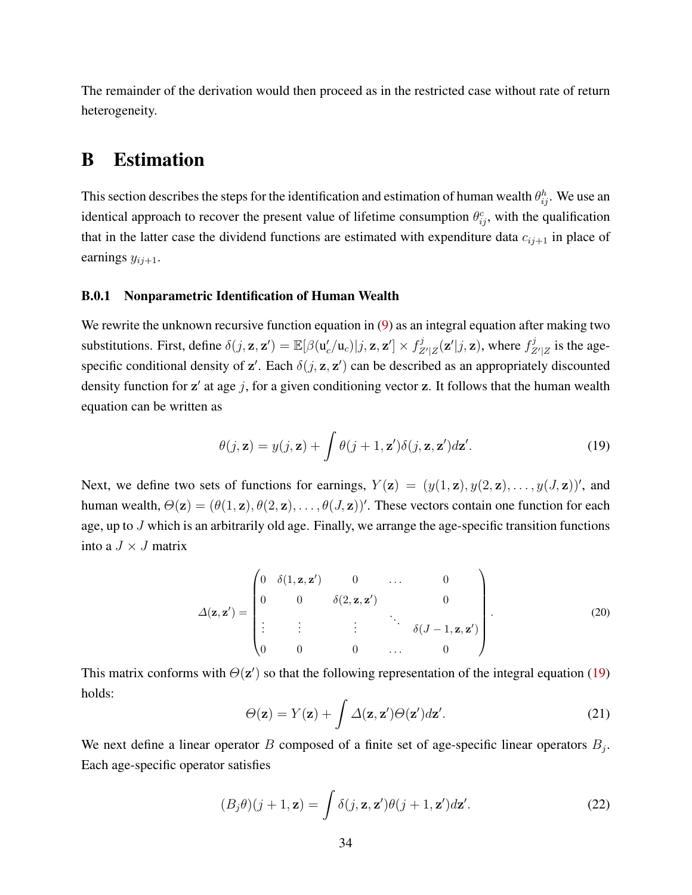The remainder of the derivation would then proceed as in the restricted case without rate of return heterogeneity.

# B Estimation

This section describes the steps for the identification and estimation of human wealth $\theta^h_{ij}$. We use an identical approach to recover the present value of lifetime consumption $\theta^c_{ij}$, with the qualification that in the latter case the dividend functions are estimated with expenditure data $c_{ij+1}$ in place of earnings $y_{ij+1}$.

### B.0.1 Nonparametric Identification of Human Wealth

We rewrite the unknown recursive function equation in (9) as an integral equation after making two substitutions. First, define $\delta(j, \mathbf{z}, \mathbf{z}') = \mathbb{E}[\beta(\mathrm{u}'_c/\mathrm{u}_c)|j, \mathbf{z}, \mathbf{z}'] \times f^j_{Z'|Z}(\mathbf{z}'|j, \mathbf{z})$, where $f^j_{Z'|Z}$ is the age-specific conditional density of $\mathbf{z}'$. Each $\delta(j, \mathbf{z}, \mathbf{z}')$ can be described as an appropriately discounted density function for $\mathbf{z}'$ at age $j$, for a given conditioning vector $\mathbf{z}$. It follows that the human wealth equation can be written as

$$\theta(j, \mathbf{z}) = y(j, \mathbf{z}) + \int \theta(j+1, \mathbf{z}')\delta(j, \mathbf{z}, \mathbf{z}')d\mathbf{z}'. \tag{19}$$

Next, we define two sets of functions for earnings, $Y(\mathbf{z}) = (y(1, \mathbf{z}), y(2, \mathbf{z}), \ldots, y(J, \mathbf{z}))'$, and human wealth, $\Theta(\mathbf{z}) = (\theta(1, \mathbf{z}), \theta(2, \mathbf{z}), \ldots, \theta(J, \mathbf{z}))'$. These vectors contain one function for each age, up to $J$ which is an arbitrarily old age. Finally, we arrange the age-specific transition functions into a $J \times J$ matrix

$$\varDelta(\mathbf{z}, \mathbf{z}') = \begin{pmatrix} 0 & \delta(1, \mathbf{z}, \mathbf{z}') & 0 & \ldots & 0 \\ 0 & 0 & \delta(2, \mathbf{z}, \mathbf{z}') & & 0 \\ \vdots & \vdots & \vdots & \ddots & \delta(J-1, \mathbf{z}, \mathbf{z}') \\ 0 & 0 & 0 & \ldots & 0 \end{pmatrix}. \tag{20}$$

This matrix conforms with $\Theta(\mathbf{z}')$ so that the following representation of the integral equation (19) holds:

$$\Theta(\mathbf{z}) = Y(\mathbf{z}) + \int \varDelta(\mathbf{z}, \mathbf{z}')\Theta(\mathbf{z}')d\mathbf{z}'. \tag{21}$$

We next define a linear operator $B$ composed of a finite set of age-specific linear operators $B_j$. Each age-specific operator satisfies

$$(B_j\theta)(j+1, \mathbf{z}) = \int \delta(j, \mathbf{z}, \mathbf{z}')\theta(j+1, \mathbf{z}')d\mathbf{z}'. \tag{22}$$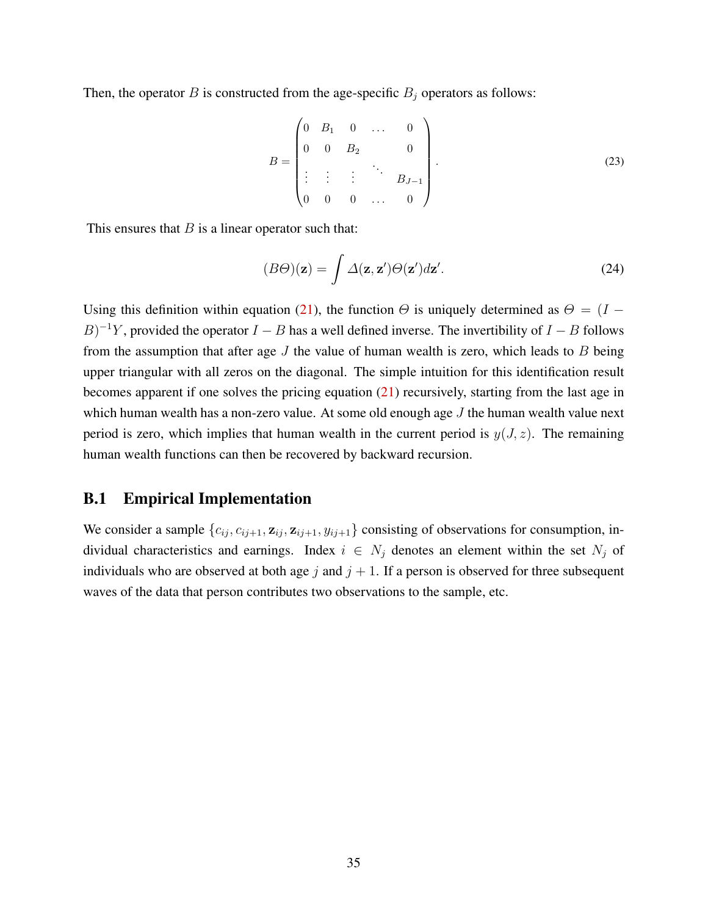Then, the operator $B$ is constructed from the age-specific $B_j$ operators as follows:

$$
B = \begin{pmatrix} 0 & B_1 & 0 & \dots & 0 \\ 0 & 0 & B_2 & & 0 \\ \vdots & \vdots & \vdots & \ddots & B_{J-1} \\ 0 & 0 & 0 & \dots & 0 \end{pmatrix}. \tag{23}
$$

This ensures that $B$ is a linear operator such that:

$$
(B\Theta)(\mathbf{z}) = \int \Delta(\mathbf{z}, \mathbf{z}')\Theta(\mathbf{z}')d\mathbf{z}'. \tag{24}
$$

Using this definition within equation (21), the function $\Theta$ is uniquely determined as $\Theta = (I - B)^{-1}Y$, provided the operator $I - B$ has a well defined inverse. The invertibility of $I - B$ follows from the assumption that after age $J$ the value of human wealth is zero, which leads to $B$ being upper triangular with all zeros on the diagonal. The simple intuition for this identification result becomes apparent if one solves the pricing equation (21) recursively, starting from the last age in which human wealth has a non-zero value. At some old enough age $J$ the human wealth value next period is zero, which implies that human wealth in the current period is $y(J, z)$. The remaining human wealth functions can then be recovered by backward recursion.

## B.1 Empirical Implementation

We consider a sample $\{c_{ij}, c_{ij+1}, \mathbf{z}_{ij}, \mathbf{z}_{ij+1}, y_{ij+1}\}$ consisting of observations for consumption, individual characteristics and earnings. Index $i \in N_j$ denotes an element within the set $N_j$ of individuals who are observed at both age $j$ and $j + 1$. If a person is observed for three subsequent waves of the data that person contributes two observations to the sample, etc.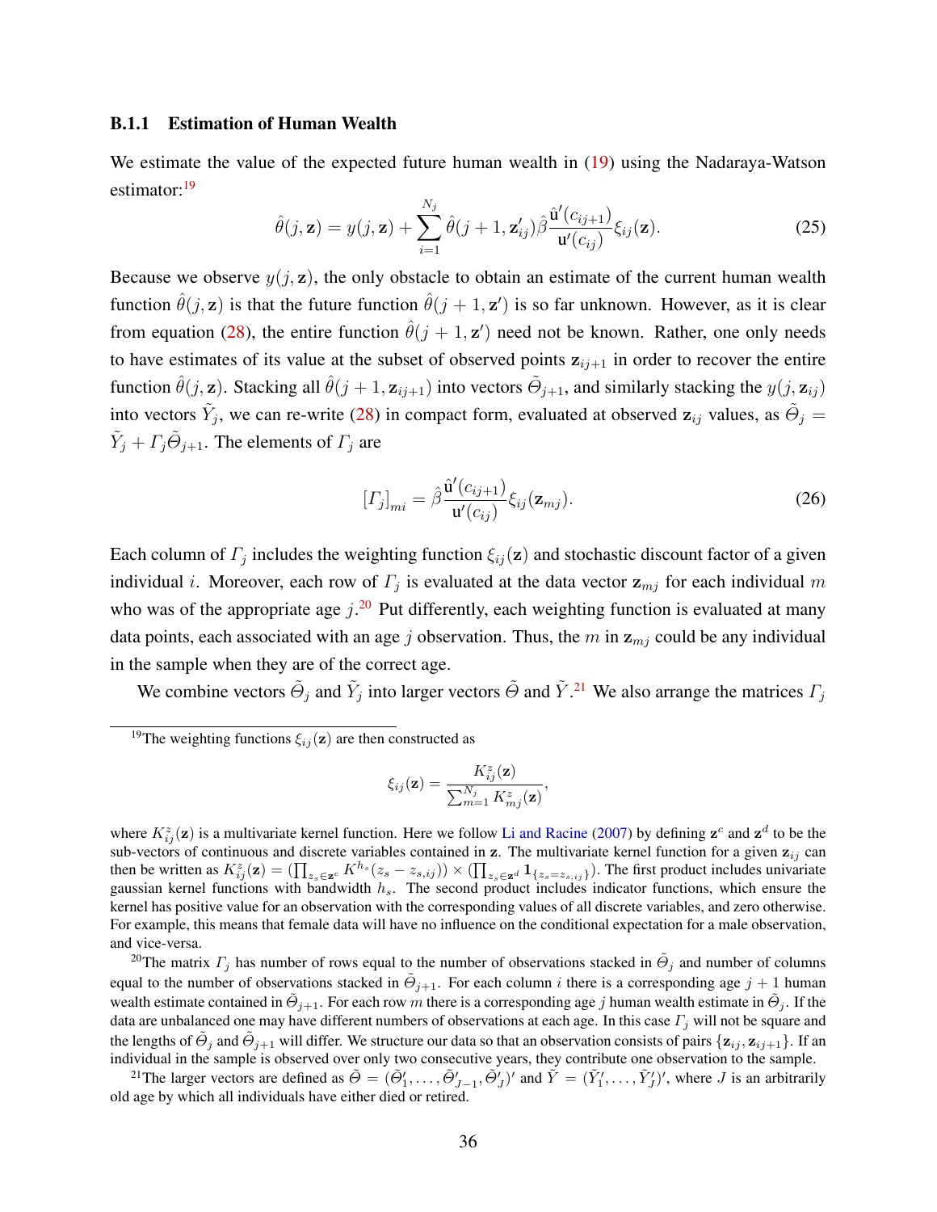### B.1.1 Estimation of Human Wealth

We estimate the value of the expected future human wealth in (19) using the Nadaraya-Watson estimator:[19]

$$\hat{\theta}(j, \mathbf{z}) = y(j, \mathbf{z}) + \sum_{i=1}^{N_j} \hat{\theta}(j+1, \mathbf{z}'_{ij}) \hat{\beta} \frac{\hat{\mathrm{u}}'(c_{ij+1})}{\mathrm{u}'(c_{ij})} \xi_{ij}(\mathbf{z}). \tag{25}$$

Because we observe $y(j, \mathbf{z})$, the only obstacle to obtain an estimate of the current human wealth function $\hat{\theta}(j, \mathbf{z})$ is that the future function $\hat{\theta}(j+1, \mathbf{z}')$ is so far unknown. However, as it is clear from equation (28), the entire function $\hat{\theta}(j+1, \mathbf{z}')$ need not be known. Rather, one only needs to have estimates of its value at the subset of observed points $\mathbf{z}_{ij+1}$ in order to recover the entire function $\hat{\theta}(j, \mathbf{z})$. Stacking all $\hat{\theta}(j+1, \mathbf{z}_{ij+1})$ into vectors $\tilde{\Theta}_{j+1}$, and similarly stacking the $y(j, \mathbf{z}_{ij})$ into vectors $\tilde{Y}_j$, we can re-write (28) in compact form, evaluated at observed $\mathbf{z}_{ij}$ values, as $\tilde{\Theta}_j = \tilde{Y}_j + \mathit{\Gamma}_j \tilde{\Theta}_{j+1}$. The elements of $\mathit{\Gamma}_j$ are

$$[\mathit{\Gamma}_j]_{mi} = \hat{\beta} \frac{\hat{\mathrm{u}}'(c_{ij+1})}{\mathrm{u}'(c_{ij})} \xi_{ij}(\mathbf{z}_{mj}). \tag{26}$$

Each column of $\mathit{\Gamma}_j$ includes the weighting function $\xi_{ij}(\mathbf{z})$ and stochastic discount factor of a given individual $i$. Moreover, each row of $\mathit{\Gamma}_j$ is evaluated at the data vector $\mathbf{z}_{mj}$ for each individual $m$ who was of the appropriate age $j$.[20] Put differently, each weighting function is evaluated at many data points, each associated with an age $j$ observation. Thus, the $m$ in $\mathbf{z}_{mj}$ could be any individual in the sample when they are of the correct age.

We combine vectors $\tilde{\Theta}_j$ and $\tilde{Y}_j$ into larger vectors $\tilde{\Theta}$ and $\tilde{Y}$.[21] We also arrange the matrices $\mathit{\Gamma}_j$

---

[19] The weighting functions $\xi_{ij}(\mathbf{z})$ are then constructed as

$$\xi_{ij}(\mathbf{z}) = \frac{K^z_{ij}(\mathbf{z})}{\sum_{m=1}^{N_j} K^z_{mj}(\mathbf{z})},$$

where $K^z_{ij}(\mathbf{z})$ is a multivariate kernel function. Here we follow Li and Racine (2007) by defining $\mathbf{z}^c$ and $\mathbf{z}^d$ to be the sub-vectors of continuous and discrete variables contained in $\mathbf{z}$. The multivariate kernel function for a given $\mathbf{z}_{ij}$ can then be written as $K^z_{ij}(\mathbf{z}) = (\prod_{z_s \in \mathbf{z}^c} K^{h_s}(z_s - z_{s,ij})) \times (\prod_{z_s \in \mathbf{z}^d} \mathbf{1}_{\{z_s = z_{s,ij}\}})$. The first product includes univariate gaussian kernel functions with bandwidth $h_s$. The second product includes indicator functions, which ensure the kernel has positive value for an observation with the corresponding values of all discrete variables, and zero otherwise. For example, this means that female data will have no influence on the conditional expectation for a male observation, and vice-versa.

[20] The matrix $\mathit{\Gamma}_j$ has number of rows equal to the number of observations stacked in $\tilde{\Theta}_j$ and number of columns equal to the number of observations stacked in $\tilde{\Theta}_{j+1}$. For each column $i$ there is a corresponding age $j+1$ human wealth estimate contained in $\tilde{\Theta}_{j+1}$. For each row $m$ there is a corresponding age $j$ human wealth estimate in $\tilde{\Theta}_j$. If the data are unbalanced one may have different numbers of observations at each age. In this case $\mathit{\Gamma}_j$ will not be square and the lengths of $\tilde{\Theta}_j$ and $\tilde{\Theta}_{j+1}$ will differ. We structure our data so that an observation consists of pairs $\{\mathbf{z}_{ij}, \mathbf{z}_{ij+1}\}$. If an individual in the sample is observed over only two consecutive years, they contribute one observation to the sample.

[21] The larger vectors are defined as $\tilde{\Theta} = (\tilde{\Theta}'_1, \ldots, \tilde{\Theta}'_{J-1}, \tilde{\Theta}'_J)'$ and $\tilde{Y} = (\tilde{Y}'_1, \ldots, \tilde{Y}'_J)'$, where $J$ is an arbitrarily old age by which all individuals have either died or retired.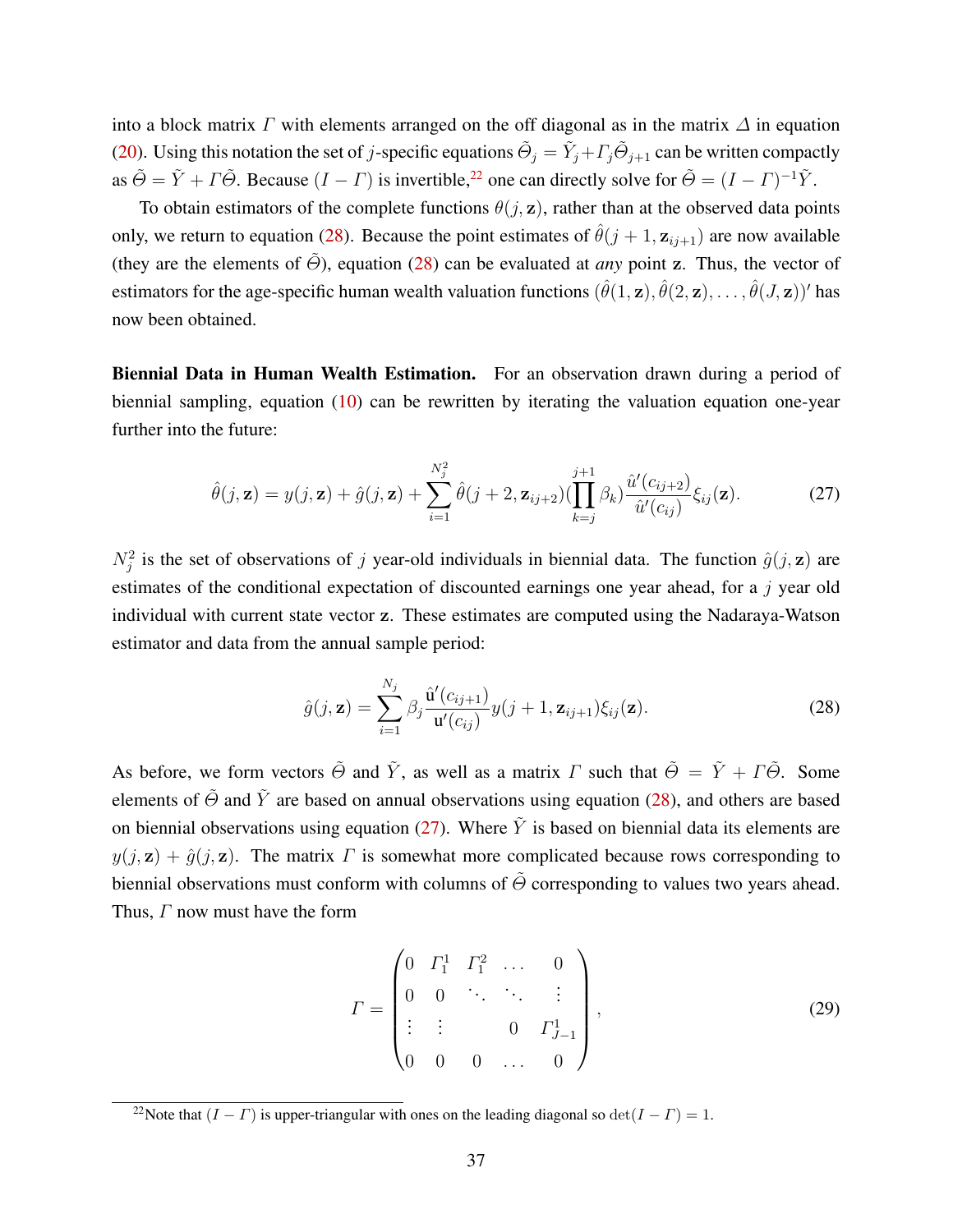into a block matrix $\Gamma$ with elements arranged on the off diagonal as in the matrix $\Delta$ in equation (20). Using this notation the set of $j$-specific equations $\tilde{\Theta}_j = \tilde{Y}_j + \Gamma_j \tilde{\Theta}_{j+1}$ can be written compactly as $\tilde{\Theta} = \tilde{Y} + \Gamma \tilde{\Theta}$. Because $(I - \Gamma)$ is invertible,[22] one can directly solve for $\tilde{\Theta} = (I - \Gamma)^{-1} \tilde{Y}$.

To obtain estimators of the complete functions $\theta(j, \mathbf{z})$, rather than at the observed data points only, we return to equation (28). Because the point estimates of $\hat{\theta}(j+1, \mathbf{z}_{ij+1})$ are now available (they are the elements of $\tilde{\Theta}$), equation (28) can be evaluated at *any* point $\mathbf{z}$. Thus, the vector of estimators for the age-specific human wealth valuation functions $(\hat{\theta}(1, \mathbf{z}), \hat{\theta}(2, \mathbf{z}), \ldots, \hat{\theta}(J, \mathbf{z}))'$ has now been obtained.

**Biennial Data in Human Wealth Estimation.** For an observation drawn during a period of biennial sampling, equation (10) can be rewritten by iterating the valuation equation one-year further into the future:

$$\hat{\theta}(j, \mathbf{z}) = y(j, \mathbf{z}) + \hat{g}(j, \mathbf{z}) + \sum_{i=1}^{N_j^2} \hat{\theta}(j+2, \mathbf{z}_{ij+2}) (\prod_{k=j}^{j+1} \beta_k) \frac{\hat{u}'(c_{ij+2})}{\hat{u}'(c_{ij})} \xi_{ij}(\mathbf{z}). \tag{27}$$

$N_j^2$ is the set of observations of $j$ year-old individuals in biennial data. The function $\hat{g}(j, \mathbf{z})$ are estimates of the conditional expectation of discounted earnings one year ahead, for a $j$ year old individual with current state vector $\mathbf{z}$. These estimates are computed using the Nadaraya-Watson estimator and data from the annual sample period:

$$\hat{g}(j, \mathbf{z}) = \sum_{i=1}^{N_j} \beta_j \frac{\hat{\mathrm{u}}'(c_{ij+1})}{\mathrm{u}'(c_{ij})} y(j+1, \mathbf{z}_{ij+1}) \xi_{ij}(\mathbf{z}). \tag{28}$$

As before, we form vectors $\tilde{\Theta}$ and $\tilde{Y}$, as well as a matrix $\Gamma$ such that $\tilde{\Theta} = \tilde{Y} + \Gamma \tilde{\Theta}$. Some elements of $\tilde{\Theta}$ and $\tilde{Y}$ are based on annual observations using equation (28), and others are based on biennial observations using equation (27). Where $\tilde{Y}$ is based on biennial data its elements are $y(j, \mathbf{z}) + \hat{g}(j, \mathbf{z})$. The matrix $\Gamma$ is somewhat more complicated because rows corresponding to biennial observations must conform with columns of $\tilde{\Theta}$ corresponding to values two years ahead. Thus, $\Gamma$ now must have the form

$$\Gamma = \begin{pmatrix} 0 & \Gamma_1^1 & \Gamma_1^2 & \ldots & 0 \\ 0 & 0 & \ddots & \ddots & \vdots \\ \vdots & \vdots & & 0 & \Gamma_{J-1}^1 \\ 0 & 0 & 0 & \ldots & 0 \end{pmatrix}, \tag{29}$$

[22] Note that $(I - \Gamma)$ is upper-triangular with ones on the leading diagonal so $\det(I - \Gamma) = 1$.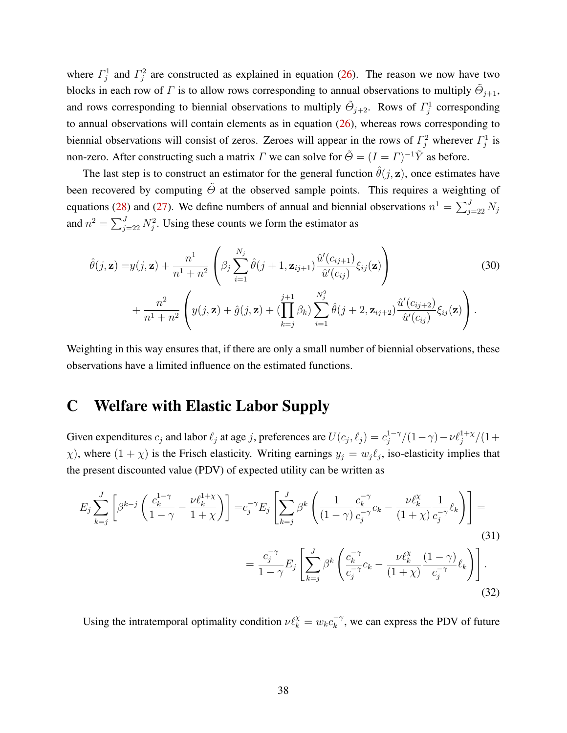where $\Gamma_j^1$ and $\Gamma_j^2$ are constructed as explained in equation (26). The reason we now have two blocks in each row of $\Gamma$ is to allow rows corresponding to annual observations to multiply $\tilde{\Theta}_{j+1}$, and rows corresponding to biennial observations to multiply $\tilde{\Theta}_{j+2}$. Rows of $\Gamma_j^1$ corresponding to annual observations will contain elements as in equation (26), whereas rows corresponding to biennial observations will consist of zeros. Zeroes will appear in the rows of $\Gamma_j^2$ wherever $\Gamma_j^1$ is non-zero. After constructing such a matrix $\Gamma$ we can solve for $\tilde{\Theta} = (I = \Gamma)^{-1}\tilde{Y}$ as before.

The last step is to construct an estimator for the general function $\hat{\theta}(j, \mathbf{z})$, once estimates have been recovered by computing $\tilde{\Theta}$ at the observed sample points. This requires a weighting of equations (28) and (27). We define numbers of annual and biennial observations $n^1 = \sum_{j=22}^{J} N_j$ and $n^2 = \sum_{j=22}^{J} N_j^2$. Using these counts we form the estimator as

$$
\begin{aligned}
\hat{\theta}(j, \mathbf{z}) =& y(j, \mathbf{z}) + \frac{n^1}{n^1 + n^2} \left( \beta_j \sum_{i=1}^{N_j} \hat{\theta}(j+1, \mathbf{z}_{ij+1}) \frac{\hat{u}'(c_{ij+1})}{\hat{u}'(c_{ij})} \xi_{ij}(\mathbf{z}) \right) \\
&+ \frac{n^2}{n^1 + n^2} \left( y(j, \mathbf{z}) + \hat{g}(j, \mathbf{z}) + (\prod_{k=j}^{j+1} \beta_k) \sum_{i=1}^{N_j^2} \hat{\theta}(j+2, \mathbf{z}_{ij+2}) \frac{\hat{u}'(c_{ij+2})}{\hat{u}'(c_{ij})} \xi_{ij}(\mathbf{z}) \right).
\end{aligned}
\tag{30}
$$

Weighting in this way ensures that, if there are only a small number of biennial observations, these observations have a limited influence on the estimated functions.

# C Welfare with Elastic Labor Supply

Given expenditures $c_j$ and labor $\ell_j$ at age $j$, preferences are $U(c_j, \ell_j) = c_j^{1-\gamma}/(1-\gamma) - \nu \ell_j^{1+\chi}/(1+\chi)$, where $(1+\chi)$ is the Frisch elasticity. Writing earnings $y_j = w_j \ell_j$, iso-elasticity implies that the present discounted value (PDV) of expected utility can be written as

$$
E_j \sum_{k=j}^{J} \left[ \beta^{k-j} \left( \frac{c_k^{1-\gamma}}{1-\gamma} - \frac{\nu \ell_k^{1+\chi}}{1+\chi} \right) \right] = c_j^{-\gamma} E_j \left[ \sum_{k=j}^{J} \beta^k \left( \frac{1}{(1-\gamma)} \frac{c_k^{-\gamma}}{c_j^{-\gamma}} c_k - \frac{\nu \ell_k^{\chi}}{(1+\chi)} \frac{1}{c_j^{-\gamma}} \ell_k \right) \right] = \tag{31}
$$

$$
= \frac{c_j^{-\gamma}}{1-\gamma} E_j \left[ \sum_{k=j}^{J} \beta^k \left( \frac{c_k^{-\gamma}}{c_j^{-\gamma}} c_k - \frac{\nu \ell_k^{\chi}}{(1+\chi)} \frac{(1-\gamma)}{c_j^{-\gamma}} \ell_k \right) \right]. \tag{32}
$$

Using the intratemporal optimality condition $\nu \ell_k^{\chi} = w_k c_k^{-\gamma}$, we can express the PDV of future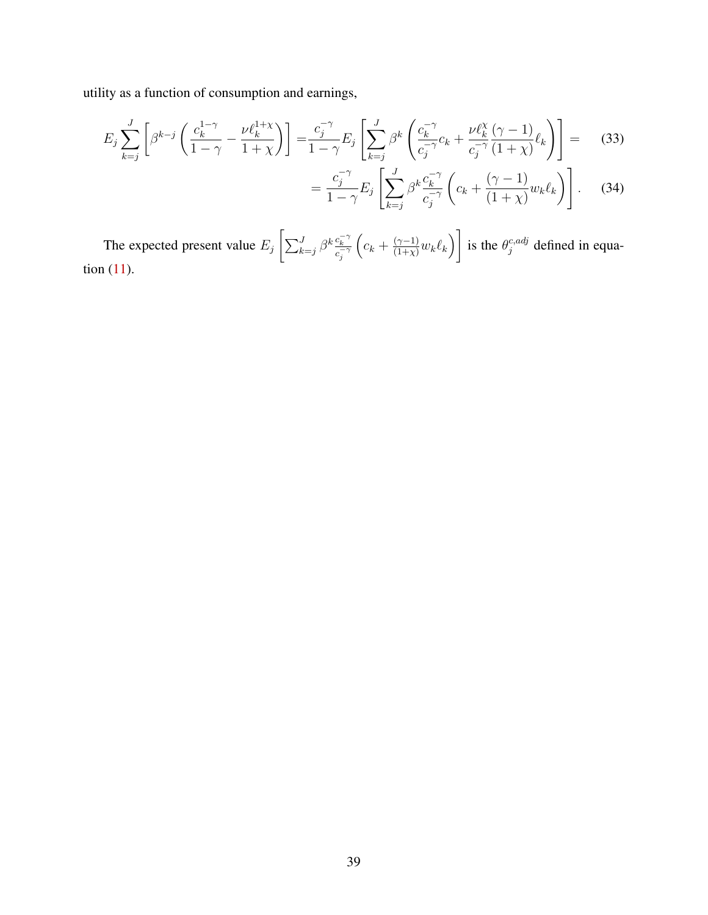utility as a function of consumption and earnings,

$$E_j \sum_{k=j}^{J} \left[ \beta^{k-j} \left( \frac{c_k^{1-\gamma}}{1-\gamma} - \frac{\nu \ell_k^{1+\chi}}{1+\chi} \right) \right] = \frac{c_j^{-\gamma}}{1-\gamma} E_j \left[ \sum_{k=j}^{J} \beta^k \left( \frac{c_k^{-\gamma}}{c_j^{-\gamma}} c_k + \frac{\nu \ell_k^{\chi}}{c_j^{-\gamma}} \frac{(\gamma-1)}{(1+\chi)} \ell_k \right) \right] = \tag{33}$$

$$= \frac{c_j^{-\gamma}}{1-\gamma} E_j \left[ \sum_{k=j}^{J} \beta^k \frac{c_k^{-\gamma}}{c_j^{-\gamma}} \left( c_k + \frac{(\gamma-1)}{(1+\chi)} w_k \ell_k \right) \right]. \tag{34}$$

The expected present value $E_j \left[ \sum_{k=j}^{J} \beta^k \frac{c_k^{-\gamma}}{c_j^{-\gamma}} \left( c_k + \frac{(\gamma-1)}{(1+\chi)} w_k \ell_k \right) \right]$ is the $\theta_j^{c,adj}$ defined in equation (11).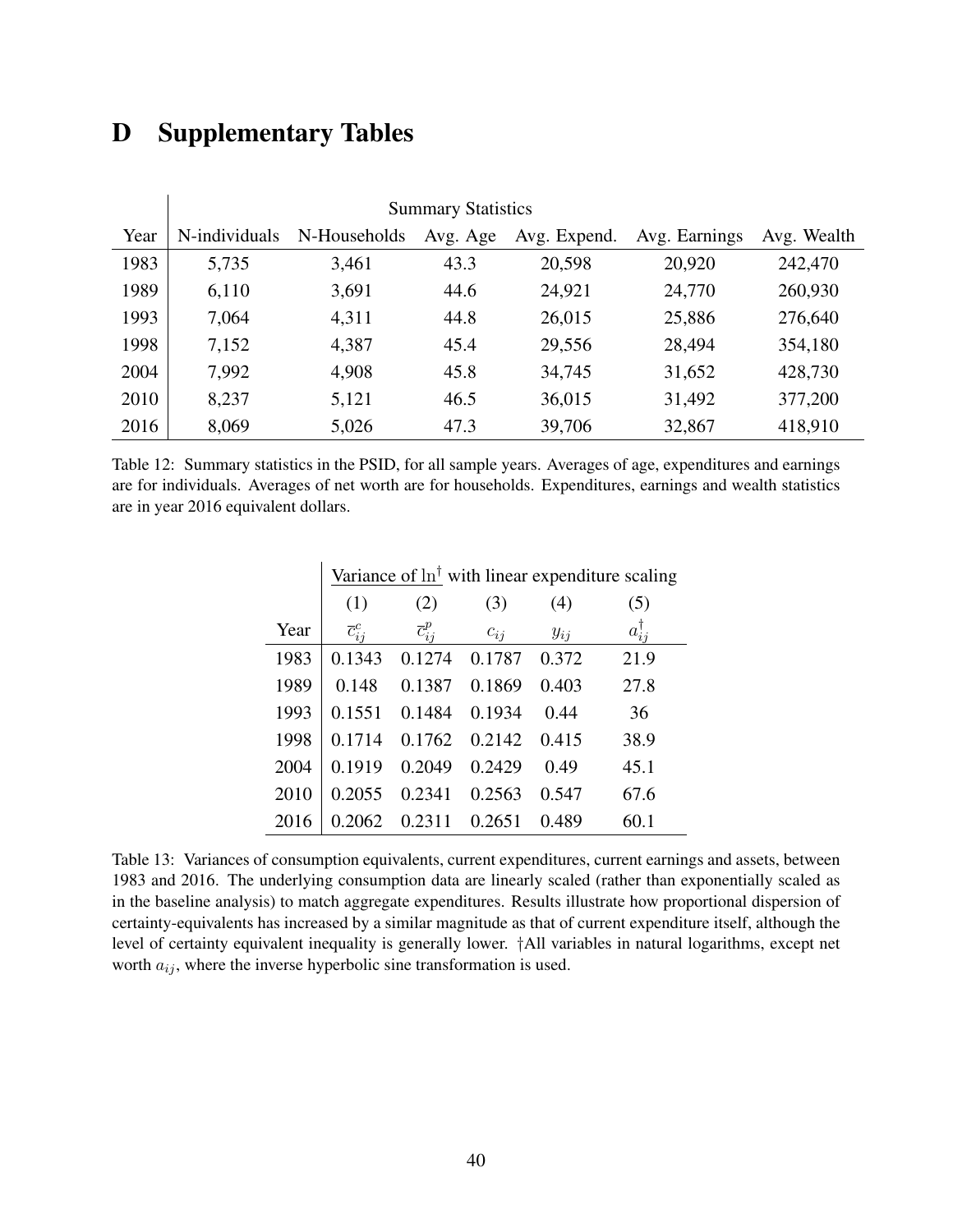# D Supplementary Tables

| Year | Summary Statistics | | | | | |
|---|---|---|---|---|---|---|
| | N-individuals | N-Households | Avg. Age | Avg. Expend. | Avg. Earnings | Avg. Wealth |
| 1983 | 5,735 | 3,461 | 43.3 | 20,598 | 20,920 | 242,470 |
| 1989 | 6,110 | 3,691 | 44.6 | 24,921 | 24,770 | 260,930 |
| 1993 | 7,064 | 4,311 | 44.8 | 26,015 | 25,886 | 276,640 |
| 1998 | 7,152 | 4,387 | 45.4 | 29,556 | 28,494 | 354,180 |
| 2004 | 7,992 | 4,908 | 45.8 | 34,745 | 31,652 | 428,730 |
| 2010 | 8,237 | 5,121 | 46.5 | 36,015 | 31,492 | 377,200 |
| 2016 | 8,069 | 5,026 | 47.3 | 39,706 | 32,867 | 418,910 |

Table 12: Summary statistics in the PSID, for all sample years. Averages of age, expenditures and earnings are for individuals. Averages of net worth are for households. Expenditures, earnings and wealth statistics are in year 2016 equivalent dollars.

| | Variance of $\ln^{\dagger}$ with linear expenditure scaling | | | | |
|---|---|---|---|---|---|
| | (1) | (2) | (3) | (4) | (5) |
| Year | $\overline{c}_{ij}^{c}$ | $\overline{c}_{ij}^{p}$ | $c_{ij}$ | $y_{ij}$ | $a_{ij}^{\dagger}$ |
| 1983 | 0.1343 | 0.1274 | 0.1787 | 0.372 | 21.9 |
| 1989 | 0.148 | 0.1387 | 0.1869 | 0.403 | 27.8 |
| 1993 | 0.1551 | 0.1484 | 0.1934 | 0.44 | 36 |
| 1998 | 0.1714 | 0.1762 | 0.2142 | 0.415 | 38.9 |
| 2004 | 0.1919 | 0.2049 | 0.2429 | 0.49 | 45.1 |
| 2010 | 0.2055 | 0.2341 | 0.2563 | 0.547 | 67.6 |
| 2016 | 0.2062 | 0.2311 | 0.2651 | 0.489 | 60.1 |

Table 13: Variances of consumption equivalents, current expenditures, current earnings and assets, between 1983 and 2016. The underlying consumption data are linearly scaled (rather than exponentially scaled as in the baseline analysis) to match aggregate expenditures. Results illustrate how proportional dispersion of certainty-equivalents has increased by a similar magnitude as that of current expenditure itself, although the level of certainty equivalent inequality is generally lower. †All variables in natural logarithms, except net worth $a_{ij}$, where the inverse hyperbolic sine transformation is used.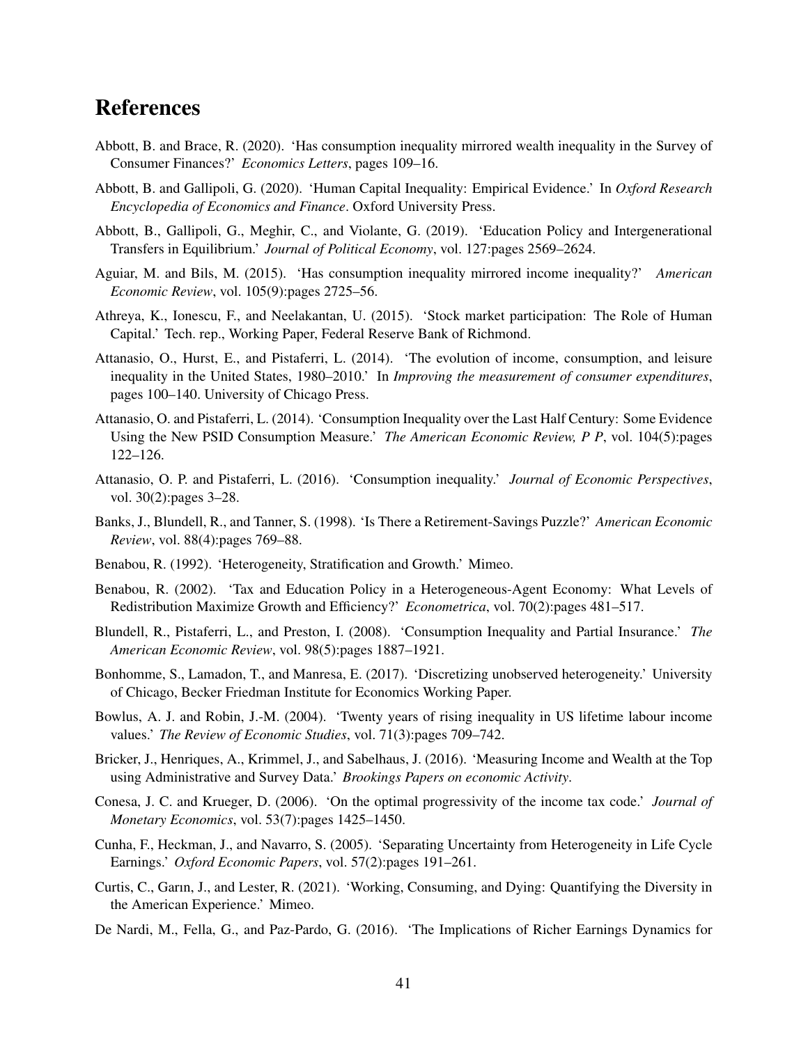# References

Abbott, B. and Brace, R. (2020). 'Has consumption inequality mirrored wealth inequality in the Survey of Consumer Finances?' *Economics Letters*, pages 109–16.

Abbott, B. and Gallipoli, G. (2020). 'Human Capital Inequality: Empirical Evidence.' In *Oxford Research Encyclopedia of Economics and Finance*. Oxford University Press.

Abbott, B., Gallipoli, G., Meghir, C., and Violante, G. (2019). 'Education Policy and Intergenerational Transfers in Equilibrium.' *Journal of Political Economy*, vol. 127:pages 2569–2624.

Aguiar, M. and Bils, M. (2015). 'Has consumption inequality mirrored income inequality?' *American Economic Review*, vol. 105(9):pages 2725–56.

Athreya, K., Ionescu, F., and Neelakantan, U. (2015). 'Stock market participation: The Role of Human Capital.' Tech. rep., Working Paper, Federal Reserve Bank of Richmond.

Attanasio, O., Hurst, E., and Pistaferri, L. (2014). 'The evolution of income, consumption, and leisure inequality in the United States, 1980–2010.' In *Improving the measurement of consumer expenditures*, pages 100–140. University of Chicago Press.

Attanasio, O. and Pistaferri, L. (2014). 'Consumption Inequality over the Last Half Century: Some Evidence Using the New PSID Consumption Measure.' *The American Economic Review, P P*, vol. 104(5):pages 122–126.

Attanasio, O. P. and Pistaferri, L. (2016). 'Consumption inequality.' *Journal of Economic Perspectives*, vol. 30(2):pages 3–28.

Banks, J., Blundell, R., and Tanner, S. (1998). 'Is There a Retirement-Savings Puzzle?' *American Economic Review*, vol. 88(4):pages 769–88.

Benabou, R. (1992). 'Heterogeneity, Stratification and Growth.' Mimeo.

Benabou, R. (2002). 'Tax and Education Policy in a Heterogeneous-Agent Economy: What Levels of Redistribution Maximize Growth and Efficiency?' *Econometrica*, vol. 70(2):pages 481–517.

Blundell, R., Pistaferri, L., and Preston, I. (2008). 'Consumption Inequality and Partial Insurance.' *The American Economic Review*, vol. 98(5):pages 1887–1921.

Bonhomme, S., Lamadon, T., and Manresa, E. (2017). 'Discretizing unobserved heterogeneity.' University of Chicago, Becker Friedman Institute for Economics Working Paper.

Bowlus, A. J. and Robin, J.-M. (2004). 'Twenty years of rising inequality in US lifetime labour income values.' *The Review of Economic Studies*, vol. 71(3):pages 709–742.

Bricker, J., Henriques, A., Krimmel, J., and Sabelhaus, J. (2016). 'Measuring Income and Wealth at the Top using Administrative and Survey Data.' *Brookings Papers on economic Activity*.

Conesa, J. C. and Krueger, D. (2006). 'On the optimal progressivity of the income tax code.' *Journal of Monetary Economics*, vol. 53(7):pages 1425–1450.

Cunha, F., Heckman, J., and Navarro, S. (2005). 'Separating Uncertainty from Heterogeneity in Life Cycle Earnings.' *Oxford Economic Papers*, vol. 57(2):pages 191–261.

Curtis, C., Garın, J., and Lester, R. (2021). 'Working, Consuming, and Dying: Quantifying the Diversity in the American Experience.' Mimeo.

De Nardi, M., Fella, G., and Paz-Pardo, G. (2016). 'The Implications of Richer Earnings Dynamics for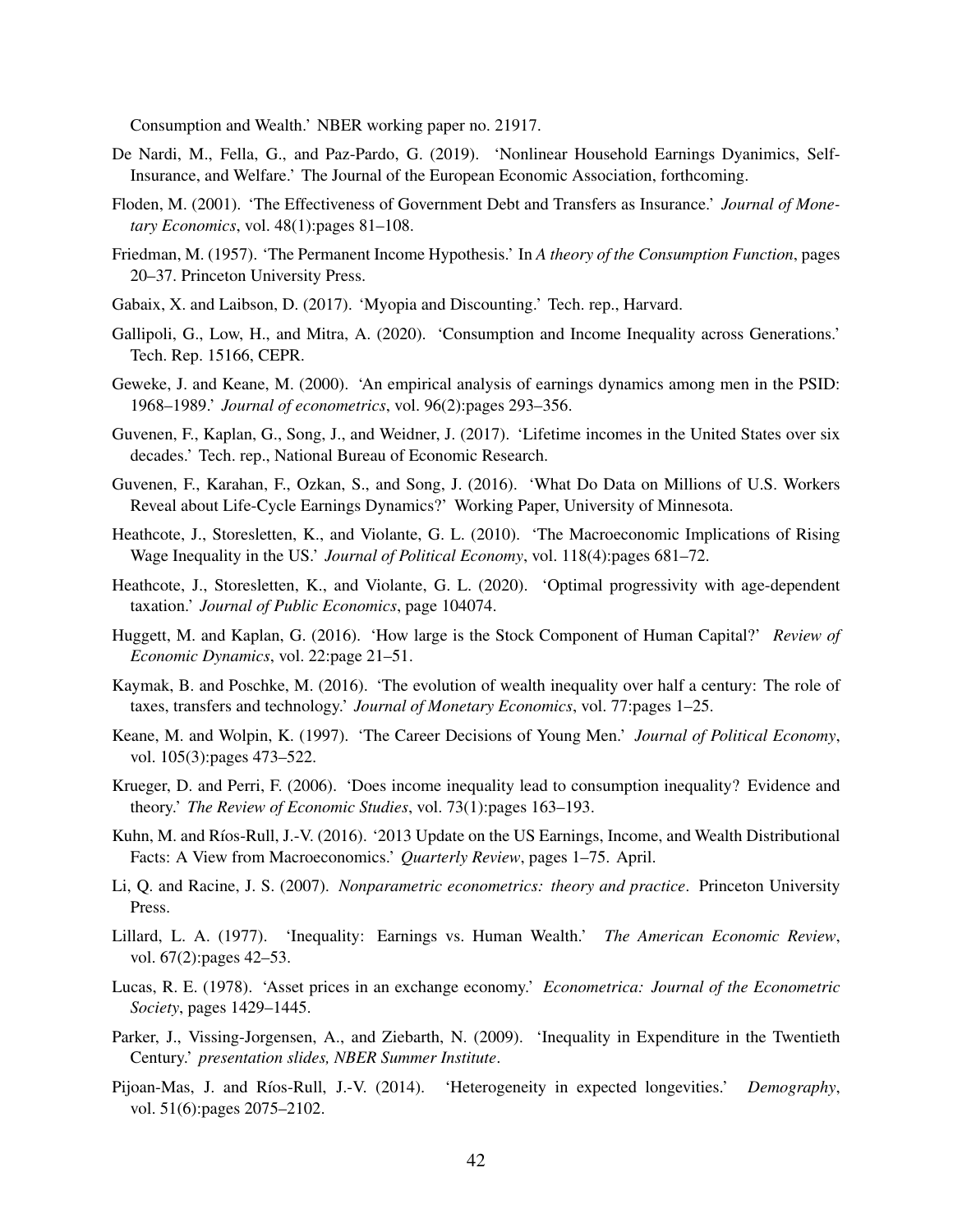Consumption and Wealth.' NBER working paper no. 21917.

De Nardi, M., Fella, G., and Paz-Pardo, G. (2019). 'Nonlinear Household Earnings Dyanimics, Self-Insurance, and Welfare.' The Journal of the European Economic Association, forthcoming.

Floden, M. (2001). 'The Effectiveness of Government Debt and Transfers as Insurance.' *Journal of Monetary Economics*, vol. 48(1):pages 81–108.

Friedman, M. (1957). 'The Permanent Income Hypothesis.' In *A theory of the Consumption Function*, pages 20–37. Princeton University Press.

Gabaix, X. and Laibson, D. (2017). 'Myopia and Discounting.' Tech. rep., Harvard.

Gallipoli, G., Low, H., and Mitra, A. (2020). 'Consumption and Income Inequality across Generations.' Tech. Rep. 15166, CEPR.

Geweke, J. and Keane, M. (2000). 'An empirical analysis of earnings dynamics among men in the PSID: 1968–1989.' *Journal of econometrics*, vol. 96(2):pages 293–356.

Guvenen, F., Kaplan, G., Song, J., and Weidner, J. (2017). 'Lifetime incomes in the United States over six decades.' Tech. rep., National Bureau of Economic Research.

Guvenen, F., Karahan, F., Ozkan, S., and Song, J. (2016). 'What Do Data on Millions of U.S. Workers Reveal about Life-Cycle Earnings Dynamics?' Working Paper, University of Minnesota.

Heathcote, J., Storesletten, K., and Violante, G. L. (2010). 'The Macroeconomic Implications of Rising Wage Inequality in the US.' *Journal of Political Economy*, vol. 118(4):pages 681–72.

Heathcote, J., Storesletten, K., and Violante, G. L. (2020). 'Optimal progressivity with age-dependent taxation.' *Journal of Public Economics*, page 104074.

Huggett, M. and Kaplan, G. (2016). 'How large is the Stock Component of Human Capital?' *Review of Economic Dynamics*, vol. 22:page 21–51.

Kaymak, B. and Poschke, M. (2016). 'The evolution of wealth inequality over half a century: The role of taxes, transfers and technology.' *Journal of Monetary Economics*, vol. 77:pages 1–25.

Keane, M. and Wolpin, K. (1997). 'The Career Decisions of Young Men.' *Journal of Political Economy*, vol. 105(3):pages 473–522.

Krueger, D. and Perri, F. (2006). 'Does income inequality lead to consumption inequality? Evidence and theory.' *The Review of Economic Studies*, vol. 73(1):pages 163–193.

Kuhn, M. and Ríos-Rull, J.-V. (2016). '2013 Update on the US Earnings, Income, and Wealth Distributional Facts: A View from Macroeconomics.' *Quarterly Review*, pages 1–75. April.

Li, Q. and Racine, J. S. (2007). *Nonparametric econometrics: theory and practice*. Princeton University Press.

Lillard, L. A. (1977). 'Inequality: Earnings vs. Human Wealth.' *The American Economic Review*, vol. 67(2):pages 42–53.

Lucas, R. E. (1978). 'Asset prices in an exchange economy.' *Econometrica: Journal of the Econometric Society*, pages 1429–1445.

Parker, J., Vissing-Jorgensen, A., and Ziebarth, N. (2009). 'Inequality in Expenditure in the Twentieth Century.' *presentation slides, NBER Summer Institute*.

Pijoan-Mas, J. and Ríos-Rull, J.-V. (2014). 'Heterogeneity in expected longevities.' *Demography*, vol. 51(6):pages 2075–2102.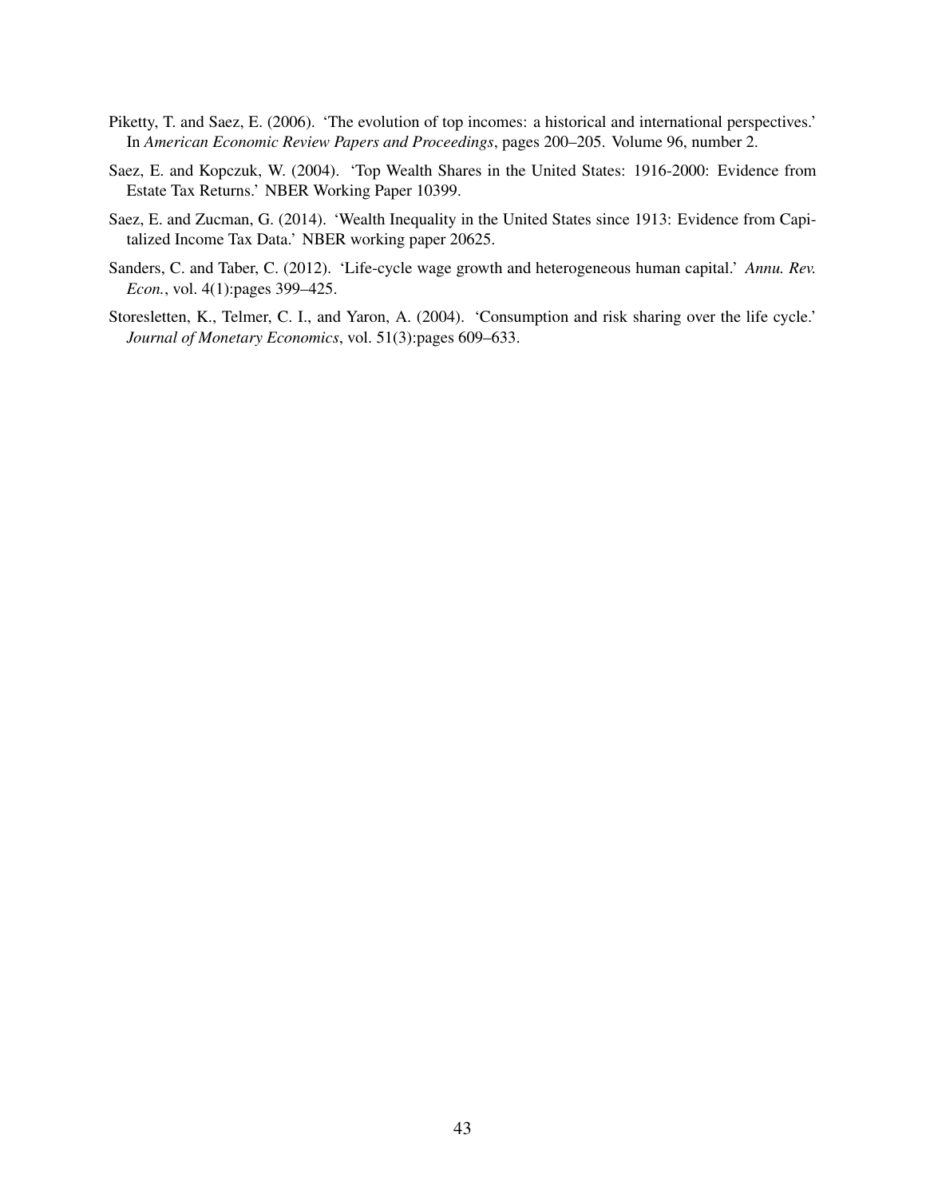Piketty, T. and Saez, E. (2006). 'The evolution of top incomes: a historical and international perspectives.' In *American Economic Review Papers and Proceedings*, pages 200–205. Volume 96, number 2.

Saez, E. and Kopczuk, W. (2004). 'Top Wealth Shares in the United States: 1916-2000: Evidence from Estate Tax Returns.' NBER Working Paper 10399.

Saez, E. and Zucman, G. (2014). 'Wealth Inequality in the United States since 1913: Evidence from Capitalized Income Tax Data.' NBER working paper 20625.

Sanders, C. and Taber, C. (2012). 'Life-cycle wage growth and heterogeneous human capital.' *Annu. Rev. Econ.*, vol. 4(1):pages 399–425.

Storesletten, K., Telmer, C. I., and Yaron, A. (2004). 'Consumption and risk sharing over the life cycle.' *Journal of Monetary Economics*, vol. 51(3):pages 609–633.